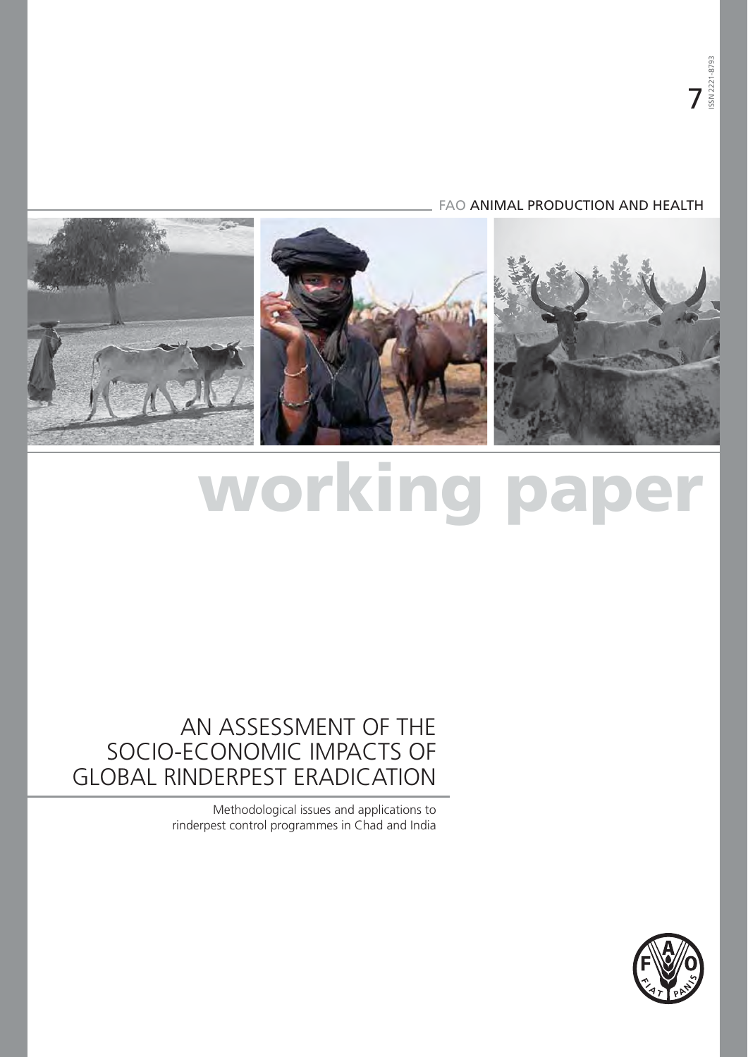7

ISSN 2221-8793

FAO ANIMAL PRODUCTION AND HEALTH

# working paper

## AN ASSESSMENT OF THE SOCIO-ECONOMIC IMPACTS OF GLOBAL RINDERPEST ERADICATION

Methodological issues and applications to rinderpest control programmes in Chad and India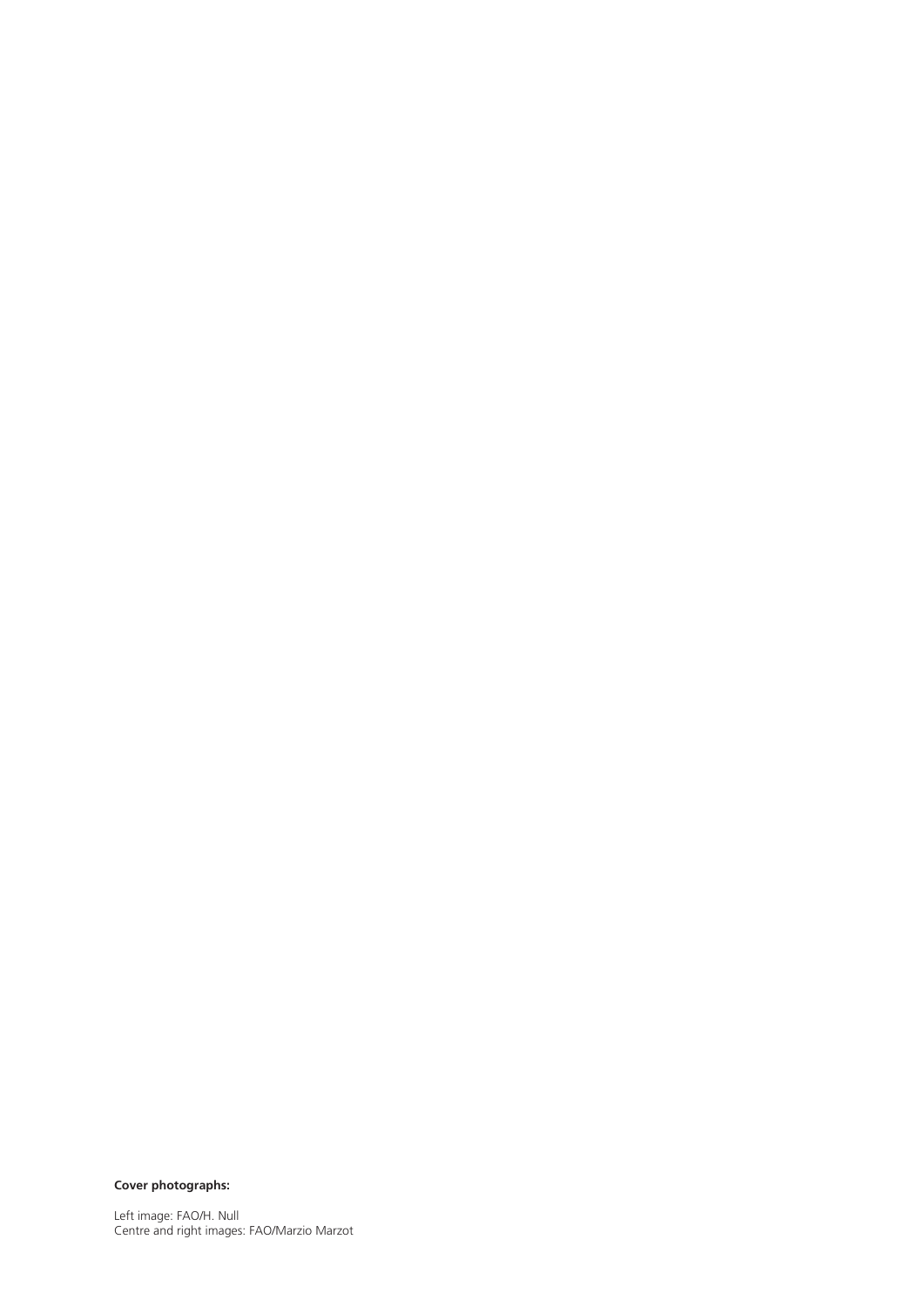**Cover photographs:**

Left image: FAO/H. Null
Centre and right images: FAO/Marzio Marzot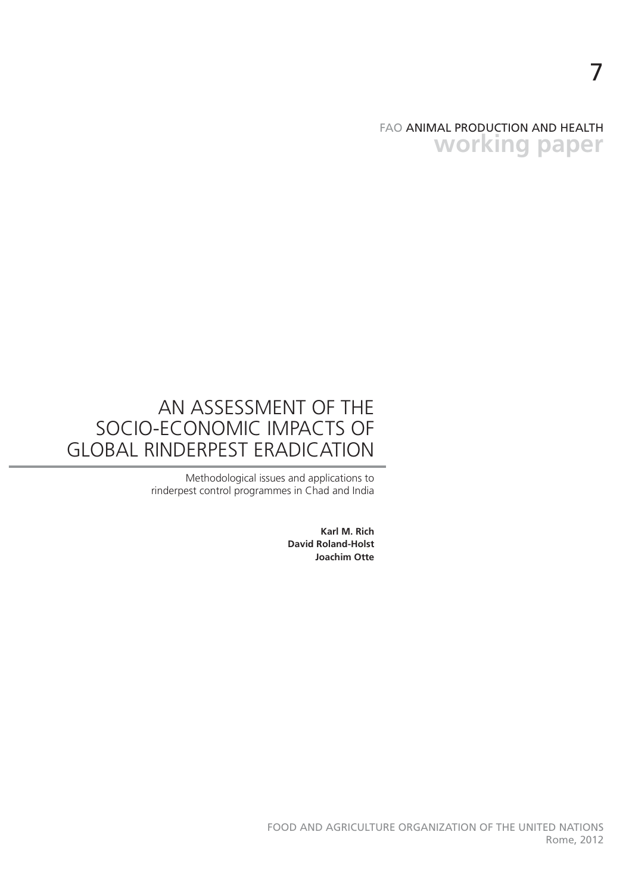7

FAO ANIMAL PRODUCTION AND HEALTH
**working paper**

# AN ASSESSMENT OF THE SOCIO-ECONOMIC IMPACTS OF GLOBAL RINDERPEST ERADICATION

Methodological issues and applications to rinderpest control programmes in Chad and India

**Karl M. Rich**
**David Roland-Holst**
**Joachim Otte**

FOOD AND AGRICULTURE ORGANIZATION OF THE UNITED NATIONS
Rome, 2012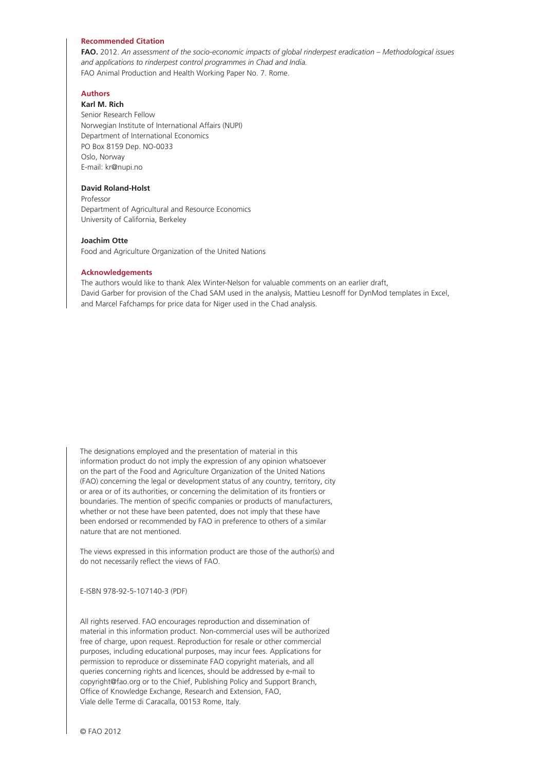### Recommended Citation

**FAO.** 2012. *An assessment of the socio-economic impacts of global rinderpest eradication – Methodological issues and applications to rinderpest control programmes in Chad and India.*
FAO Animal Production and Health Working Paper No. 7. Rome.

### Authors

**Karl M. Rich**
Senior Research Fellow
Norwegian Institute of International Affairs (NUPI)
Department of International Economics
PO Box 8159 Dep. NO-0033
Oslo, Norway
E-mail: kr@nupi.no

**David Roland-Holst**
Professor
Department of Agricultural and Resource Economics
University of California, Berkeley

**Joachim Otte**
Food and Agriculture Organization of the United Nations

### Acknowledgements

The authors would like to thank Alex Winter-Nelson for valuable comments on an earlier draft, David Garber for provision of the Chad SAM used in the analysis, Mattieu Lesnoff for DynMod templates in Excel, and Marcel Fafchamps for price data for Niger used in the Chad analysis.

The designations employed and the presentation of material in this information product do not imply the expression of any opinion whatsoever on the part of the Food and Agriculture Organization of the United Nations (FAO) concerning the legal or development status of any country, territory, city or area or of its authorities, or concerning the delimitation of its frontiers or boundaries. The mention of specific companies or products of manufacturers, whether or not these have been patented, does not imply that these have been endorsed or recommended by FAO in preference to others of a similar nature that are not mentioned.

The views expressed in this information product are those of the author(s) and do not necessarily reflect the views of FAO.

E-ISBN 978-92-5-107140-3 (PDF)

All rights reserved. FAO encourages reproduction and dissemination of material in this information product. Non-commercial uses will be authorized free of charge, upon request. Reproduction for resale or other commercial purposes, including educational purposes, may incur fees. Applications for permission to reproduce or disseminate FAO copyright materials, and all queries concerning rights and licences, should be addressed by e-mail to copyright@fao.org or to the Chief, Publishing Policy and Support Branch, Office of Knowledge Exchange, Research and Extension, FAO, Viale delle Terme di Caracalla, 00153 Rome, Italy.

© FAO 2012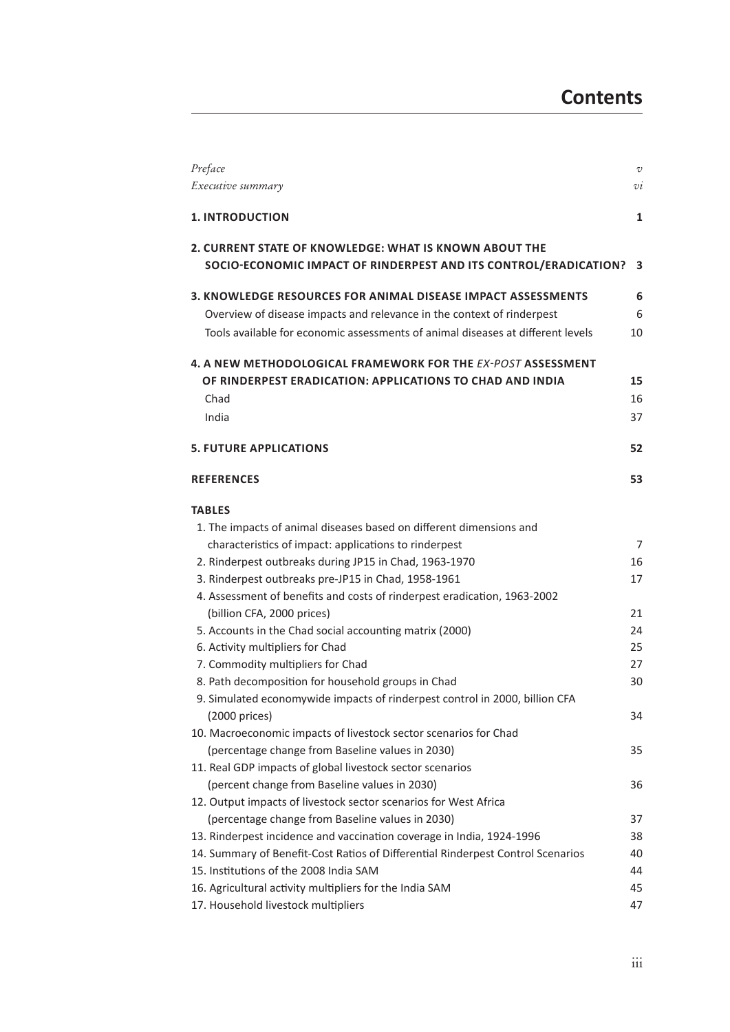# Contents

| | |
|---|---|
| *Preface* | *v* |
| *Executive summary* | *vi* |
| **1. INTRODUCTION** | **1** |
| **2. CURRENT STATE OF KNOWLEDGE: WHAT IS KNOWN ABOUT THE SOCIO-ECONOMIC IMPACT OF RINDERPEST AND ITS CONTROL/ERADICATION?** | **3** |
| **3. KNOWLEDGE RESOURCES FOR ANIMAL DISEASE IMPACT ASSESSMENTS** | **6** |
| Overview of disease impacts and relevance in the context of rinderpest | 6 |
| Tools available for economic assessments of animal diseases at different levels | 10 |
| **4. A NEW METHODOLOGICAL FRAMEWORK FOR THE *EX-POST* ASSESSMENT OF RINDERPEST ERADICATION: APPLICATIONS TO CHAD AND INDIA** | **15** |
| Chad | 16 |
| India | 37 |
| **5. FUTURE APPLICATIONS** | **52** |
| **REFERENCES** | **53** |

**TABLES**

| | |
|---|---|
| 1. The impacts of animal diseases based on different dimensions and characteristics of impact: applications to rinderpest | 7 |
| 2. Rinderpest outbreaks during JP15 in Chad, 1963-1970 | 16 |
| 3. Rinderpest outbreaks pre-JP15 in Chad, 1958-1961 | 17 |
| 4. Assessment of benefits and costs of rinderpest eradication, 1963-2002 (billion CFA, 2000 prices) | 21 |
| 5. Accounts in the Chad social accounting matrix (2000) | 24 |
| 6. Activity multipliers for Chad | 25 |
| 7. Commodity multipliers for Chad | 27 |
| 8. Path decomposition for household groups in Chad | 30 |
| 9. Simulated economywide impacts of rinderpest control in 2000, billion CFA (2000 prices) | 34 |
| 10. Macroeconomic impacts of livestock sector scenarios for Chad (percentage change from Baseline values in 2030) | 35 |
| 11. Real GDP impacts of global livestock sector scenarios (percent change from Baseline values in 2030) | 36 |
| 12. Output impacts of livestock sector scenarios for West Africa (percentage change from Baseline values in 2030) | 37 |
| 13. Rinderpest incidence and vaccination coverage in India, 1924-1996 | 38 |
| 14. Summary of Benefit-Cost Ratios of Differential Rinderpest Control Scenarios | 40 |
| 15. Institutions of the 2008 India SAM | 44 |
| 16. Agricultural activity multipliers for the India SAM | 45 |
| 17. Household livestock multipliers | 47 |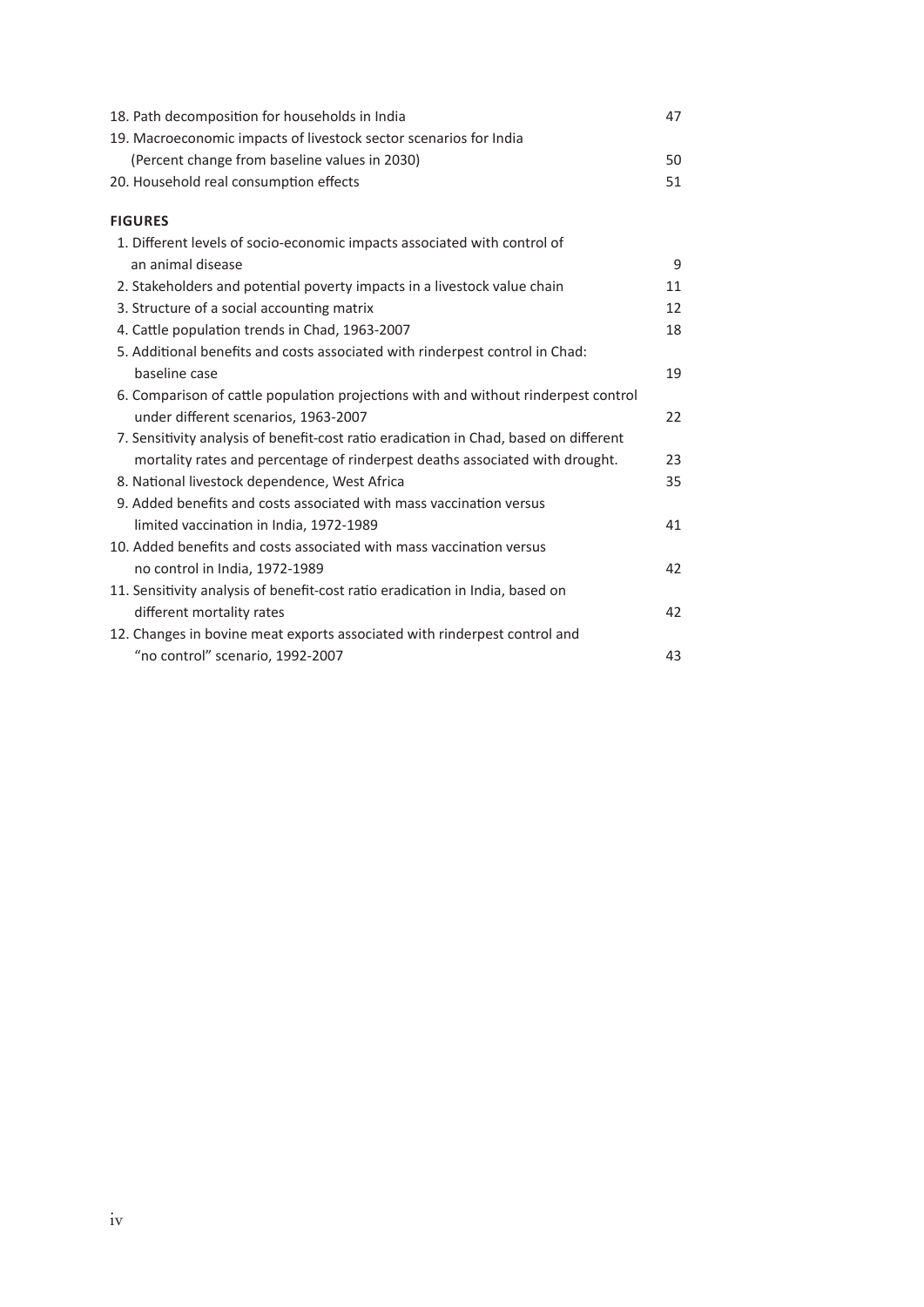18. Path decomposition for households in India 47
19. Macroeconomic impacts of livestock sector scenarios for India (Percent change from baseline values in 2030) 50
20. Household real consumption effects 51

**FIGURES**

1. Different levels of socio-economic impacts associated with control of an animal disease 9
2. Stakeholders and potential poverty impacts in a livestock value chain 11
3. Structure of a social accounting matrix 12
4. Cattle population trends in Chad, 1963-2007 18
5. Additional benefits and costs associated with rinderpest control in Chad: baseline case 19
6. Comparison of cattle population projections with and without rinderpest control under different scenarios, 1963-2007 22
7. Sensitivity analysis of benefit-cost ratio eradication in Chad, based on different mortality rates and percentage of rinderpest deaths associated with drought. 23
8. National livestock dependence, West Africa 35
9. Added benefits and costs associated with mass vaccination versus limited vaccination in India, 1972-1989 41
10. Added benefits and costs associated with mass vaccination versus no control in India, 1972-1989 42
11. Sensitivity analysis of benefit-cost ratio eradication in India, based on different mortality rates 42
12. Changes in bovine meat exports associated with rinderpest control and "no control" scenario, 1992-2007 43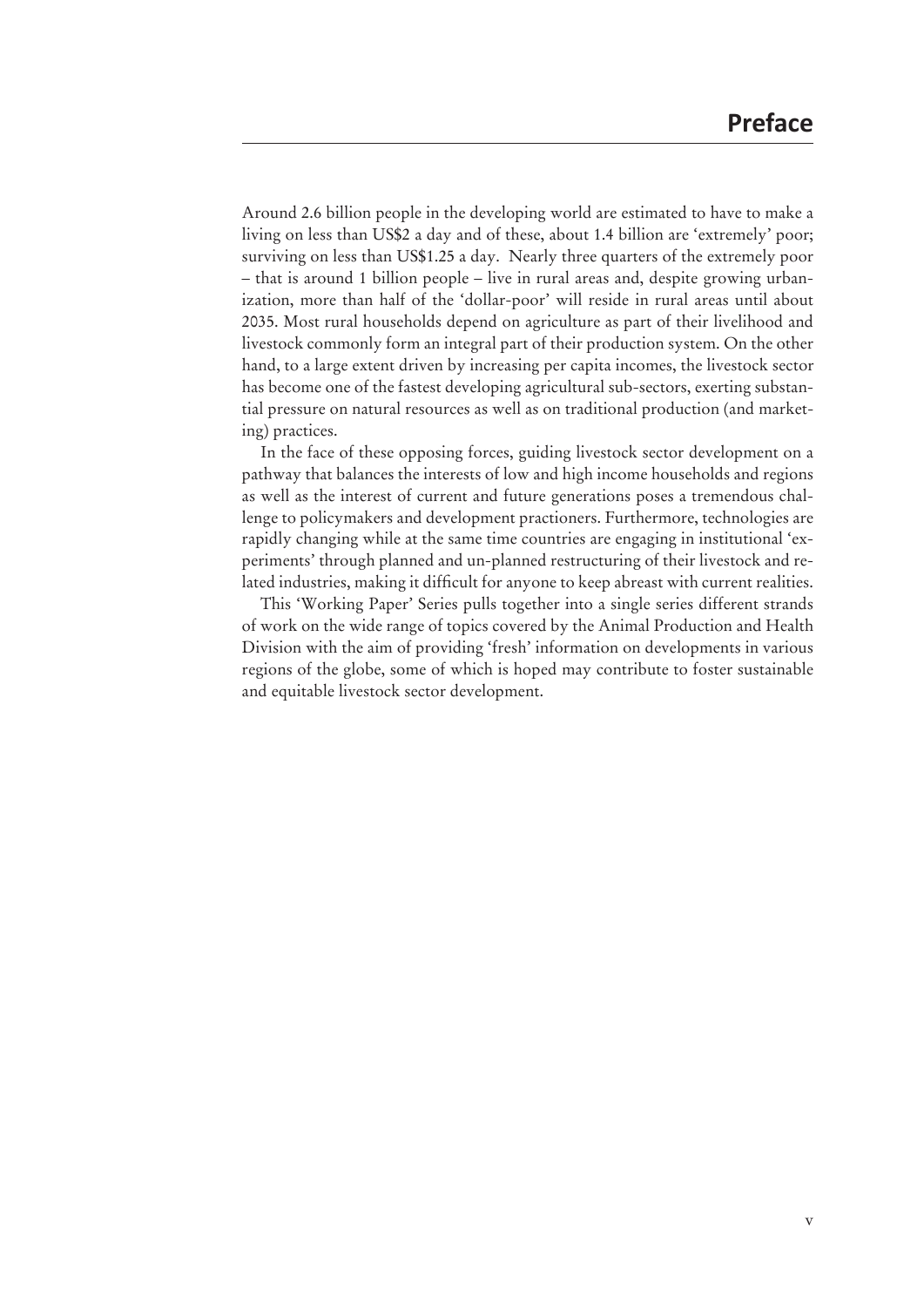# Preface

Around 2.6 billion people in the developing world are estimated to have to make a living on less than US$2 a day and of these, about 1.4 billion are 'extremely' poor; surviving on less than US$1.25 a day. Nearly three quarters of the extremely poor – that is around 1 billion people – live in rural areas and, despite growing urbanization, more than half of the 'dollar-poor' will reside in rural areas until about 2035. Most rural households depend on agriculture as part of their livelihood and livestock commonly form an integral part of their production system. On the other hand, to a large extent driven by increasing per capita incomes, the livestock sector has become one of the fastest developing agricultural sub-sectors, exerting substantial pressure on natural resources as well as on traditional production (and marketing) practices.

In the face of these opposing forces, guiding livestock sector development on a pathway that balances the interests of low and high income households and regions as well as the interest of current and future generations poses a tremendous challenge to policymakers and development practioners. Furthermore, technologies are rapidly changing while at the same time countries are engaging in institutional 'experiments' through planned and un-planned restructuring of their livestock and related industries, making it difficult for anyone to keep abreast with current realities.

This 'Working Paper' Series pulls together into a single series different strands of work on the wide range of topics covered by the Animal Production and Health Division with the aim of providing 'fresh' information on developments in various regions of the globe, some of which is hoped may contribute to foster sustainable and equitable livestock sector development.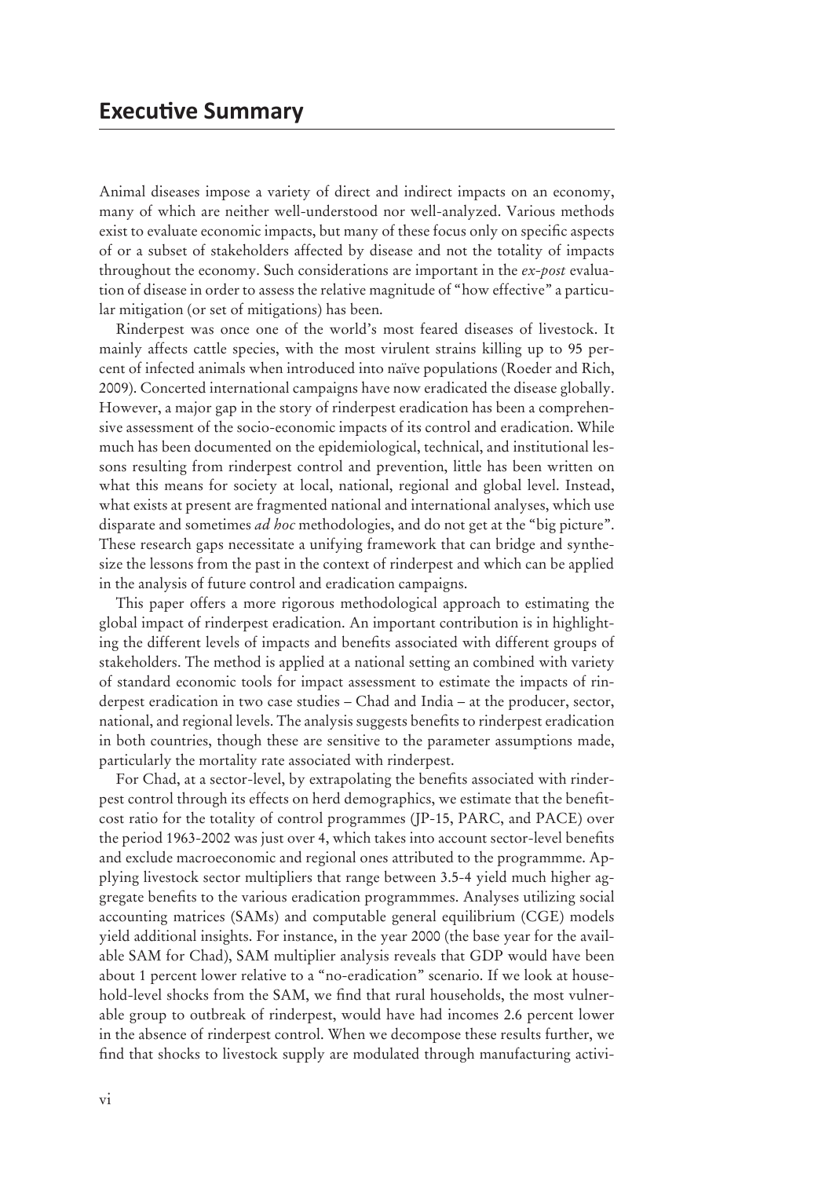## Executive Summary

Animal diseases impose a variety of direct and indirect impacts on an economy, many of which are neither well-understood nor well-analyzed. Various methods exist to evaluate economic impacts, but many of these focus only on specific aspects of or a subset of stakeholders affected by disease and not the totality of impacts throughout the economy. Such considerations are important in the *ex-post* evaluation of disease in order to assess the relative magnitude of "how effective" a particular mitigation (or set of mitigations) has been.

Rinderpest was once one of the world's most feared diseases of livestock. It mainly affects cattle species, with the most virulent strains killing up to 95 percent of infected animals when introduced into naïve populations (Roeder and Rich, 2009). Concerted international campaigns have now eradicated the disease globally. However, a major gap in the story of rinderpest eradication has been a comprehensive assessment of the socio-economic impacts of its control and eradication. While much has been documented on the epidemiological, technical, and institutional lessons resulting from rinderpest control and prevention, little has been written on what this means for society at local, national, regional and global level. Instead, what exists at present are fragmented national and international analyses, which use disparate and sometimes *ad hoc* methodologies, and do not get at the "big picture". These research gaps necessitate a unifying framework that can bridge and synthesize the lessons from the past in the context of rinderpest and which can be applied in the analysis of future control and eradication campaigns.

This paper offers a more rigorous methodological approach to estimating the global impact of rinderpest eradication. An important contribution is in highlighting the different levels of impacts and benefits associated with different groups of stakeholders. The method is applied at a national setting an combined with variety of standard economic tools for impact assessment to estimate the impacts of rinderpest eradication in two case studies – Chad and India – at the producer, sector, national, and regional levels. The analysis suggests benefits to rinderpest eradication in both countries, though these are sensitive to the parameter assumptions made, particularly the mortality rate associated with rinderpest.

For Chad, at a sector-level, by extrapolating the benefits associated with rinderpest control through its effects on herd demographics, we estimate that the benefit-cost ratio for the totality of control programmes (JP-15, PARC, and PACE) over the period 1963-2002 was just over 4, which takes into account sector-level benefits and exclude macroeconomic and regional ones attributed to the programmme. Applying livestock sector multipliers that range between 3.5-4 yield much higher aggregate benefits to the various eradication programmmes. Analyses utilizing social accounting matrices (SAMs) and computable general equilibrium (CGE) models yield additional insights. For instance, in the year 2000 (the base year for the available SAM for Chad), SAM multiplier analysis reveals that GDP would have been about 1 percent lower relative to a "no-eradication" scenario. If we look at household-level shocks from the SAM, we find that rural households, the most vulnerable group to outbreak of rinderpest, would have had incomes 2.6 percent lower in the absence of rinderpest control. When we decompose these results further, we find that shocks to livestock supply are modulated through manufacturing activi-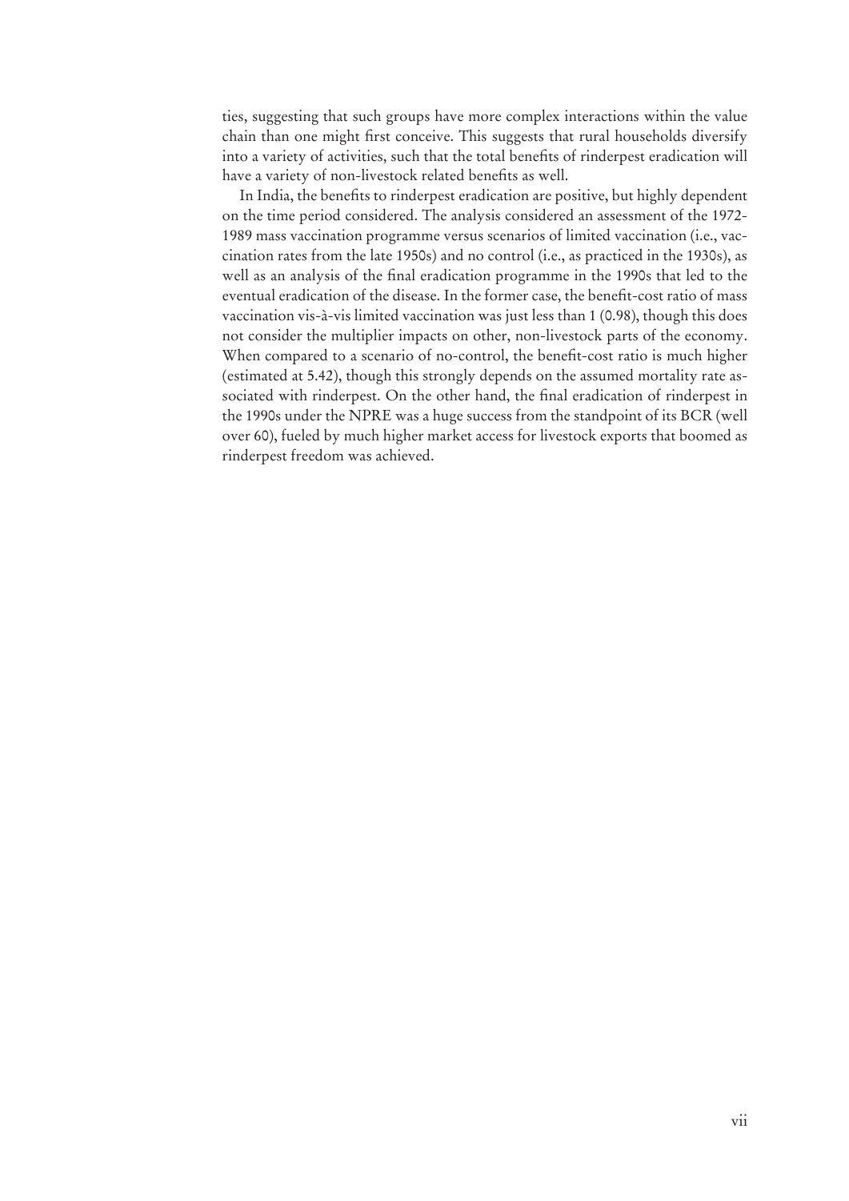ties, suggesting that such groups have more complex interactions within the value chain than one might first conceive. This suggests that rural households diversify into a variety of activities, such that the total benefits of rinderpest eradication will have a variety of non-livestock related benefits as well.

In India, the benefits to rinderpest eradication are positive, but highly dependent on the time period considered. The analysis considered an assessment of the 1972-1989 mass vaccination programme versus scenarios of limited vaccination (i.e., vaccination rates from the late 1950s) and no control (i.e., as practiced in the 1930s), as well as an analysis of the final eradication programme in the 1990s that led to the eventual eradication of the disease. In the former case, the benefit-cost ratio of mass vaccination vis-à-vis limited vaccination was just less than 1 (0.98), though this does not consider the multiplier impacts on other, non-livestock parts of the economy. When compared to a scenario of no-control, the benefit-cost ratio is much higher (estimated at 5.42), though this strongly depends on the assumed mortality rate associated with rinderpest. On the other hand, the final eradication of rinderpest in the 1990s under the NPRE was a huge success from the standpoint of its BCR (well over 60), fueled by much higher market access for livestock exports that boomed as rinderpest freedom was achieved.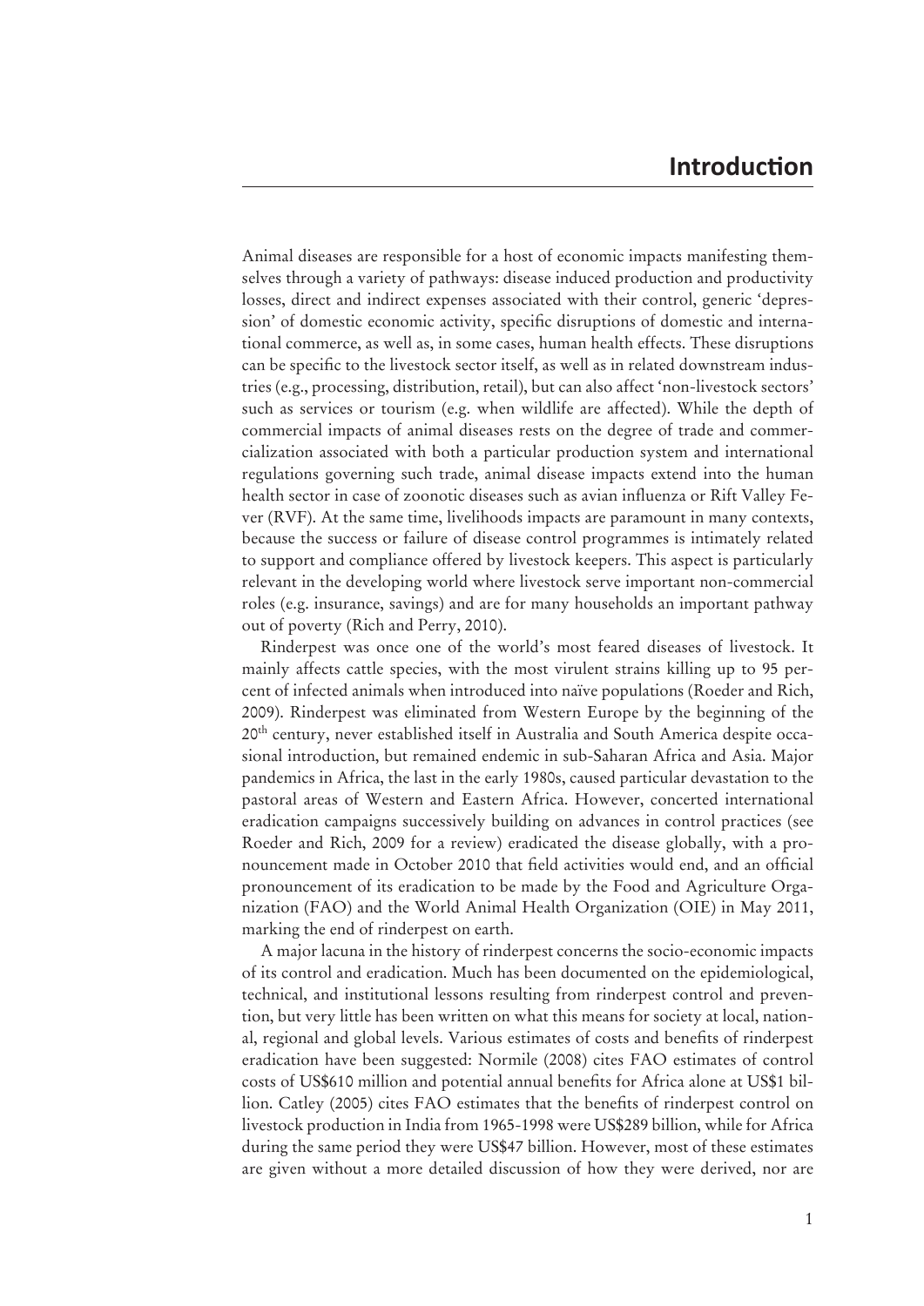# Introduction

Animal diseases are responsible for a host of economic impacts manifesting themselves through a variety of pathways: disease induced production and productivity losses, direct and indirect expenses associated with their control, generic 'depression' of domestic economic activity, specific disruptions of domestic and international commerce, as well as, in some cases, human health effects. These disruptions can be specific to the livestock sector itself, as well as in related downstream industries (e.g., processing, distribution, retail), but can also affect 'non-livestock sectors' such as services or tourism (e.g. when wildlife are affected). While the depth of commercial impacts of animal diseases rests on the degree of trade and commercialization associated with both a particular production system and international regulations governing such trade, animal disease impacts extend into the human health sector in case of zoonotic diseases such as avian influenza or Rift Valley Fever (RVF). At the same time, livelihoods impacts are paramount in many contexts, because the success or failure of disease control programmes is intimately related to support and compliance offered by livestock keepers. This aspect is particularly relevant in the developing world where livestock serve important non-commercial roles (e.g. insurance, savings) and are for many households an important pathway out of poverty (Rich and Perry, 2010).

Rinderpest was once one of the world's most feared diseases of livestock. It mainly affects cattle species, with the most virulent strains killing up to 95 percent of infected animals when introduced into naïve populations (Roeder and Rich, 2009). Rinderpest was eliminated from Western Europe by the beginning of the 20th century, never established itself in Australia and South America despite occasional introduction, but remained endemic in sub-Saharan Africa and Asia. Major pandemics in Africa, the last in the early 1980s, caused particular devastation to the pastoral areas of Western and Eastern Africa. However, concerted international eradication campaigns successively building on advances in control practices (see Roeder and Rich, 2009 for a review) eradicated the disease globally, with a pronouncement made in October 2010 that field activities would end, and an official pronouncement of its eradication to be made by the Food and Agriculture Organization (FAO) and the World Animal Health Organization (OIE) in May 2011, marking the end of rinderpest on earth.

A major lacuna in the history of rinderpest concerns the socio-economic impacts of its control and eradication. Much has been documented on the epidemiological, technical, and institutional lessons resulting from rinderpest control and prevention, but very little has been written on what this means for society at local, national, regional and global levels. Various estimates of costs and benefits of rinderpest eradication have been suggested: Normile (2008) cites FAO estimates of control costs of US$610 million and potential annual benefits for Africa alone at US$1 billion. Catley (2005) cites FAO estimates that the benefits of rinderpest control on livestock production in India from 1965-1998 were US$289 billion, while for Africa during the same period they were US$47 billion. However, most of these estimates are given without a more detailed discussion of how they were derived, nor are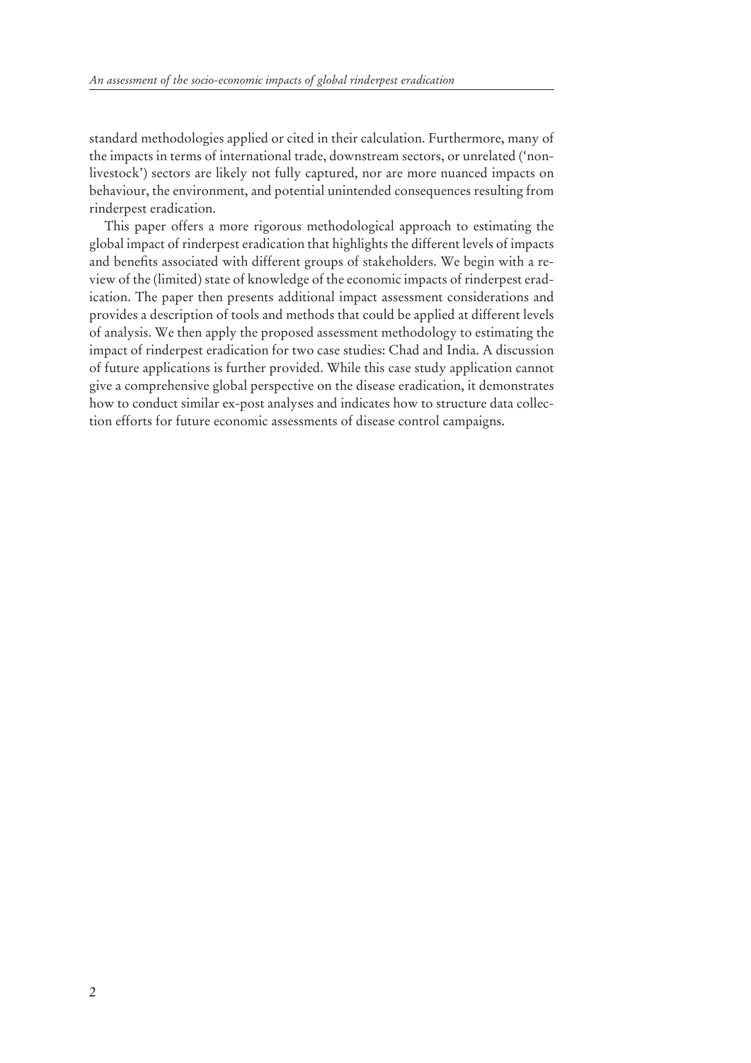standard methodologies applied or cited in their calculation. Furthermore, many of the impacts in terms of international trade, downstream sectors, or unrelated ('non-livestock') sectors are likely not fully captured, nor are more nuanced impacts on behaviour, the environment, and potential unintended consequences resulting from rinderpest eradication.

This paper offers a more rigorous methodological approach to estimating the global impact of rinderpest eradication that highlights the different levels of impacts and benefits associated with different groups of stakeholders. We begin with a review of the (limited) state of knowledge of the economic impacts of rinderpest eradication. The paper then presents additional impact assessment considerations and provides a description of tools and methods that could be applied at different levels of analysis. We then apply the proposed assessment methodology to estimating the impact of rinderpest eradication for two case studies: Chad and India. A discussion of future applications is further provided. While this case study application cannot give a comprehensive global perspective on the disease eradication, it demonstrates how to conduct similar ex-post analyses and indicates how to structure data collection efforts for future economic assessments of disease control campaigns.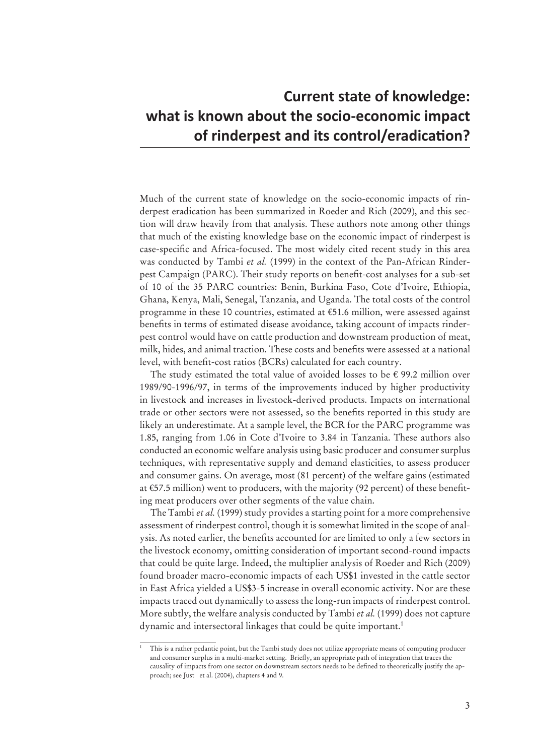# Current state of knowledge: what is known about the socio-economic impact of rinderpest and its control/eradication?

Much of the current state of knowledge on the socio-economic impacts of rinderpest eradication has been summarized in Roeder and Rich (2009), and this section will draw heavily from that analysis. These authors note among other things that much of the existing knowledge base on the economic impact of rinderpest is case-specific and Africa-focused. The most widely cited recent study in this area was conducted by Tambi *et al.* (1999) in the context of the Pan-African Rinderpest Campaign (PARC). Their study reports on benefit-cost analyses for a sub-set of 10 of the 35 PARC countries: Benin, Burkina Faso, Cote d'Ivoire, Ethiopia, Ghana, Kenya, Mali, Senegal, Tanzania, and Uganda. The total costs of the control programme in these 10 countries, estimated at €51.6 million, were assessed against benefits in terms of estimated disease avoidance, taking account of impacts rinderpest control would have on cattle production and downstream production of meat, milk, hides, and animal traction. These costs and benefits were assessed at a national level, with benefit-cost ratios (BCRs) calculated for each country.

The study estimated the total value of avoided losses to be € 99.2 million over 1989/90-1996/97, in terms of the improvements induced by higher productivity in livestock and increases in livestock-derived products. Impacts on international trade or other sectors were not assessed, so the benefits reported in this study are likely an underestimate. At a sample level, the BCR for the PARC programme was 1.85, ranging from 1.06 in Cote d'Ivoire to 3.84 in Tanzania. These authors also conducted an economic welfare analysis using basic producer and consumer surplus techniques, with representative supply and demand elasticities, to assess producer and consumer gains. On average, most (81 percent) of the welfare gains (estimated at €57.5 million) went to producers, with the majority (92 percent) of these benefiting meat producers over other segments of the value chain.

The Tambi *et al.* (1999) study provides a starting point for a more comprehensive assessment of rinderpest control, though it is somewhat limited in the scope of analysis. As noted earlier, the benefits accounted for are limited to only a few sectors in the livestock economy, omitting consideration of important second-round impacts that could be quite large. Indeed, the multiplier analysis of Roeder and Rich (2009) found broader macro-economic impacts of each US$1 invested in the cattle sector in East Africa yielded a US$3-5 increase in overall economic activity. Nor are these impacts traced out dynamically to assess the long-run impacts of rinderpest control. More subtly, the welfare analysis conducted by Tambi *et al.* (1999) does not capture dynamic and intersectoral linkages that could be quite important.[1]

[1] This is a rather pedantic point, but the Tambi study does not utilize appropriate means of computing producer and consumer surplus in a multi-market setting. Briefly, an appropriate path of integration that traces the causality of impacts from one sector on downstream sectors needs to be defined to theoretically justify the approach; see Just et al. (2004), chapters 4 and 9.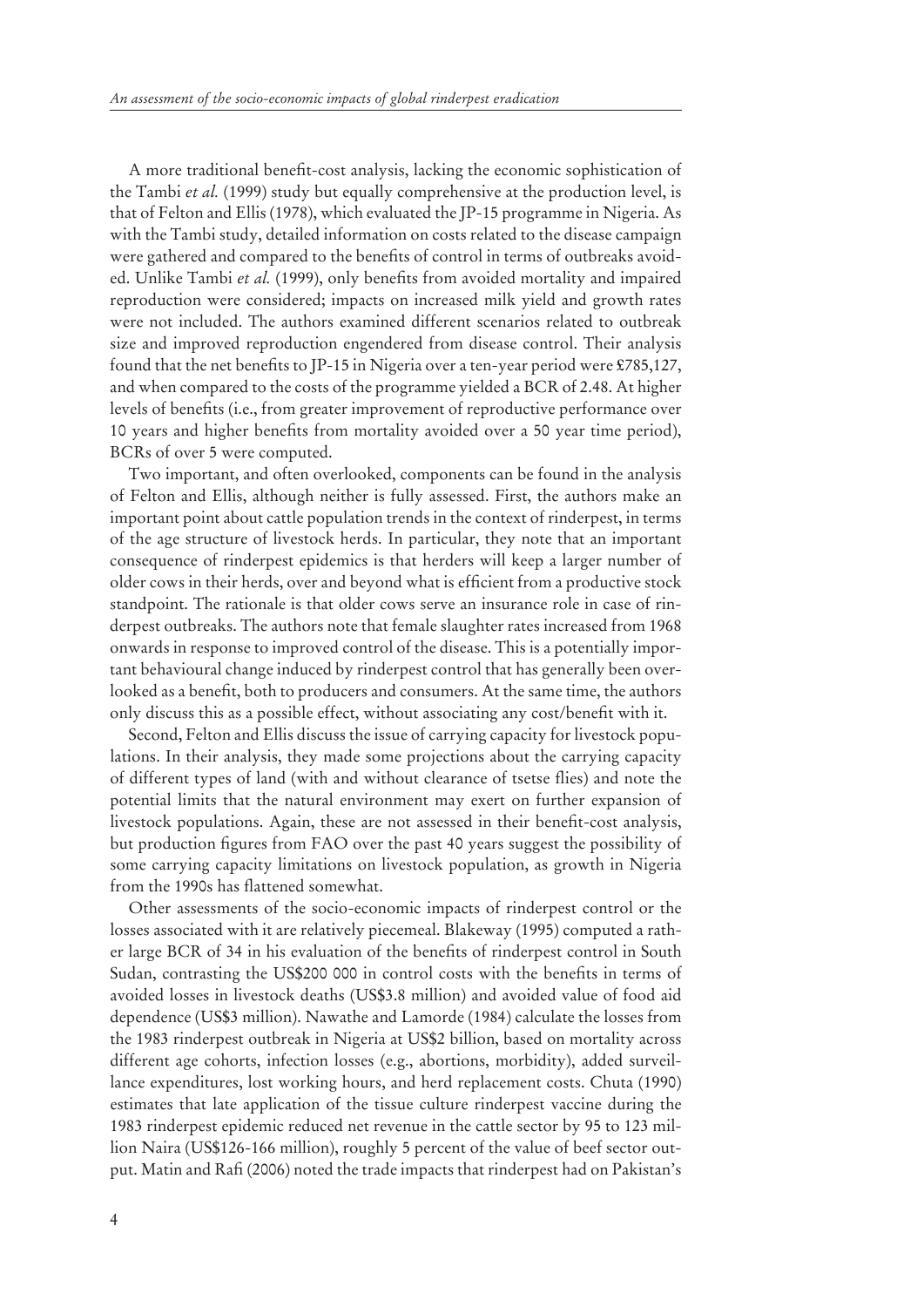A more traditional benefit-cost analysis, lacking the economic sophistication of the Tambi *et al.* (1999) study but equally comprehensive at the production level, is that of Felton and Ellis (1978), which evaluated the JP-15 programme in Nigeria. As with the Tambi study, detailed information on costs related to the disease campaign were gathered and compared to the benefits of control in terms of outbreaks avoided. Unlike Tambi *et al.* (1999), only benefits from avoided mortality and impaired reproduction were considered; impacts on increased milk yield and growth rates were not included. The authors examined different scenarios related to outbreak size and improved reproduction engendered from disease control. Their analysis found that the net benefits to JP-15 in Nigeria over a ten-year period were £785,127, and when compared to the costs of the programme yielded a BCR of 2.48. At higher levels of benefits (i.e., from greater improvement of reproductive performance over 10 years and higher benefits from mortality avoided over a 50 year time period), BCRs of over 5 were computed.

Two important, and often overlooked, components can be found in the analysis of Felton and Ellis, although neither is fully assessed. First, the authors make an important point about cattle population trends in the context of rinderpest, in terms of the age structure of livestock herds. In particular, they note that an important consequence of rinderpest epidemics is that herders will keep a larger number of older cows in their herds, over and beyond what is efficient from a productive stock standpoint. The rationale is that older cows serve an insurance role in case of rinderpest outbreaks. The authors note that female slaughter rates increased from 1968 onwards in response to improved control of the disease. This is a potentially important behavioural change induced by rinderpest control that has generally been overlooked as a benefit, both to producers and consumers. At the same time, the authors only discuss this as a possible effect, without associating any cost/benefit with it.

Second, Felton and Ellis discuss the issue of carrying capacity for livestock populations. In their analysis, they made some projections about the carrying capacity of different types of land (with and without clearance of tsetse flies) and note the potential limits that the natural environment may exert on further expansion of livestock populations. Again, these are not assessed in their benefit-cost analysis, but production figures from FAO over the past 40 years suggest the possibility of some carrying capacity limitations on livestock population, as growth in Nigeria from the 1990s has flattened somewhat.

Other assessments of the socio-economic impacts of rinderpest control or the losses associated with it are relatively piecemeal. Blakeway (1995) computed a rather large BCR of 34 in his evaluation of the benefits of rinderpest control in South Sudan, contrasting the US$200 000 in control costs with the benefits in terms of avoided losses in livestock deaths (US$3.8 million) and avoided value of food aid dependence (US$3 million). Nawathe and Lamorde (1984) calculate the losses from the 1983 rinderpest outbreak in Nigeria at US$2 billion, based on mortality across different age cohorts, infection losses (e.g., abortions, morbidity), added surveillance expenditures, lost working hours, and herd replacement costs. Chuta (1990) estimates that late application of the tissue culture rinderpest vaccine during the 1983 rinderpest epidemic reduced net revenue in the cattle sector by 95 to 123 million Naira (US$126-166 million), roughly 5 percent of the value of beef sector output. Matin and Rafi (2006) noted the trade impacts that rinderpest had on Pakistan's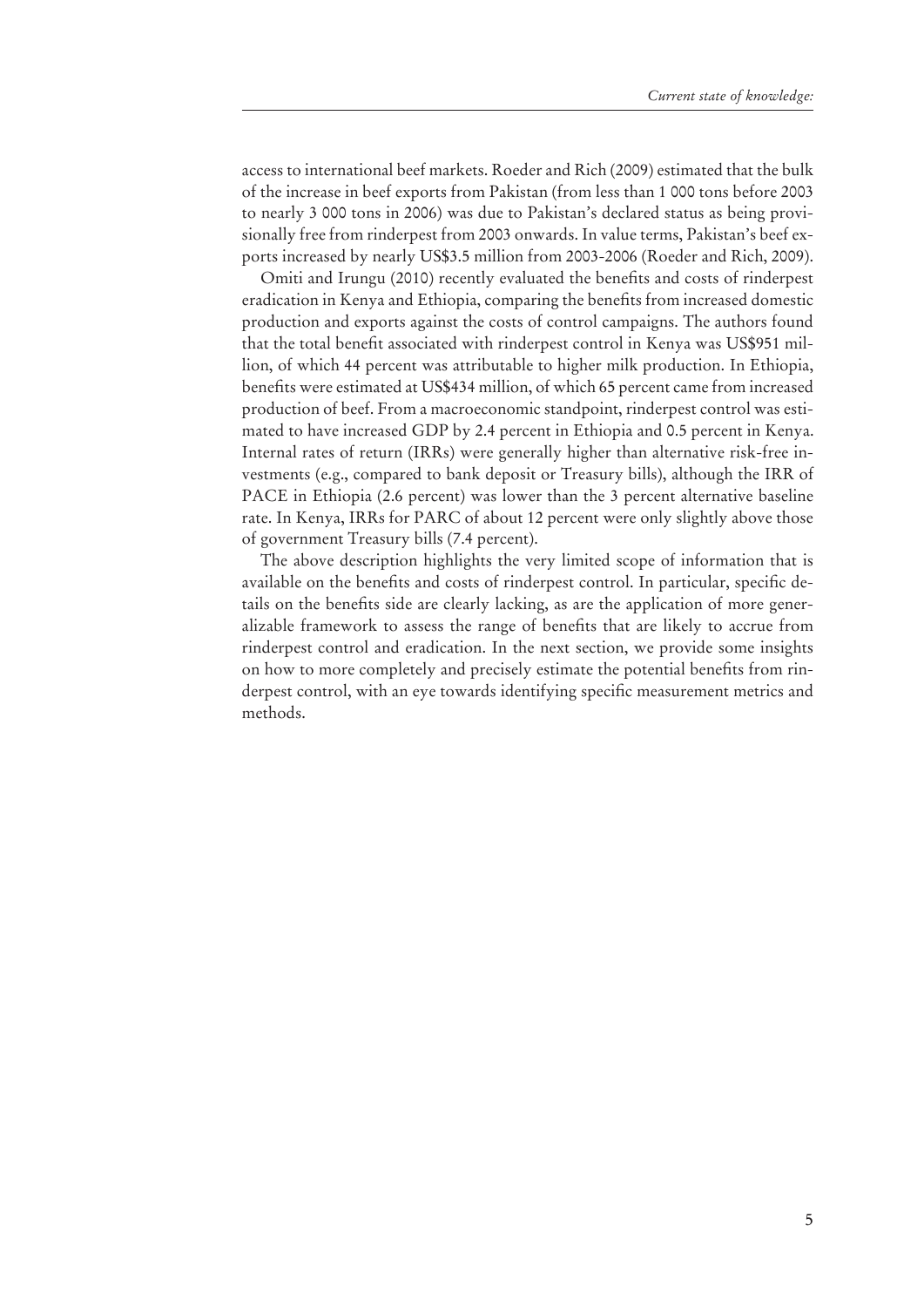access to international beef markets. Roeder and Rich (2009) estimated that the bulk of the increase in beef exports from Pakistan (from less than 1 000 tons before 2003 to nearly 3 000 tons in 2006) was due to Pakistan's declared status as being provisionally free from rinderpest from 2003 onwards. In value terms, Pakistan's beef exports increased by nearly US$3.5 million from 2003-2006 (Roeder and Rich, 2009).

Omiti and Irungu (2010) recently evaluated the benefits and costs of rinderpest eradication in Kenya and Ethiopia, comparing the benefits from increased domestic production and exports against the costs of control campaigns. The authors found that the total benefit associated with rinderpest control in Kenya was US$951 million, of which 44 percent was attributable to higher milk production. In Ethiopia, benefits were estimated at US$434 million, of which 65 percent came from increased production of beef. From a macroeconomic standpoint, rinderpest control was estimated to have increased GDP by 2.4 percent in Ethiopia and 0.5 percent in Kenya. Internal rates of return (IRRs) were generally higher than alternative risk-free investments (e.g., compared to bank deposit or Treasury bills), although the IRR of PACE in Ethiopia (2.6 percent) was lower than the 3 percent alternative baseline rate. In Kenya, IRRs for PARC of about 12 percent were only slightly above those of government Treasury bills (7.4 percent).

The above description highlights the very limited scope of information that is available on the benefits and costs of rinderpest control. In particular, specific details on the benefits side are clearly lacking, as are the application of more generalizable framework to assess the range of benefits that are likely to accrue from rinderpest control and eradication. In the next section, we provide some insights on how to more completely and precisely estimate the potential benefits from rinderpest control, with an eye towards identifying specific measurement metrics and methods.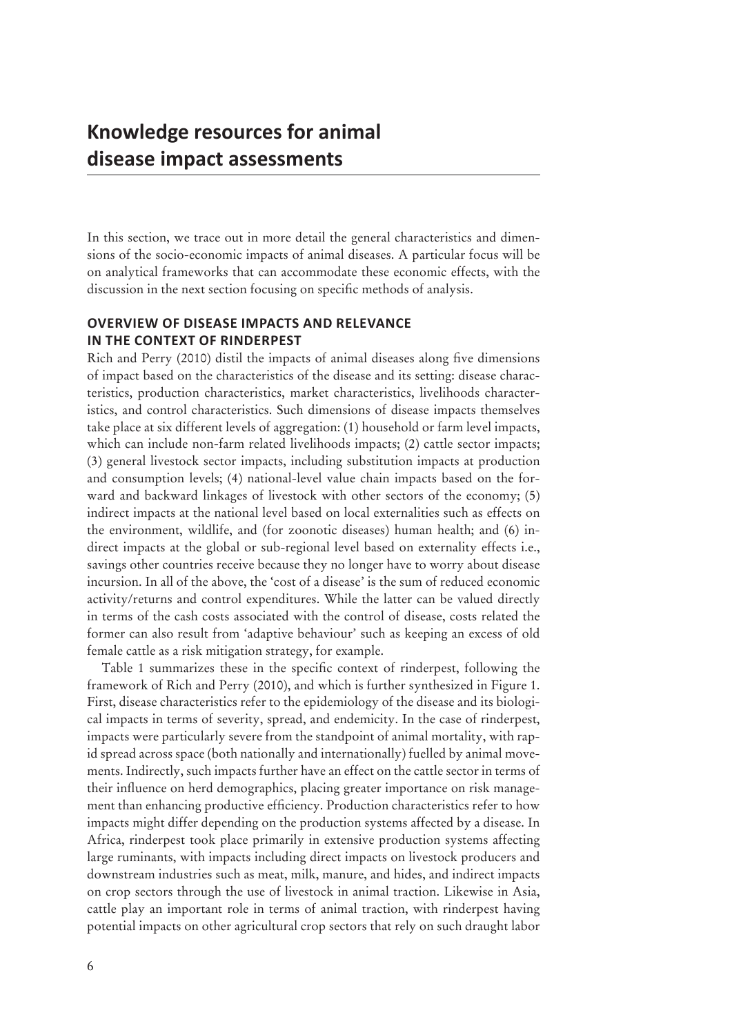# Knowledge resources for animal disease impact assessments

In this section, we trace out in more detail the general characteristics and dimensions of the socio-economic impacts of animal diseases. A particular focus will be on analytical frameworks that can accommodate these economic effects, with the discussion in the next section focusing on specific methods of analysis.

## OVERVIEW OF DISEASE IMPACTS AND RELEVANCE IN THE CONTEXT OF RINDERPEST

Rich and Perry (2010) distil the impacts of animal diseases along five dimensions of impact based on the characteristics of the disease and its setting: disease characteristics, production characteristics, market characteristics, livelihoods characteristics, and control characteristics. Such dimensions of disease impacts themselves take place at six different levels of aggregation: (1) household or farm level impacts, which can include non-farm related livelihoods impacts; (2) cattle sector impacts; (3) general livestock sector impacts, including substitution impacts at production and consumption levels; (4) national-level value chain impacts based on the forward and backward linkages of livestock with other sectors of the economy; (5) indirect impacts at the national level based on local externalities such as effects on the environment, wildlife, and (for zoonotic diseases) human health; and (6) indirect impacts at the global or sub-regional level based on externality effects i.e., savings other countries receive because they no longer have to worry about disease incursion. In all of the above, the 'cost of a disease' is the sum of reduced economic activity/returns and control expenditures. While the latter can be valued directly in terms of the cash costs associated with the control of disease, costs related the former can also result from 'adaptive behaviour' such as keeping an excess of old female cattle as a risk mitigation strategy, for example.

Table 1 summarizes these in the specific context of rinderpest, following the framework of Rich and Perry (2010), and which is further synthesized in Figure 1. First, disease characteristics refer to the epidemiology of the disease and its biological impacts in terms of severity, spread, and endemicity. In the case of rinderpest, impacts were particularly severe from the standpoint of animal mortality, with rapid spread across space (both nationally and internationally) fuelled by animal movements. Indirectly, such impacts further have an effect on the cattle sector in terms of their influence on herd demographics, placing greater importance on risk management than enhancing productive efficiency. Production characteristics refer to how impacts might differ depending on the production systems affected by a disease. In Africa, rinderpest took place primarily in extensive production systems affecting large ruminants, with impacts including direct impacts on livestock producers and downstream industries such as meat, milk, manure, and hides, and indirect impacts on crop sectors through the use of livestock in animal traction. Likewise in Asia, cattle play an important role in terms of animal traction, with rinderpest having potential impacts on other agricultural crop sectors that rely on such draught labor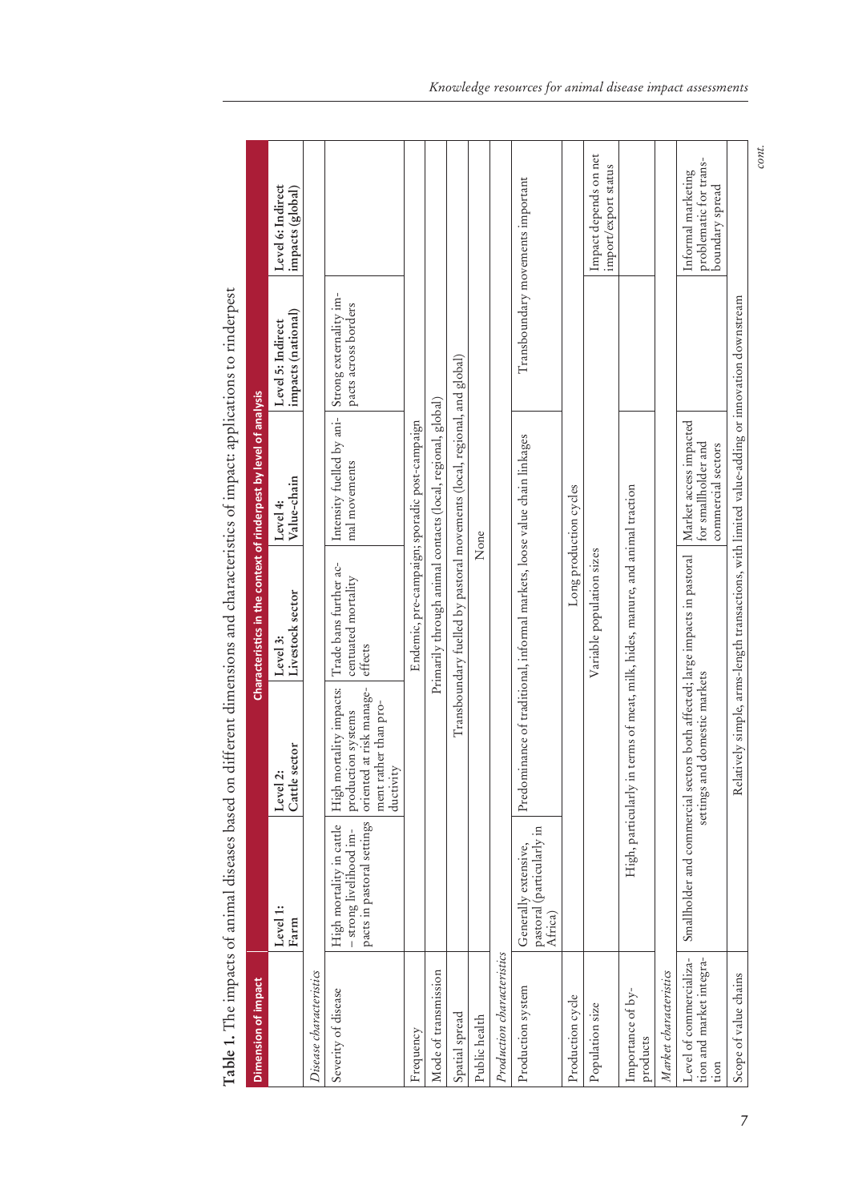**Table 1.** The impacts of animal diseases based on different dimensions and characteristics of impact: applications to rinderpest

| Dimension of impact | Characteristics in the context of rinderpest by level of analysis | | | | | |
|---|---|---|---|---|---|---|
| | Level 1: Farm | Level 2: Cattle sector | Level 3: Livestock sector | Level 4: Value-chain | Level 5: Indirect impacts (national) | Level 6: Indirect impacts (global) |
| *Disease characteristics* | | | | | | |
| Severity of disease | High mortality in cattle – strong livelihood impacts in pastoral settings | High mortality impacts: production systems oriented at risk management rather than productivity | Trade bans further accentuated mortality effects | Intensity fuelled by animal movements | Strong externality impacts across borders | |
| Frequency | Endemic, pre-campaign; sporadic post-campaign | | | | | |
| Mode of transmission | Primarily through animal contacts (local, regional, global) | | | | | |
| Spatial spread | Transboundary fuelled by pastoral movements (local, regional, and global) | | | | | |
| Public health | None | | | | | |
| *Production characteristics* | | | | | | |
| Production system | Generally extensive, pastoral (particularly in Africa) | Predominance of traditional, informal markets, loose value chain linkages | | | Transboundary movements important | |
| Production cycle | Long production cycles | | | | | |
| Population size | Variable population sizes | | | | | Impact depends on net import/export status |
| Importance of by-products | High, particularly in terms of meat, milk, hides, manure, and animal traction | | | | | |
| *Market characteristics* | | | | | | |
| Level of commercialization and market integration | Smallholder and commercial sectors both affected; large impacts in pastoral settings and domestic markets | | | Market access impacted for smallholder and commercial sectors | | Informal marketing problematic for transboundary spread |
| Scope of value chains | Relatively simple, arms-length transactions, with limited value-adding or innovation downstream | | | | | |

*cont.*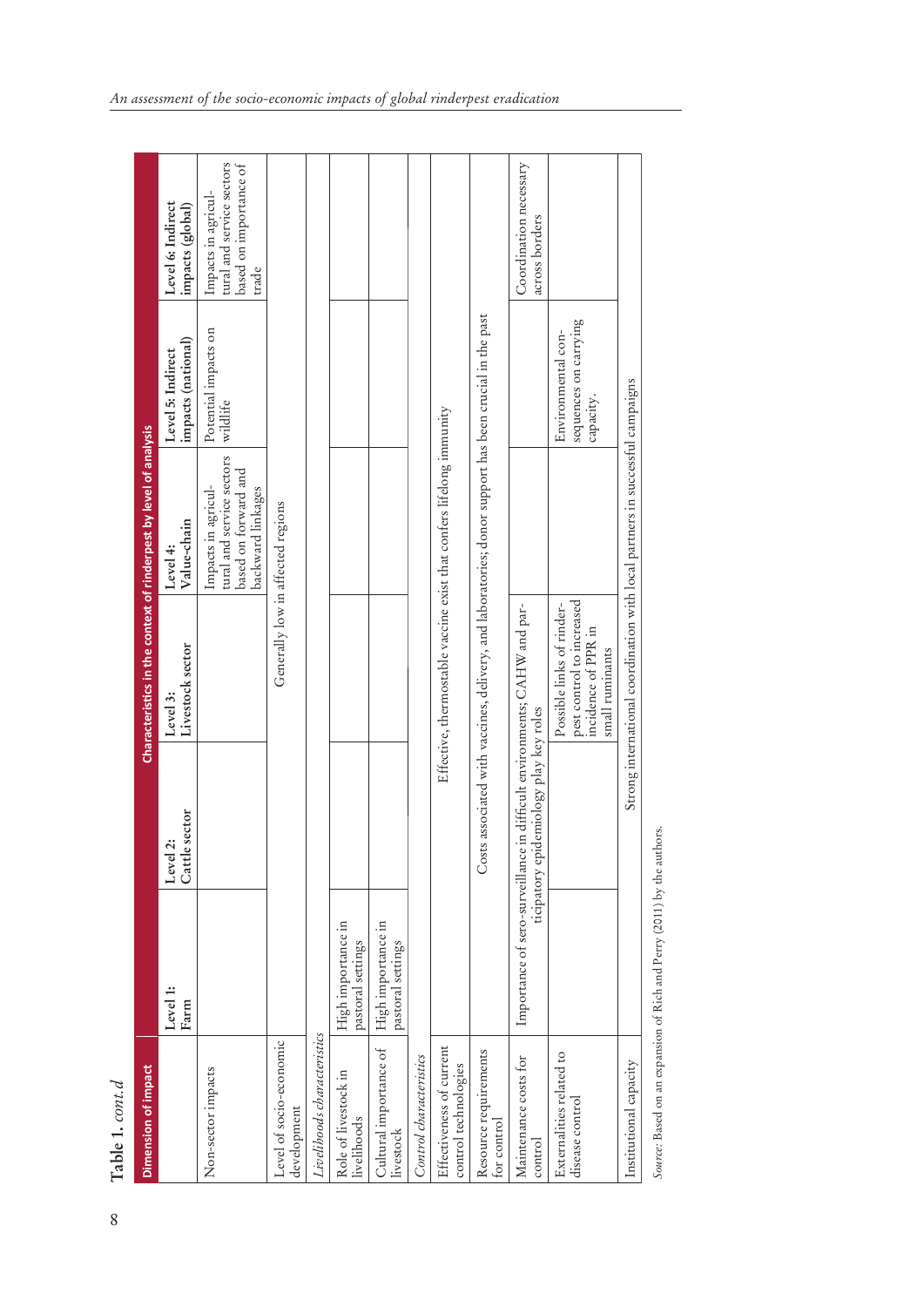**Table 1.** *cont.d*

| Dimension of impact | Characteristics in the context of rinderpest by level of analysis | | | | | |
|---|---|---|---|---|---|---|
| | **Level 1: Farm** | **Level 2: Cattle sector** | **Level 3: Livestock sector** | **Level 4: Value-chain** | **Level 5: Indirect impacts (national)** | **Level 6: Indirect impacts (global)** |
| Non-sector impacts | | | | Impacts in agricultural and service sectors based on forward and backward linkages | Potential impacts on wildlife | Impacts in agricultural and service sectors based on importance of trade |
| Level of socio-economic development | | | Generally low in affected regions | | | |
| *Livelihoods characteristics* | | | | | | |
| Role of livestock in livelihoods | High importance in pastoral settings | | | | | |
| Cultural importance of livestock | High importance in pastoral settings | | | | | |
| *Control characteristics* | | | | | | |
| Effectiveness of current control technologies | | Effective, thermostable vaccine exist that confers lifelong immunity | | | | |
| Resource requirements for control | | Costs associated with vaccines, delivery, and laboratories; donor support has been crucial in the past | | | | |
| Maintenance costs for control | Importance of sero-surveillance in difficult environments; CAHW and participatory epidemiology play key roles | | | | | Coordination necessary across borders |
| Externalities related to disease control | | | Possible links of rinderpest control to increased incidence of PPR in small ruminants | | Environmental consequences on carrying capacity. | |
| Institutional capacity | | Strong international coordination with local partners in successful campaigns | | | | |

*Source:* Based on an expansion of Rich and Perry (2011) by the authors.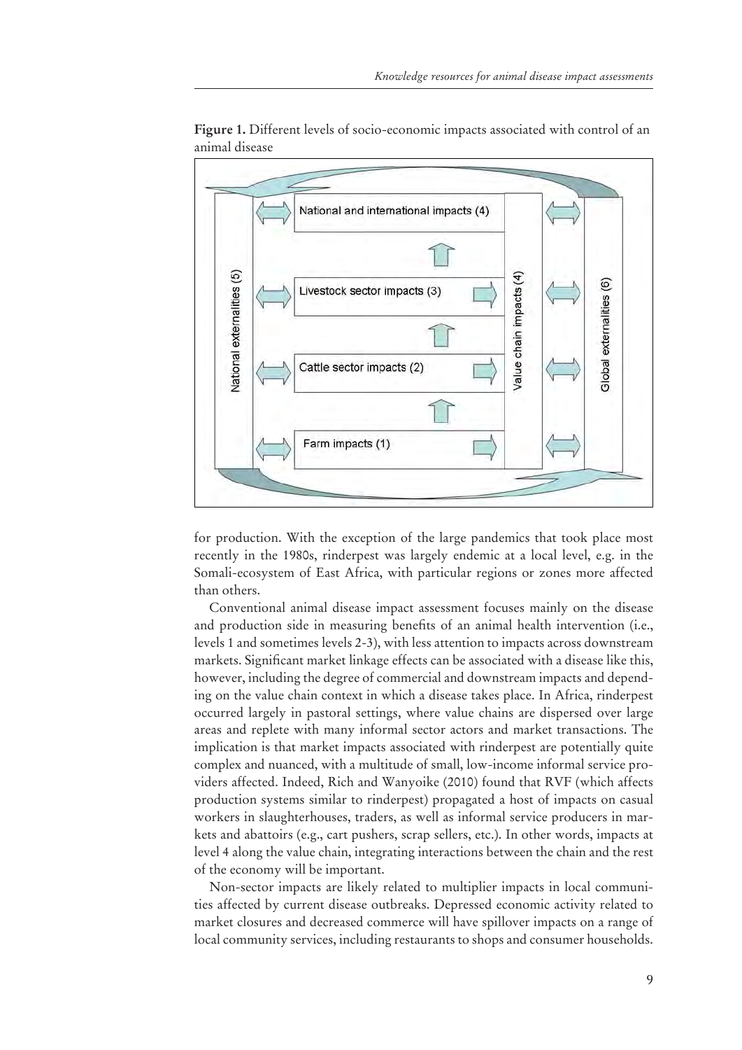**Figure 1.** Different levels of socio-economic impacts associated with control of an animal disease

for production. With the exception of the large pandemics that took place most recently in the 1980s, rinderpest was largely endemic at a local level, e.g. in the Somali-ecosystem of East Africa, with particular regions or zones more affected than others.

Conventional animal disease impact assessment focuses mainly on the disease and production side in measuring benefits of an animal health intervention (i.e., levels 1 and sometimes levels 2-3), with less attention to impacts across downstream markets. Significant market linkage effects can be associated with a disease like this, however, including the degree of commercial and downstream impacts and depending on the value chain context in which a disease takes place. In Africa, rinderpest occurred largely in pastoral settings, where value chains are dispersed over large areas and replete with many informal sector actors and market transactions. The implication is that market impacts associated with rinderpest are potentially quite complex and nuanced, with a multitude of small, low-income informal service providers affected. Indeed, Rich and Wanyoike (2010) found that RVF (which affects production systems similar to rinderpest) propagated a host of impacts on casual workers in slaughterhouses, traders, as well as informal service producers in markets and abattoirs (e.g., cart pushers, scrap sellers, etc.). In other words, impacts at level 4 along the value chain, integrating interactions between the chain and the rest of the economy will be important.

Non-sector impacts are likely related to multiplier impacts in local communities affected by current disease outbreaks. Depressed economic activity related to market closures and decreased commerce will have spillover impacts on a range of local community services, including restaurants to shops and consumer households.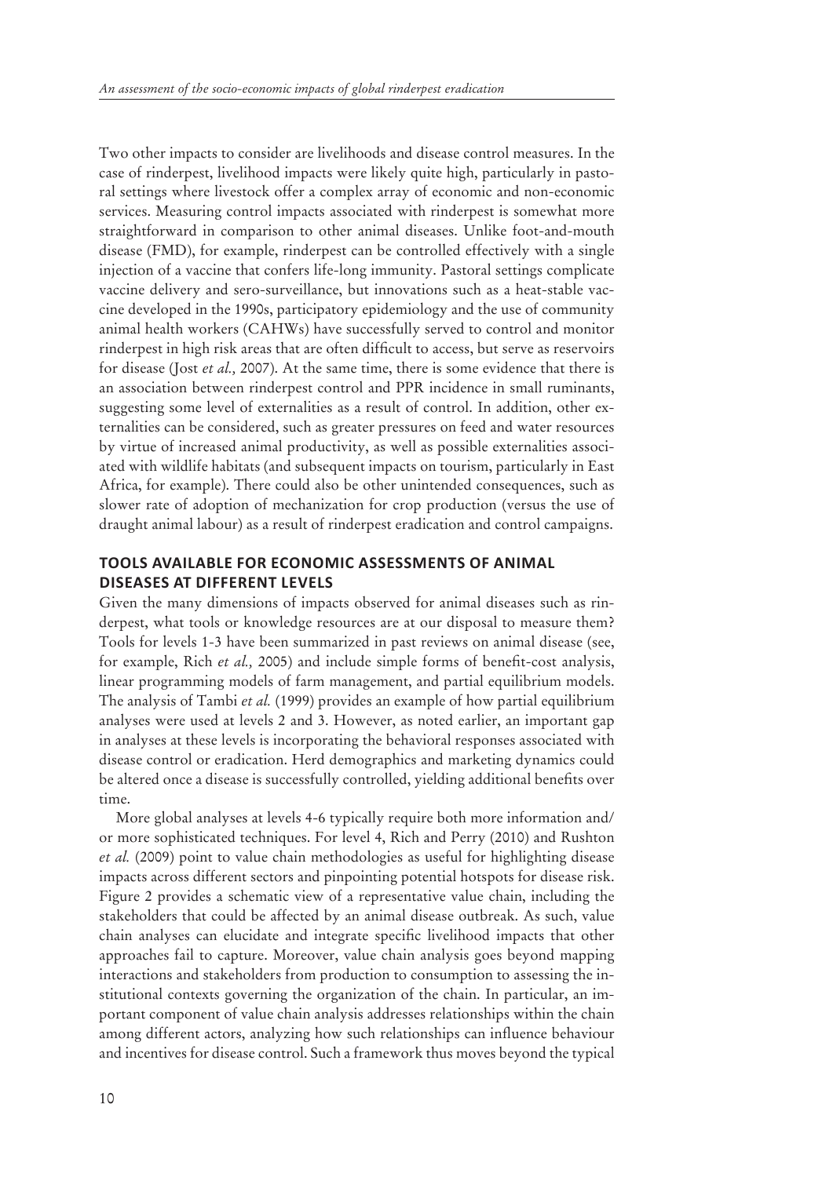Two other impacts to consider are livelihoods and disease control measures. In the case of rinderpest, livelihood impacts were likely quite high, particularly in pastoral settings where livestock offer a complex array of economic and non-economic services. Measuring control impacts associated with rinderpest is somewhat more straightforward in comparison to other animal diseases. Unlike foot-and-mouth disease (FMD), for example, rinderpest can be controlled effectively with a single injection of a vaccine that confers life-long immunity. Pastoral settings complicate vaccine delivery and sero-surveillance, but innovations such as a heat-stable vaccine developed in the 1990s, participatory epidemiology and the use of community animal health workers (CAHWs) have successfully served to control and monitor rinderpest in high risk areas that are often difficult to access, but serve as reservoirs for disease (Jost *et al.,* 2007). At the same time, there is some evidence that there is an association between rinderpest control and PPR incidence in small ruminants, suggesting some level of externalities as a result of control. In addition, other externalities can be considered, such as greater pressures on feed and water resources by virtue of increased animal productivity, as well as possible externalities associated with wildlife habitats (and subsequent impacts on tourism, particularly in East Africa, for example). There could also be other unintended consequences, such as slower rate of adoption of mechanization for crop production (versus the use of draught animal labour) as a result of rinderpest eradication and control campaigns.

## TOOLS AVAILABLE FOR ECONOMIC ASSESSMENTS OF ANIMAL DISEASES AT DIFFERENT LEVELS

Given the many dimensions of impacts observed for animal diseases such as rinderpest, what tools or knowledge resources are at our disposal to measure them? Tools for levels 1-3 have been summarized in past reviews on animal disease (see, for example, Rich *et al.,* 2005) and include simple forms of benefit-cost analysis, linear programming models of farm management, and partial equilibrium models. The analysis of Tambi *et al.* (1999) provides an example of how partial equilibrium analyses were used at levels 2 and 3. However, as noted earlier, an important gap in analyses at these levels is incorporating the behavioral responses associated with disease control or eradication. Herd demographics and marketing dynamics could be altered once a disease is successfully controlled, yielding additional benefits over time.

More global analyses at levels 4-6 typically require both more information and/or more sophisticated techniques. For level 4, Rich and Perry (2010) and Rushton *et al.* (2009) point to value chain methodologies as useful for highlighting disease impacts across different sectors and pinpointing potential hotspots for disease risk. Figure 2 provides a schematic view of a representative value chain, including the stakeholders that could be affected by an animal disease outbreak. As such, value chain analyses can elucidate and integrate specific livelihood impacts that other approaches fail to capture. Moreover, value chain analysis goes beyond mapping interactions and stakeholders from production to consumption to assessing the institutional contexts governing the organization of the chain. In particular, an important component of value chain analysis addresses relationships within the chain among different actors, analyzing how such relationships can influence behaviour and incentives for disease control. Such a framework thus moves beyond the typical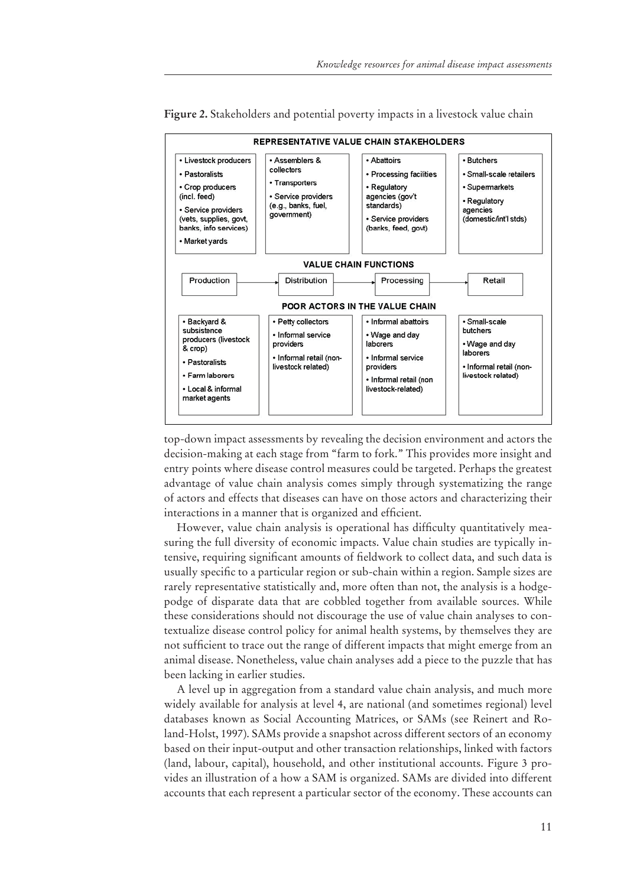**Figure 2.** Stakeholders and potential poverty impacts in a livestock value chain

**REPRESENTATIVE VALUE CHAIN STAKEHOLDERS**

| Production | Distribution | Processing | Retail |
|---|---|---|---|
| • Livestock producers<br>• Pastoralists<br>• Crop producers (incl. feed)<br>• Service providers (vets, supplies, govt, banks, info services)<br>• Market yards | • Assemblers & collectors<br>• Transporters<br>• Service providers (e.g., banks, fuel, government) | • Abattoirs<br>• Processing facilities<br>• Regulatory agencies (gov't standards)<br>• Service providers (banks, feed, govt) | • Butchers<br>• Small-scale retailers<br>• Supermarkets<br>• Regulatory agencies (domestic/int'l stds) |

**VALUE CHAIN FUNCTIONS**

Production → Distribution → Processing → Retail

**POOR ACTORS IN THE VALUE CHAIN**

| Production | Distribution | Processing | Retail |
|---|---|---|---|
| • Backyard & subsistence producers (livestock & crop)<br>• Pastoralists<br>• Farm laborers<br>• Local & informal market agents | • Petty collectors<br>• Informal service providers<br>• Informal retail (non-livestock related) | • Informal abattoirs<br>• Wage and day laborers<br>• Informal service providers<br>• Informal retail (non livestock-related) | • Small-scale butchers<br>• Wage and day laborers<br>• Informal retail (non-livestock related) |

top-down impact assessments by revealing the decision environment and actors the decision-making at each stage from "farm to fork." This provides more insight and entry points where disease control measures could be targeted. Perhaps the greatest advantage of value chain analysis comes simply through systematizing the range of actors and effects that diseases can have on those actors and characterizing their interactions in a manner that is organized and efficient.

However, value chain analysis is operational has difficulty quantitatively measuring the full diversity of economic impacts. Value chain studies are typically intensive, requiring significant amounts of fieldwork to collect data, and such data is usually specific to a particular region or sub-chain within a region. Sample sizes are rarely representative statistically and, more often than not, the analysis is a hodgepodge of disparate data that are cobbled together from available sources. While these considerations should not discourage the use of value chain analyses to contextualize disease control policy for animal health systems, by themselves they are not sufficient to trace out the range of different impacts that might emerge from an animal disease. Nonetheless, value chain analyses add a piece to the puzzle that has been lacking in earlier studies.

A level up in aggregation from a standard value chain analysis, and much more widely available for analysis at level 4, are national (and sometimes regional) level databases known as Social Accounting Matrices, or SAMs (see Reinert and Roland-Holst, 1997). SAMs provide a snapshot across different sectors of an economy based on their input-output and other transaction relationships, linked with factors (land, labour, capital), household, and other institutional accounts. Figure 3 provides an illustration of a how a SAM is organized. SAMs are divided into different accounts that each represent a particular sector of the economy. These accounts can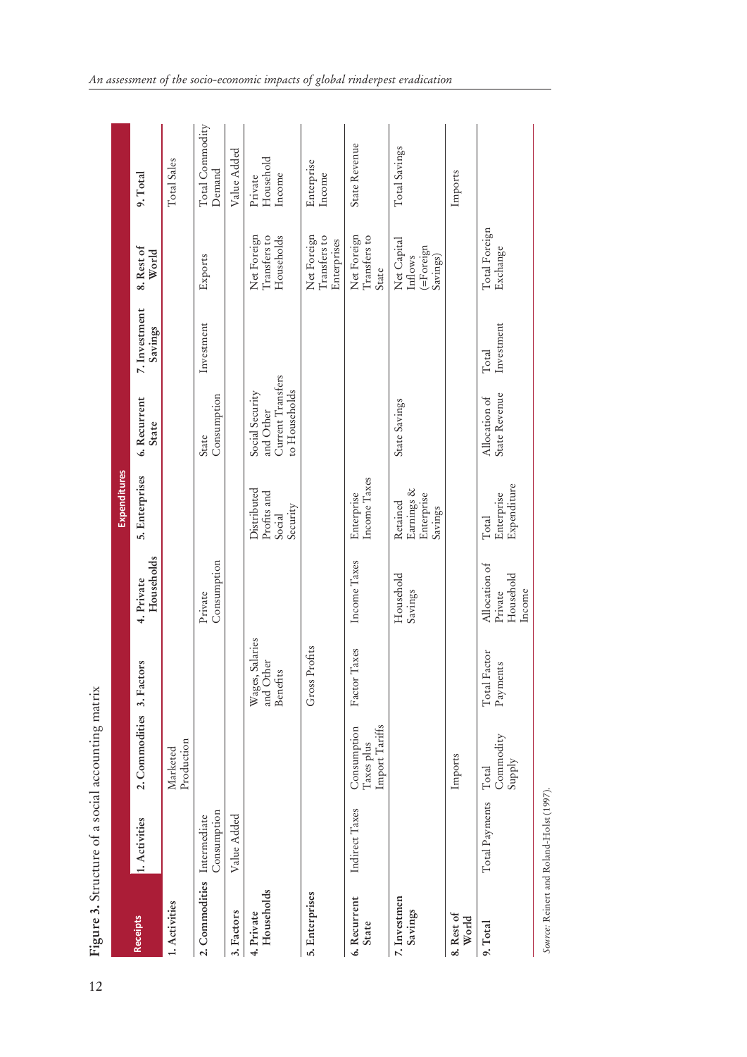**Figure 3.** Structure of a social accounting matrix

| Receipts | Expenditures | | | | | | | | |
|---|---|---|---|---|---|---|---|---|---|
| | 1. Activities | 2. Commodities | 3. Factors | 4. Private Households | 5. Enterprises | 6. Recurrent State | 7. Investment Savings | 8. Rest of World | 9. Total |
| 1. Activities | | Marketed Production | | | | | | | Total Sales |
| 2. Commodities | Intermediate Consumption | | | Private Consumption | | State Consumption | Investment | Exports | Total Commodity Demand |
| 3. Factors | Value Added | | | | | | | | Value Added |
| 4. Private Households | | | Wages, Salaries and Other Benefits | | Distributed Profits and Social Security | Social Security and Other Current Transfers to Households | | Net Foreign Transfers to Households | Private Household Income |
| 5. Enterprises | | | Gross Profits | | | | | Net Foreign Transfers to Enterprises | Enterprise Income |
| 6. Recurrent State | Indirect Taxes | Consumption Taxes plus Import Tariffs | Factor Taxes | Income Taxes | Enterprise Income Taxes | | | Net Foreign Transfers to State | State Revenue |
| 7. Investmen Savings | | | | Household Savings | Retained Earnings & Enterprise Savings | State Savings | | Net Capital Inflows (=Foreign Savings) | Total Savings |
| 8. Rest of World | | Imports | | | | | | | Imports |
| 9. Total | Total Payments | Total Commodity Supply | Total Factor Payments | Allocation of Private Household Income | Total Enterprise Expenditure | Allocation of State Revenue | Total Investment | Total Foreign Exchange | |

*Source:* Reinert and Roland-Holst (1997).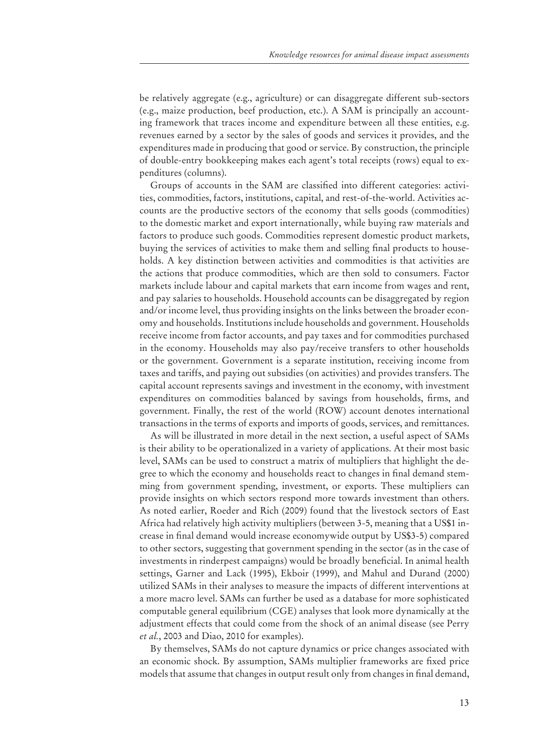be relatively aggregate (e.g., agriculture) or can disaggregate different sub-sectors (e.g., maize production, beef production, etc.). A SAM is principally an accounting framework that traces income and expenditure between all these entities, e.g. revenues earned by a sector by the sales of goods and services it provides, and the expenditures made in producing that good or service. By construction, the principle of double-entry bookkeeping makes each agent's total receipts (rows) equal to expenditures (columns).

Groups of accounts in the SAM are classified into different categories: activities, commodities, factors, institutions, capital, and rest-of-the-world. Activities accounts are the productive sectors of the economy that sells goods (commodities) to the domestic market and export internationally, while buying raw materials and factors to produce such goods. Commodities represent domestic product markets, buying the services of activities to make them and selling final products to households. A key distinction between activities and commodities is that activities are the actions that produce commodities, which are then sold to consumers. Factor markets include labour and capital markets that earn income from wages and rent, and pay salaries to households. Household accounts can be disaggregated by region and/or income level, thus providing insights on the links between the broader economy and households. Institutions include households and government. Households receive income from factor accounts, and pay taxes and for commodities purchased in the economy. Households may also pay/receive transfers to other households or the government. Government is a separate institution, receiving income from taxes and tariffs, and paying out subsidies (on activities) and provides transfers. The capital account represents savings and investment in the economy, with investment expenditures on commodities balanced by savings from households, firms, and government. Finally, the rest of the world (ROW) account denotes international transactions in the terms of exports and imports of goods, services, and remittances.

As will be illustrated in more detail in the next section, a useful aspect of SAMs is their ability to be operationalized in a variety of applications. At their most basic level, SAMs can be used to construct a matrix of multipliers that highlight the degree to which the economy and households react to changes in final demand stemming from government spending, investment, or exports. These multipliers can provide insights on which sectors respond more towards investment than others. As noted earlier, Roeder and Rich (2009) found that the livestock sectors of East Africa had relatively high activity multipliers (between 3-5, meaning that a US$1 increase in final demand would increase economywide output by US$3-5) compared to other sectors, suggesting that government spending in the sector (as in the case of investments in rinderpest campaigns) would be broadly beneficial. In animal health settings, Garner and Lack (1995), Ekboir (1999), and Mahul and Durand (2000) utilized SAMs in their analyses to measure the impacts of different interventions at a more macro level. SAMs can further be used as a database for more sophisticated computable general equilibrium (CGE) analyses that look more dynamically at the adjustment effects that could come from the shock of an animal disease (see Perry *et al.*, 2003 and Diao, 2010 for examples).

By themselves, SAMs do not capture dynamics or price changes associated with an economic shock. By assumption, SAMs multiplier frameworks are fixed price models that assume that changes in output result only from changes in final demand,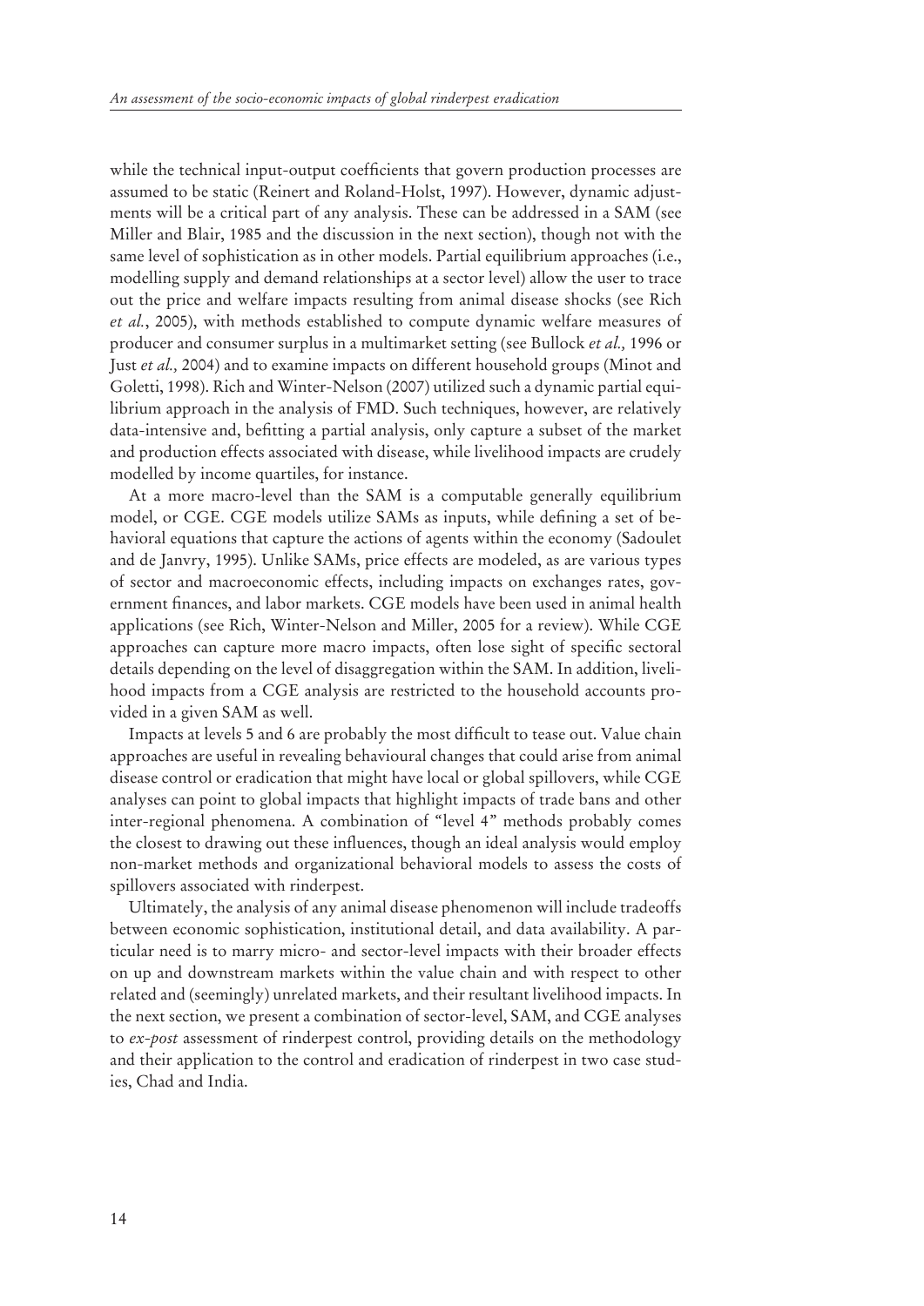while the technical input-output coefficients that govern production processes are assumed to be static (Reinert and Roland-Holst, 1997). However, dynamic adjustments will be a critical part of any analysis. These can be addressed in a SAM (see Miller and Blair, 1985 and the discussion in the next section), though not with the same level of sophistication as in other models. Partial equilibrium approaches (i.e., modelling supply and demand relationships at a sector level) allow the user to trace out the price and welfare impacts resulting from animal disease shocks (see Rich *et al.*, 2005), with methods established to compute dynamic welfare measures of producer and consumer surplus in a multimarket setting (see Bullock *et al.,* 1996 or Just *et al.,* 2004) and to examine impacts on different household groups (Minot and Goletti, 1998). Rich and Winter-Nelson (2007) utilized such a dynamic partial equilibrium approach in the analysis of FMD. Such techniques, however, are relatively data-intensive and, befitting a partial analysis, only capture a subset of the market and production effects associated with disease, while livelihood impacts are crudely modelled by income quartiles, for instance.

At a more macro-level than the SAM is a computable generally equilibrium model, or CGE. CGE models utilize SAMs as inputs, while defining a set of behavioral equations that capture the actions of agents within the economy (Sadoulet and de Janvry, 1995). Unlike SAMs, price effects are modeled, as are various types of sector and macroeconomic effects, including impacts on exchanges rates, government finances, and labor markets. CGE models have been used in animal health applications (see Rich, Winter-Nelson and Miller, 2005 for a review). While CGE approaches can capture more macro impacts, often lose sight of specific sectoral details depending on the level of disaggregation within the SAM. In addition, livelihood impacts from a CGE analysis are restricted to the household accounts provided in a given SAM as well.

Impacts at levels 5 and 6 are probably the most difficult to tease out. Value chain approaches are useful in revealing behavioural changes that could arise from animal disease control or eradication that might have local or global spillovers, while CGE analyses can point to global impacts that highlight impacts of trade bans and other inter-regional phenomena. A combination of "level 4" methods probably comes the closest to drawing out these influences, though an ideal analysis would employ non-market methods and organizational behavioral models to assess the costs of spillovers associated with rinderpest.

Ultimately, the analysis of any animal disease phenomenon will include tradeoffs between economic sophistication, institutional detail, and data availability. A particular need is to marry micro- and sector-level impacts with their broader effects on up and downstream markets within the value chain and with respect to other related and (seemingly) unrelated markets, and their resultant livelihood impacts. In the next section, we present a combination of sector-level, SAM, and CGE analyses to *ex-post* assessment of rinderpest control, providing details on the methodology and their application to the control and eradication of rinderpest in two case studies, Chad and India.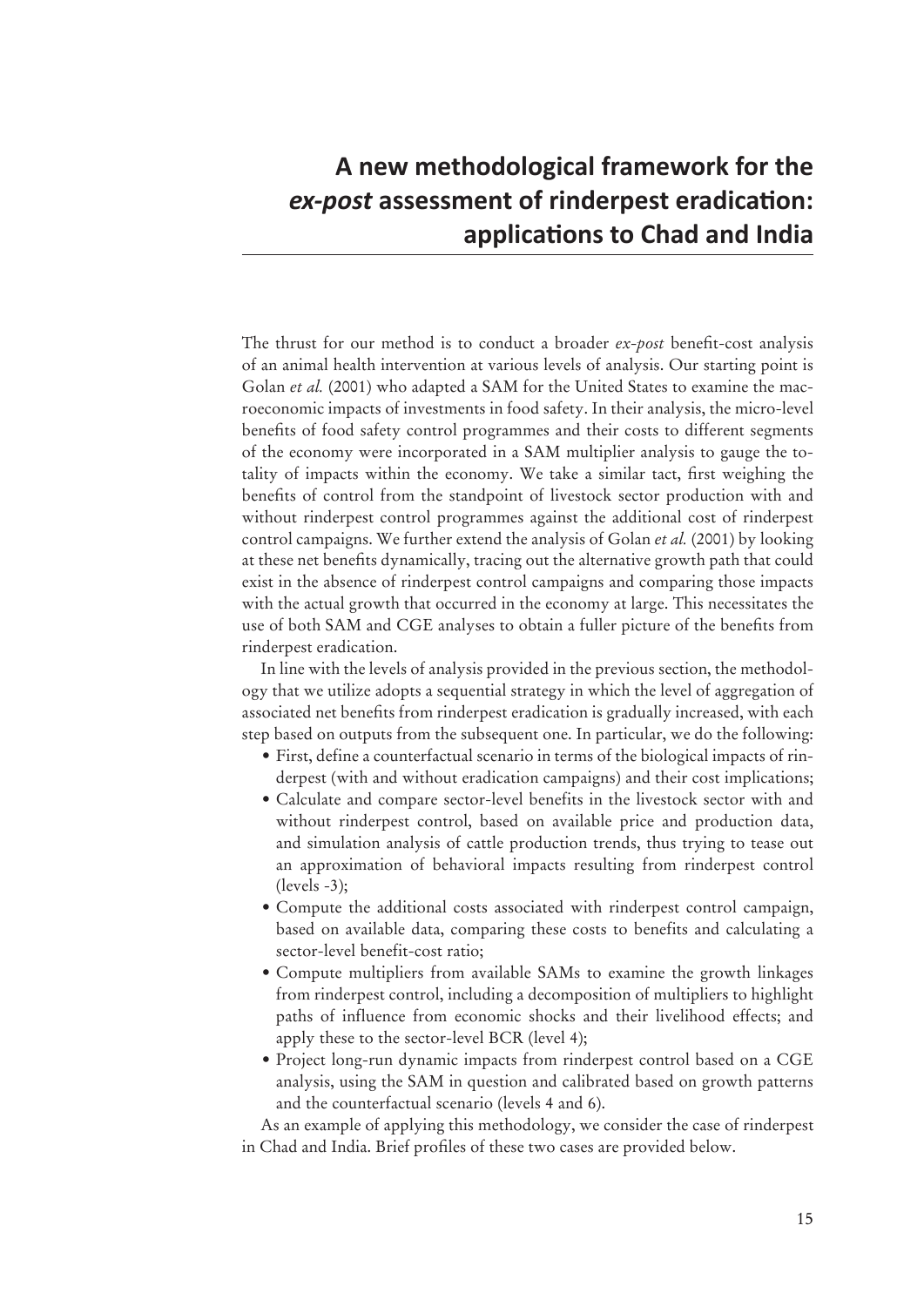# A new methodological framework for the *ex-post* assessment of rinderpest eradication: applications to Chad and India

The thrust for our method is to conduct a broader *ex-post* benefit-cost analysis of an animal health intervention at various levels of analysis. Our starting point is Golan *et al.* (2001) who adapted a SAM for the United States to examine the macroeconomic impacts of investments in food safety. In their analysis, the micro-level benefits of food safety control programmes and their costs to different segments of the economy were incorporated in a SAM multiplier analysis to gauge the totality of impacts within the economy. We take a similar tact, first weighing the benefits of control from the standpoint of livestock sector production with and without rinderpest control programmes against the additional cost of rinderpest control campaigns. We further extend the analysis of Golan *et al.* (2001) by looking at these net benefits dynamically, tracing out the alternative growth path that could exist in the absence of rinderpest control campaigns and comparing those impacts with the actual growth that occurred in the economy at large. This necessitates the use of both SAM and CGE analyses to obtain a fuller picture of the benefits from rinderpest eradication.

In line with the levels of analysis provided in the previous section, the methodology that we utilize adopts a sequential strategy in which the level of aggregation of associated net benefits from rinderpest eradication is gradually increased, with each step based on outputs from the subsequent one. In particular, we do the following:

- First, define a counterfactual scenario in terms of the biological impacts of rinderpest (with and without eradication campaigns) and their cost implications;
- Calculate and compare sector-level benefits in the livestock sector with and without rinderpest control, based on available price and production data, and simulation analysis of cattle production trends, thus trying to tease out an approximation of behavioral impacts resulting from rinderpest control (levels -3);
- Compute the additional costs associated with rinderpest control campaign, based on available data, comparing these costs to benefits and calculating a sector-level benefit-cost ratio;
- Compute multipliers from available SAMs to examine the growth linkages from rinderpest control, including a decomposition of multipliers to highlight paths of influence from economic shocks and their livelihood effects; and apply these to the sector-level BCR (level 4);
- Project long-run dynamic impacts from rinderpest control based on a CGE analysis, using the SAM in question and calibrated based on growth patterns and the counterfactual scenario (levels 4 and 6).

As an example of applying this methodology, we consider the case of rinderpest in Chad and India. Brief profiles of these two cases are provided below.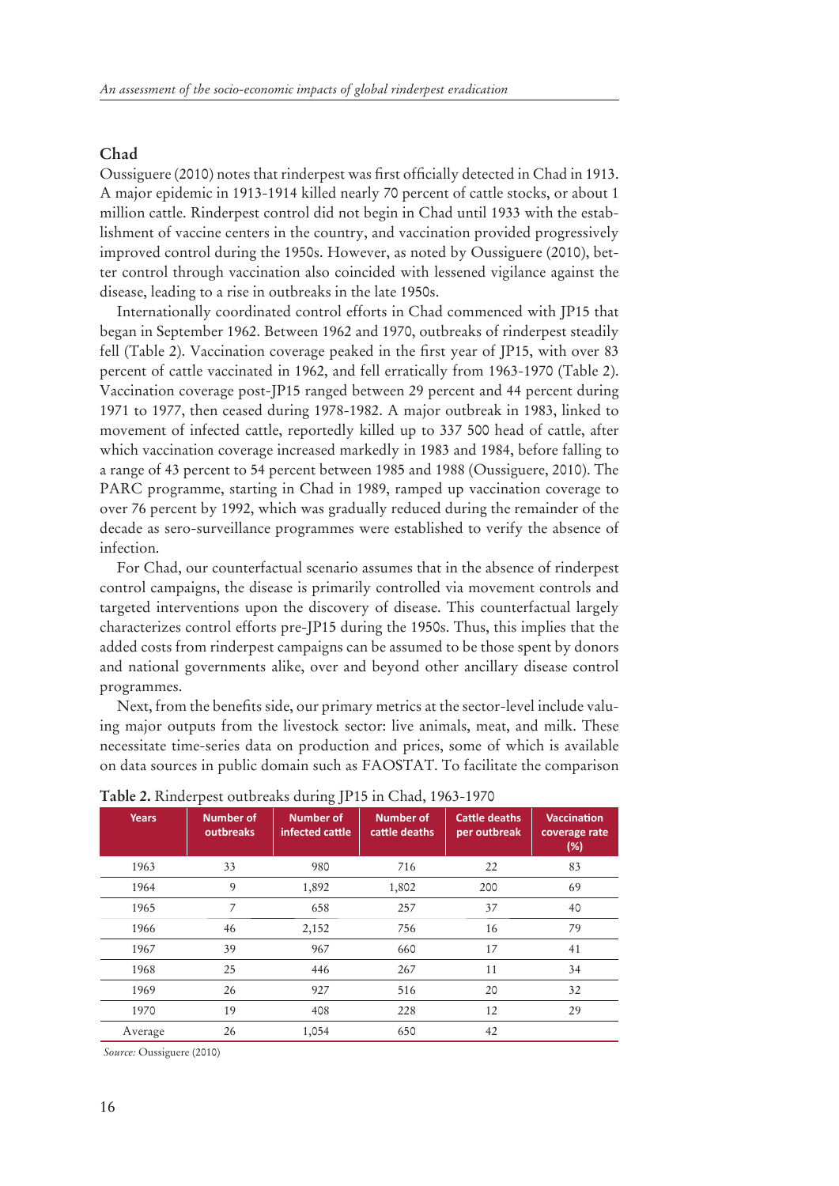## Chad

Oussiguere (2010) notes that rinderpest was first officially detected in Chad in 1913. A major epidemic in 1913-1914 killed nearly 70 percent of cattle stocks, or about 1 million cattle. Rinderpest control did not begin in Chad until 1933 with the establishment of vaccine centers in the country, and vaccination provided progressively improved control during the 1950s. However, as noted by Oussiguere (2010), better control through vaccination also coincided with lessened vigilance against the disease, leading to a rise in outbreaks in the late 1950s.

Internationally coordinated control efforts in Chad commenced with JP15 that began in September 1962. Between 1962 and 1970, outbreaks of rinderpest steadily fell (Table 2). Vaccination coverage peaked in the first year of JP15, with over 83 percent of cattle vaccinated in 1962, and fell erratically from 1963-1970 (Table 2). Vaccination coverage post-JP15 ranged between 29 percent and 44 percent during 1971 to 1977, then ceased during 1978-1982. A major outbreak in 1983, linked to movement of infected cattle, reportedly killed up to 337 500 head of cattle, after which vaccination coverage increased markedly in 1983 and 1984, before falling to a range of 43 percent to 54 percent between 1985 and 1988 (Oussiguere, 2010). The PARC programme, starting in Chad in 1989, ramped up vaccination coverage to over 76 percent by 1992, which was gradually reduced during the remainder of the decade as sero-surveillance programmes were established to verify the absence of infection.

For Chad, our counterfactual scenario assumes that in the absence of rinderpest control campaigns, the disease is primarily controlled via movement controls and targeted interventions upon the discovery of disease. This counterfactual largely characterizes control efforts pre-JP15 during the 1950s. Thus, this implies that the added costs from rinderpest campaigns can be assumed to be those spent by donors and national governments alike, over and beyond other ancillary disease control programmes.

Next, from the benefits side, our primary metrics at the sector-level include valuing major outputs from the livestock sector: live animals, meat, and milk. These necessitate time-series data on production and prices, some of which is available on data sources in public domain such as FAOSTAT. To facilitate the comparison

**Table 2.** Rinderpest outbreaks during JP15 in Chad, 1963-1970

| Years | Number of outbreaks | Number of infected cattle | Number of cattle deaths | Cattle deaths per outbreak | Vaccination coverage rate (%) |
|---|---|---|---|---|---|
| 1963 | 33 | 980 | 716 | 22 | 83 |
| 1964 | 9 | 1,892 | 1,802 | 200 | 69 |
| 1965 | 7 | 658 | 257 | 37 | 40 |
| 1966 | 46 | 2,152 | 756 | 16 | 79 |
| 1967 | 39 | 967 | 660 | 17 | 41 |
| 1968 | 25 | 446 | 267 | 11 | 34 |
| 1969 | 26 | 927 | 516 | 20 | 32 |
| 1970 | 19 | 408 | 228 | 12 | 29 |
| Average | 26 | 1,054 | 650 | 42 | |

*Source:* Oussiguere (2010)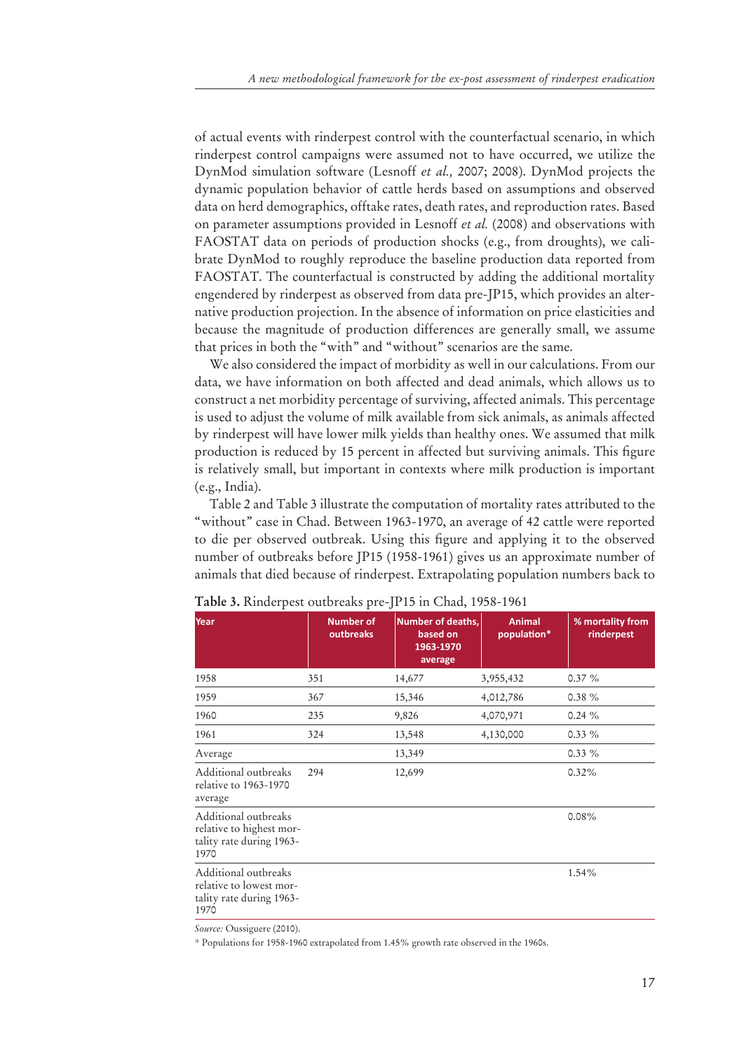of actual events with rinderpest control with the counterfactual scenario, in which rinderpest control campaigns were assumed not to have occurred, we utilize the DynMod simulation software (Lesnoff *et al.,* 2007; 2008). DynMod projects the dynamic population behavior of cattle herds based on assumptions and observed data on herd demographics, offtake rates, death rates, and reproduction rates. Based on parameter assumptions provided in Lesnoff *et al.* (2008) and observations with FAOSTAT data on periods of production shocks (e.g., from droughts), we calibrate DynMod to roughly reproduce the baseline production data reported from FAOSTAT. The counterfactual is constructed by adding the additional mortality engendered by rinderpest as observed from data pre-JP15, which provides an alternative production projection. In the absence of information on price elasticities and because the magnitude of production differences are generally small, we assume that prices in both the "with" and "without" scenarios are the same.

We also considered the impact of morbidity as well in our calculations. From our data, we have information on both affected and dead animals, which allows us to construct a net morbidity percentage of surviving, affected animals. This percentage is used to adjust the volume of milk available from sick animals, as animals affected by rinderpest will have lower milk yields than healthy ones. We assumed that milk production is reduced by 15 percent in affected but surviving animals. This figure is relatively small, but important in contexts where milk production is important (e.g., India).

Table 2 and Table 3 illustrate the computation of mortality rates attributed to the "without" case in Chad. Between 1963-1970, an average of 42 cattle were reported to die per observed outbreak. Using this figure and applying it to the observed number of outbreaks before JP15 (1958-1961) gives us an approximate number of animals that died because of rinderpest. Extrapolating population numbers back to

**Table 3.** Rinderpest outbreaks pre-JP15 in Chad, 1958-1961

| Year | Number of outbreaks | Number of deaths, based on 1963-1970 average | Animal population* | % mortality from rinderpest |
|---|---|---|---|---|
| 1958 | 351 | 14,677 | 3,955,432 | 0.37 % |
| 1959 | 367 | 15,346 | 4,012,786 | 0.38 % |
| 1960 | 235 | 9,826 | 4,070,971 | 0.24 % |
| 1961 | 324 | 13,548 | 4,130,000 | 0.33 % |
| Average | | 13,349 | | 0.33 % |
| Additional outbreaks relative to 1963-1970 average | 294 | 12,699 | | 0.32% |
| Additional outbreaks relative to highest mortality rate during 1963-1970 | | | | 0.08% |
| Additional outbreaks relative to lowest mortality rate during 1963-1970 | | | | 1.54% |

*Source:* Oussiguere (2010).

* Populations for 1958-1960 extrapolated from 1.45% growth rate observed in the 1960s.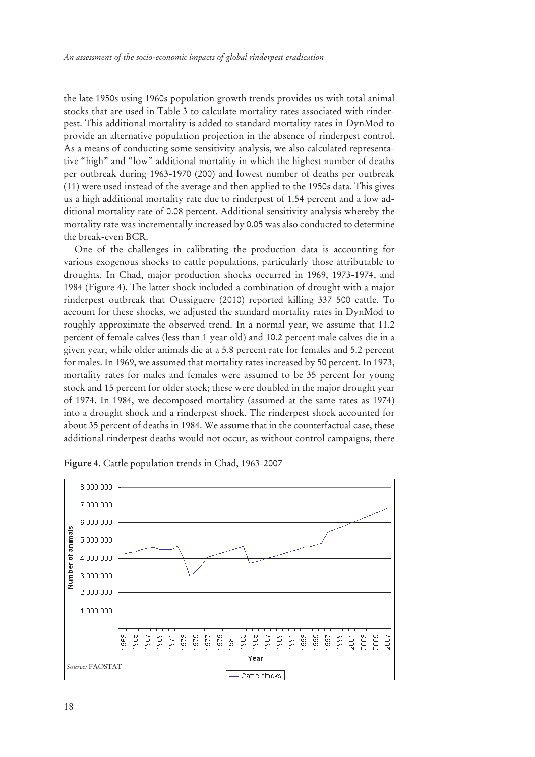the late 1950s using 1960s population growth trends provides us with total animal stocks that are used in Table 3 to calculate mortality rates associated with rinderpest. This additional mortality is added to standard mortality rates in DynMod to provide an alternative population projection in the absence of rinderpest control. As a means of conducting some sensitivity analysis, we also calculated representative "high" and "low" additional mortality in which the highest number of deaths per outbreak during 1963-1970 (200) and lowest number of deaths per outbreak (11) were used instead of the average and then applied to the 1950s data. This gives us a high additional mortality rate due to rinderpest of 1.54 percent and a low additional mortality rate of 0.08 percent. Additional sensitivity analysis whereby the mortality rate was incrementally increased by 0.05 was also conducted to determine the break-even BCR.

One of the challenges in calibrating the production data is accounting for various exogenous shocks to cattle populations, particularly those attributable to droughts. In Chad, major production shocks occurred in 1969, 1973-1974, and 1984 (Figure 4). The latter shock included a combination of drought with a major rinderpest outbreak that Oussiguere (2010) reported killing 337 500 cattle. To account for these shocks, we adjusted the standard mortality rates in DynMod to roughly approximate the observed trend. In a normal year, we assume that 11.2 percent of female calves (less than 1 year old) and 10.2 percent male calves die in a given year, while older animals die at a 5.8 percent rate for females and 5.2 percent for males. In 1969, we assumed that mortality rates increased by 50 percent. In 1973, mortality rates for males and females were assumed to be 35 percent for young stock and 15 percent for older stock; these were doubled in the major drought year of 1974. In 1984, we decomposed mortality (assumed at the same rates as 1974) into a drought shock and a rinderpest shock. The rinderpest shock accounted for about 35 percent of deaths in 1984. We assume that in the counterfactual case, these additional rinderpest deaths would not occur, as without control campaigns, there

**Figure 4.** Cattle population trends in Chad, 1963-2007

*Source:* FAOSTAT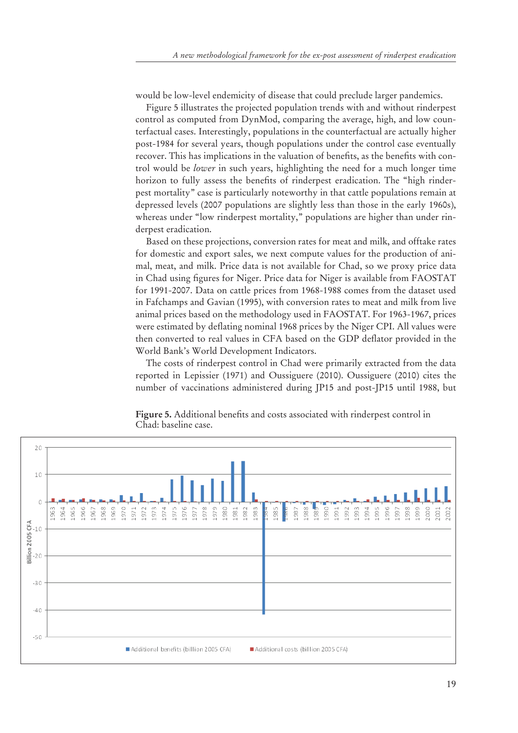would be low-level endemicity of disease that could preclude larger pandemics.

Figure 5 illustrates the projected population trends with and without rinderpest control as computed from DynMod, comparing the average, high, and low counterfactual cases. Interestingly, populations in the counterfactual are actually higher post-1984 for several years, though populations under the control case eventually recover. This has implications in the valuation of benefits, as the benefits with control would be *lower* in such years, highlighting the need for a much longer time horizon to fully assess the benefits of rinderpest eradication. The "high rinderpest mortality" case is particularly noteworthy in that cattle populations remain at depressed levels (2007 populations are slightly less than those in the early 1960s), whereas under "low rinderpest mortality," populations are higher than under rinderpest eradication.

Based on these projections, conversion rates for meat and milk, and offtake rates for domestic and export sales, we next compute values for the production of animal, meat, and milk. Price data is not available for Chad, so we proxy price data in Chad using figures for Niger. Price data for Niger is available from FAOSTAT for 1991-2007. Data on cattle prices from 1968-1988 comes from the dataset used in Fafchamps and Gavian (1995), with conversion rates to meat and milk from live animal prices based on the methodology used in FAOSTAT. For 1963-1967, prices were estimated by deflating nominal 1968 prices by the Niger CPI. All values were then converted to real values in CFA based on the GDP deflator provided in the World Bank's World Development Indicators.

The costs of rinderpest control in Chad were primarily extracted from the data reported in Lepissier (1971) and Oussiguere (2010). Oussiguere (2010) cites the number of vaccinations administered during JP15 and post-JP15 until 1988, but

**Figure 5.** Additional benefits and costs associated with rinderpest control in Chad: baseline case.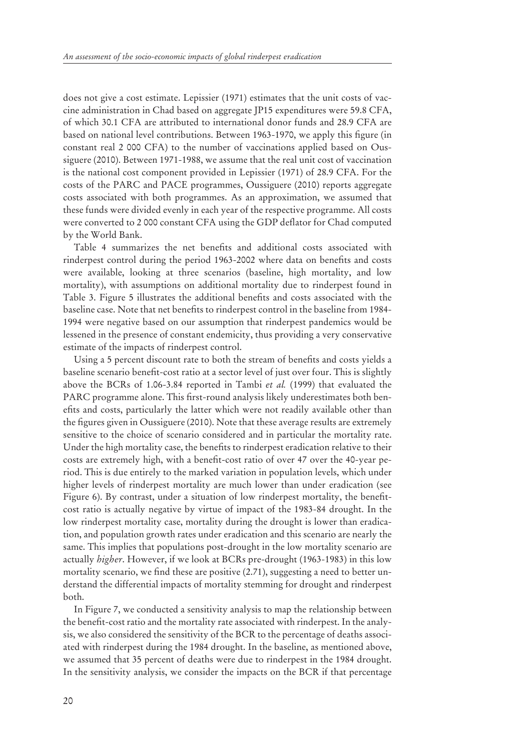does not give a cost estimate. Lepissier (1971) estimates that the unit costs of vaccine administration in Chad based on aggregate JP15 expenditures were 59.8 CFA, of which 30.1 CFA are attributed to international donor funds and 28.9 CFA are based on national level contributions. Between 1963-1970, we apply this figure (in constant real 2 000 CFA) to the number of vaccinations applied based on Oussiguere (2010). Between 1971-1988, we assume that the real unit cost of vaccination is the national cost component provided in Lepissier (1971) of 28.9 CFA. For the costs of the PARC and PACE programmes, Oussiguere (2010) reports aggregate costs associated with both programmes. As an approximation, we assumed that these funds were divided evenly in each year of the respective programme. All costs were converted to 2 000 constant CFA using the GDP deflator for Chad computed by the World Bank.

Table 4 summarizes the net benefits and additional costs associated with rinderpest control during the period 1963-2002 where data on benefits and costs were available, looking at three scenarios (baseline, high mortality, and low mortality), with assumptions on additional mortality due to rinderpest found in Table 3. Figure 5 illustrates the additional benefits and costs associated with the baseline case. Note that net benefits to rinderpest control in the baseline from 1984-1994 were negative based on our assumption that rinderpest pandemics would be lessened in the presence of constant endemicity, thus providing a very conservative estimate of the impacts of rinderpest control.

Using a 5 percent discount rate to both the stream of benefits and costs yields a baseline scenario benefit-cost ratio at a sector level of just over four. This is slightly above the BCRs of 1.06-3.84 reported in Tambi *et al.* (1999) that evaluated the PARC programme alone. This first-round analysis likely underestimates both benefits and costs, particularly the latter which were not readily available other than the figures given in Oussiguere (2010). Note that these average results are extremely sensitive to the choice of scenario considered and in particular the mortality rate. Under the high mortality case, the benefits to rinderpest eradication relative to their costs are extremely high, with a benefit-cost ratio of over 47 over the 40-year period. This is due entirely to the marked variation in population levels, which under higher levels of rinderpest mortality are much lower than under eradication (see Figure 6). By contrast, under a situation of low rinderpest mortality, the benefit-cost ratio is actually negative by virtue of impact of the 1983-84 drought. In the low rinderpest mortality case, mortality during the drought is lower than eradication, and population growth rates under eradication and this scenario are nearly the same. This implies that populations post-drought in the low mortality scenario are actually *higher*. However, if we look at BCRs pre-drought (1963-1983) in this low mortality scenario, we find these are positive (2.71), suggesting a need to better understand the differential impacts of mortality stemming for drought and rinderpest both.

In Figure 7, we conducted a sensitivity analysis to map the relationship between the benefit-cost ratio and the mortality rate associated with rinderpest. In the analysis, we also considered the sensitivity of the BCR to the percentage of deaths associated with rinderpest during the 1984 drought. In the baseline, as mentioned above, we assumed that 35 percent of deaths were due to rinderpest in the 1984 drought. In the sensitivity analysis, we consider the impacts on the BCR if that percentage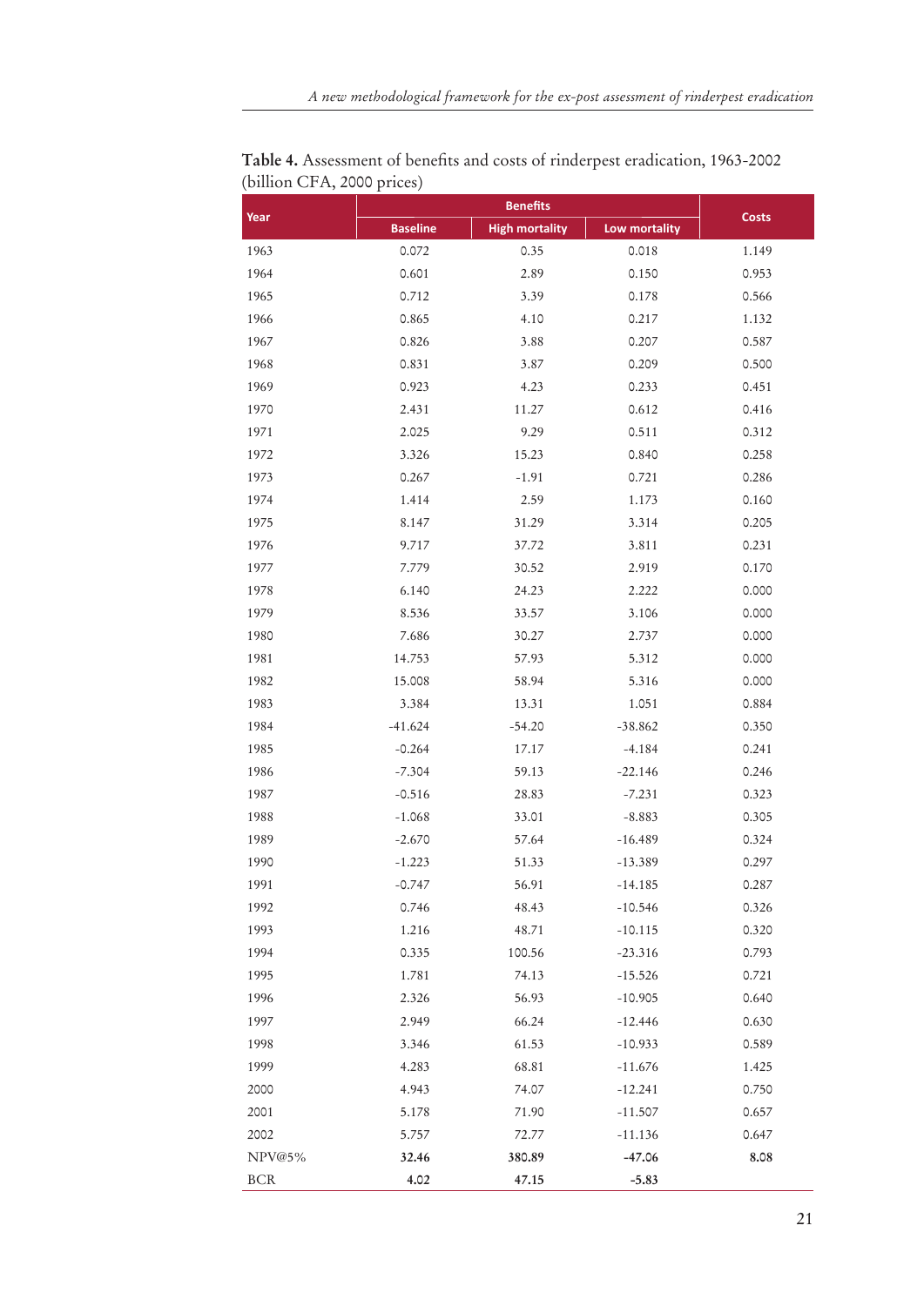**Table 4.** Assessment of benefits and costs of rinderpest eradication, 1963-2002 (billion CFA, 2000 prices)

| Year | Benefits | | | Costs |
|---|---|---|---|---|
| | Baseline | High mortality | Low mortality | |
| 1963 | 0.072 | 0.35 | 0.018 | 1.149 |
| 1964 | 0.601 | 2.89 | 0.150 | 0.953 |
| 1965 | 0.712 | 3.39 | 0.178 | 0.566 |
| 1966 | 0.865 | 4.10 | 0.217 | 1.132 |
| 1967 | 0.826 | 3.88 | 0.207 | 0.587 |
| 1968 | 0.831 | 3.87 | 0.209 | 0.500 |
| 1969 | 0.923 | 4.23 | 0.233 | 0.451 |
| 1970 | 2.431 | 11.27 | 0.612 | 0.416 |
| 1971 | 2.025 | 9.29 | 0.511 | 0.312 |
| 1972 | 3.326 | 15.23 | 0.840 | 0.258 |
| 1973 | 0.267 | -1.91 | 0.721 | 0.286 |
| 1974 | 1.414 | 2.59 | 1.173 | 0.160 |
| 1975 | 8.147 | 31.29 | 3.314 | 0.205 |
| 1976 | 9.717 | 37.72 | 3.811 | 0.231 |
| 1977 | 7.779 | 30.52 | 2.919 | 0.170 |
| 1978 | 6.140 | 24.23 | 2.222 | 0.000 |
| 1979 | 8.536 | 33.57 | 3.106 | 0.000 |
| 1980 | 7.686 | 30.27 | 2.737 | 0.000 |
| 1981 | 14.753 | 57.93 | 5.312 | 0.000 |
| 1982 | 15.008 | 58.94 | 5.316 | 0.000 |
| 1983 | 3.384 | 13.31 | 1.051 | 0.884 |
| 1984 | -41.624 | -54.20 | -38.862 | 0.350 |
| 1985 | -0.264 | 17.17 | -4.184 | 0.241 |
| 1986 | -7.304 | 59.13 | -22.146 | 0.246 |
| 1987 | -0.516 | 28.83 | -7.231 | 0.323 |
| 1988 | -1.068 | 33.01 | -8.883 | 0.305 |
| 1989 | -2.670 | 57.64 | -16.489 | 0.324 |
| 1990 | -1.223 | 51.33 | -13.389 | 0.297 |
| 1991 | -0.747 | 56.91 | -14.185 | 0.287 |
| 1992 | 0.746 | 48.43 | -10.546 | 0.326 |
| 1993 | 1.216 | 48.71 | -10.115 | 0.320 |
| 1994 | 0.335 | 100.56 | -23.316 | 0.793 |
| 1995 | 1.781 | 74.13 | -15.526 | 0.721 |
| 1996 | 2.326 | 56.93 | -10.905 | 0.640 |
| 1997 | 2.949 | 66.24 | -12.446 | 0.630 |
| 1998 | 3.346 | 61.53 | -10.933 | 0.589 |
| 1999 | 4.283 | 68.81 | -11.676 | 1.425 |
| 2000 | 4.943 | 74.07 | -12.241 | 0.750 |
| 2001 | 5.178 | 71.90 | -11.507 | 0.657 |
| 2002 | 5.757 | 72.77 | -11.136 | 0.647 |
| NPV@5% | **32.46** | **380.89** | **-47.06** | **8.08** |
| BCR | **4.02** | **47.15** | **-5.83** | |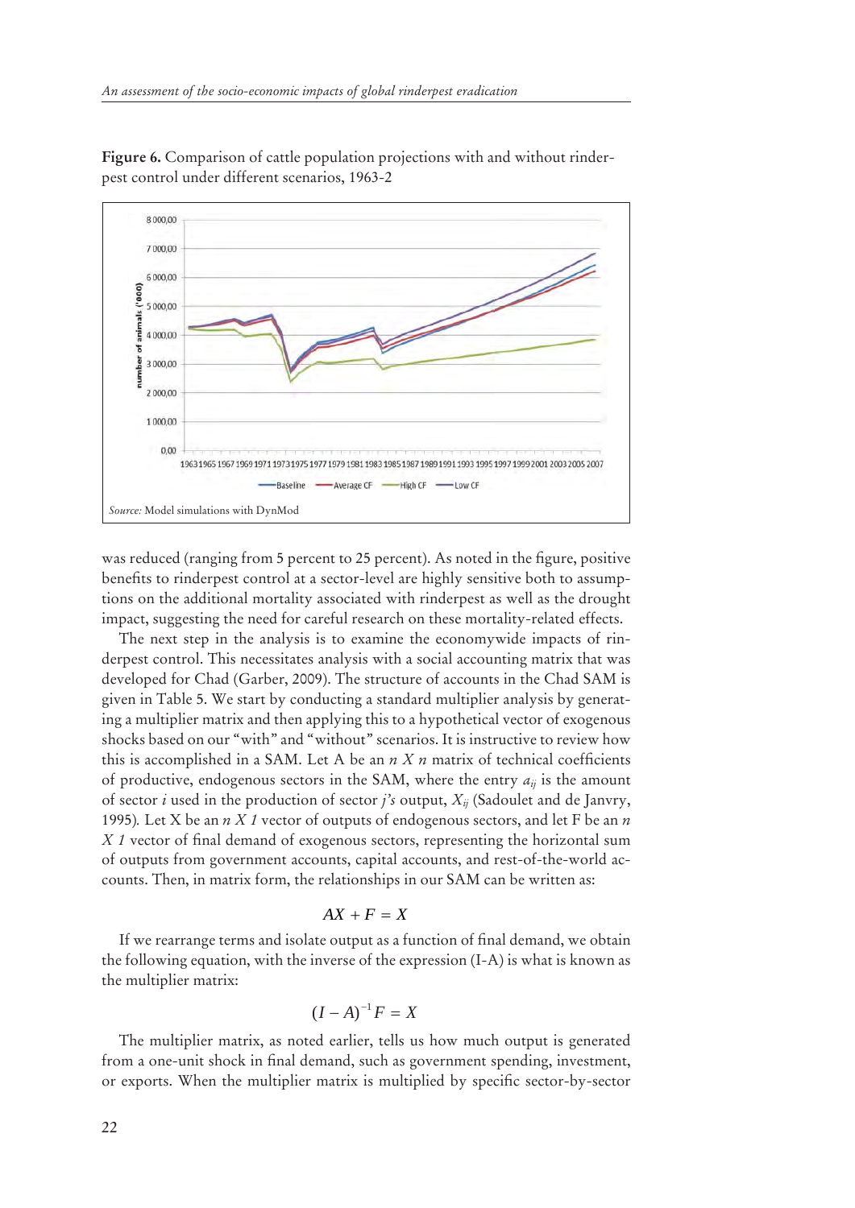**Figure 6.** Comparison of cattle population projections with and without rinderpest control under different scenarios, 1963-2

*Source:* Model simulations with DynMod

was reduced (ranging from 5 percent to 25 percent). As noted in the figure, positive benefits to rinderpest control at a sector-level are highly sensitive both to assumptions on the additional mortality associated with rinderpest as well as the drought impact, suggesting the need for careful research on these mortality-related effects.

The next step in the analysis is to examine the economywide impacts of rinderpest control. This necessitates analysis with a social accounting matrix that was developed for Chad (Garber, 2009). The structure of accounts in the Chad SAM is given in Table 5. We start by conducting a standard multiplier analysis by generating a multiplier matrix and then applying this to a hypothetical vector of exogenous shocks based on our "with" and "without" scenarios. It is instructive to review how this is accomplished in a SAM. Let A be an *n X n* matrix of technical coefficients of productive, endogenous sectors in the SAM, where the entry $a_{ij}$ is the amount of sector *i* used in the production of sector *j's* output, $X_{ij}$ (Sadoulet and de Janvry, 1995). Let X be an *n X 1* vector of outputs of endogenous sectors, and let F be an *n X 1* vector of final demand of exogenous sectors, representing the horizontal sum of outputs from government accounts, capital accounts, and rest-of-the-world accounts. Then, in matrix form, the relationships in our SAM can be written as:

$$AX + F = X$$

If we rearrange terms and isolate output as a function of final demand, we obtain the following equation, with the inverse of the expression (I-A) is what is known as the multiplier matrix:

$$(I - A)^{-1} F = X$$

The multiplier matrix, as noted earlier, tells us how much output is generated from a one-unit shock in final demand, such as government spending, investment, or exports. When the multiplier matrix is multiplied by specific sector-by-sector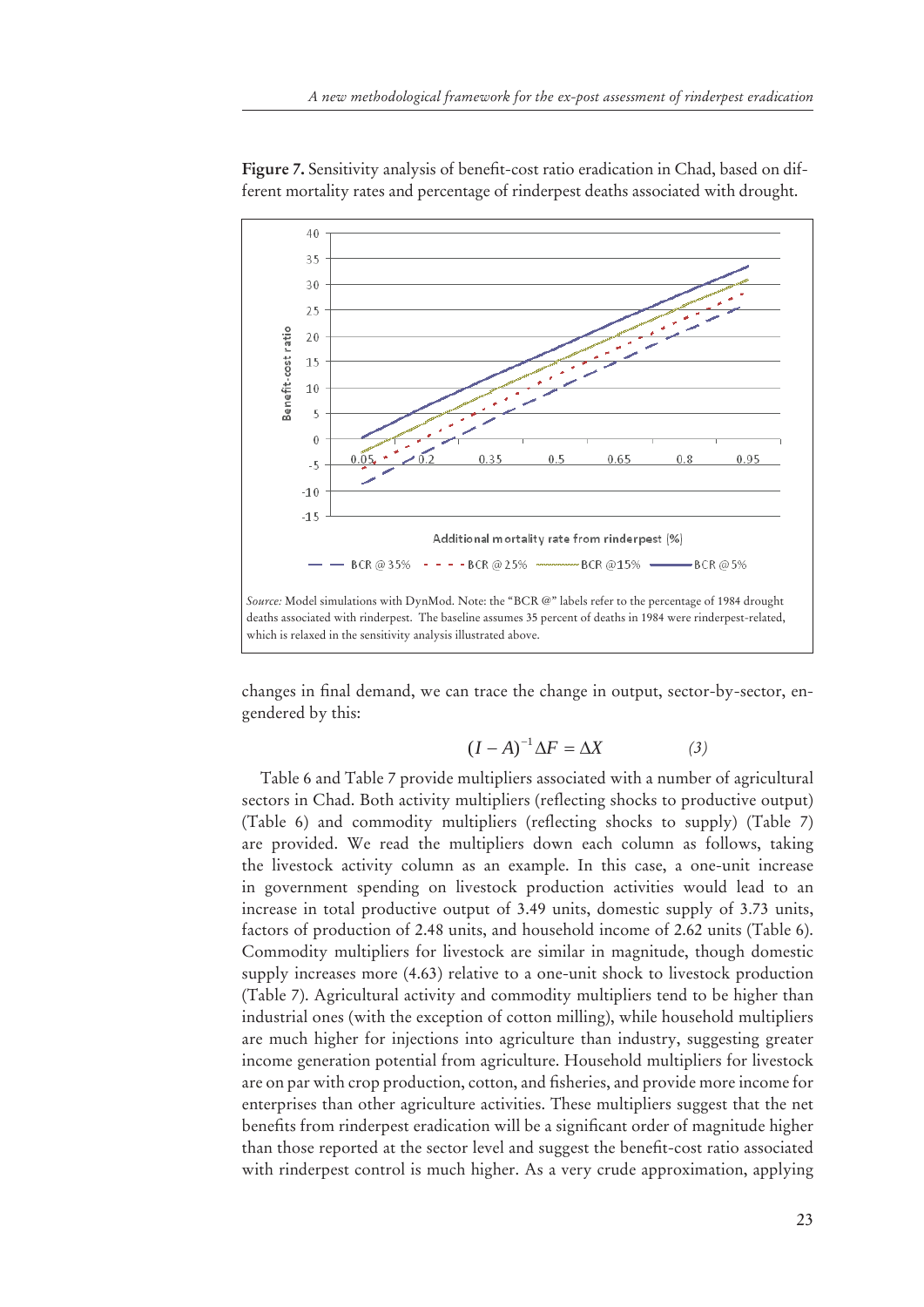**Figure 7.** Sensitivity analysis of benefit-cost ratio eradication in Chad, based on different mortality rates and percentage of rinderpest deaths associated with drought.

*Source:* Model simulations with DynMod. Note: the "BCR @" labels refer to the percentage of 1984 drought deaths associated with rinderpest. The baseline assumes 35 percent of deaths in 1984 were rinderpest-related, which is relaxed in the sensitivity analysis illustrated above.

changes in final demand, we can trace the change in output, sector-by-sector, engendered by this:

$$(I - A)^{-1} \Delta F = \Delta X \qquad (3)$$

Table 6 and Table 7 provide multipliers associated with a number of agricultural sectors in Chad. Both activity multipliers (reflecting shocks to productive output) (Table 6) and commodity multipliers (reflecting shocks to supply) (Table 7) are provided. We read the multipliers down each column as follows, taking the livestock activity column as an example. In this case, a one-unit increase in government spending on livestock production activities would lead to an increase in total productive output of 3.49 units, domestic supply of 3.73 units, factors of production of 2.48 units, and household income of 2.62 units (Table 6). Commodity multipliers for livestock are similar in magnitude, though domestic supply increases more (4.63) relative to a one-unit shock to livestock production (Table 7). Agricultural activity and commodity multipliers tend to be higher than industrial ones (with the exception of cotton milling), while household multipliers are much higher for injections into agriculture than industry, suggesting greater income generation potential from agriculture. Household multipliers for livestock are on par with crop production, cotton, and fisheries, and provide more income for enterprises than other agriculture activities. These multipliers suggest that the net benefits from rinderpest eradication will be a significant order of magnitude higher than those reported at the sector level and suggest the benefit-cost ratio associated with rinderpest control is much higher. As a very crude approximation, applying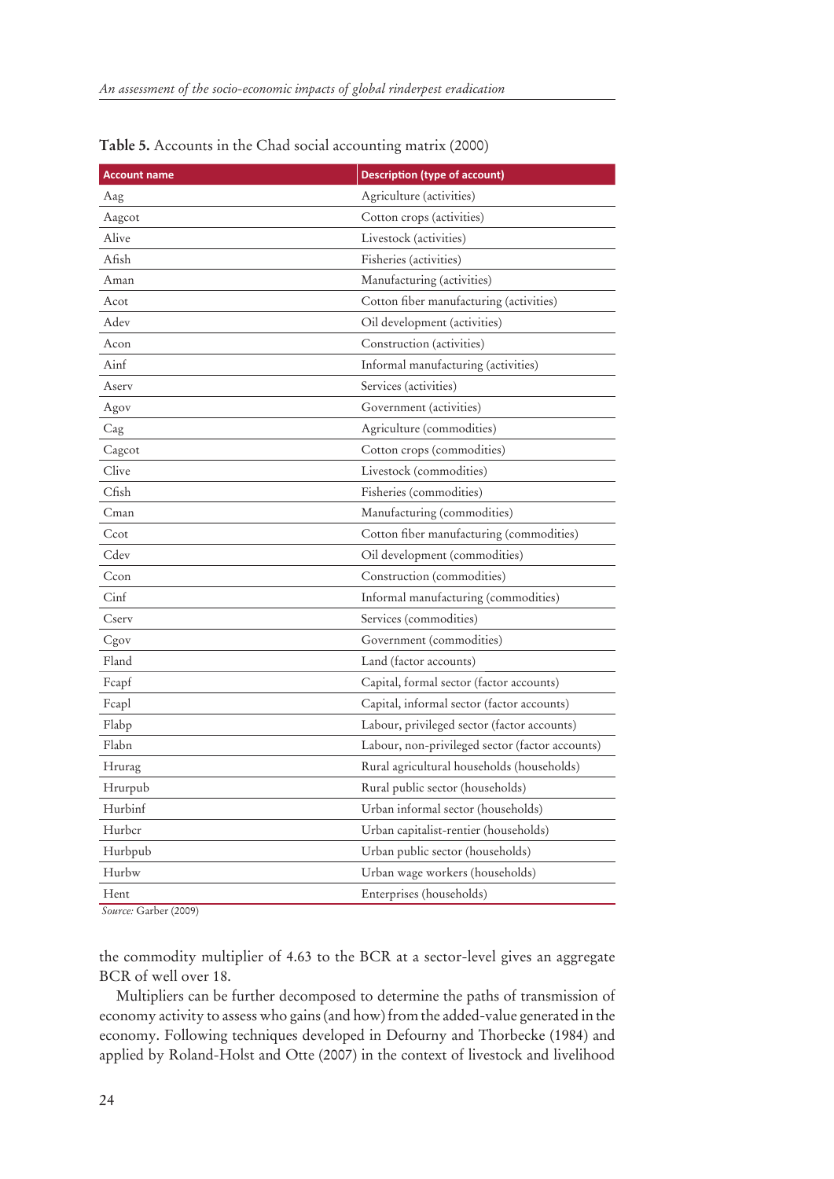**Table 5.** Accounts in the Chad social accounting matrix (2000)

| Account name | Description (type of account) |
|---|---|
| Aag | Agriculture (activities) |
| Aagcot | Cotton crops (activities) |
| Alive | Livestock (activities) |
| Afish | Fisheries (activities) |
| Aman | Manufacturing (activities) |
| Acot | Cotton fiber manufacturing (activities) |
| Adev | Oil development (activities) |
| Acon | Construction (activities) |
| Ainf | Informal manufacturing (activities) |
| Aserv | Services (activities) |
| Agov | Government (activities) |
| Cag | Agriculture (commodities) |
| Cagcot | Cotton crops (commodities) |
| Clive | Livestock (commodities) |
| Cfish | Fisheries (commodities) |
| Cman | Manufacturing (commodities) |
| Ccot | Cotton fiber manufacturing (commodities) |
| Cdev | Oil development (commodities) |
| Ccon | Construction (commodities) |
| Cinf | Informal manufacturing (commodities) |
| Cserv | Services (commodities) |
| Cgov | Government (commodities) |
| Fland | Land (factor accounts) |
| Fcapf | Capital, formal sector (factor accounts) |
| Fcapl | Capital, informal sector (factor accounts) |
| Flabp | Labour, privileged sector (factor accounts) |
| Flabn | Labour, non-privileged sector (factor accounts) |
| Hrurag | Rural agricultural households (households) |
| Hrurpub | Rural public sector (households) |
| Hurbinf | Urban informal sector (households) |
| Hurbcr | Urban capitalist-rentier (households) |
| Hurbpub | Urban public sector (households) |
| Hurbw | Urban wage workers (households) |
| Hent | Enterprises (households) |

*Source:* Garber (2009)

the commodity multiplier of 4.63 to the BCR at a sector-level gives an aggregate BCR of well over 18.

Multipliers can be further decomposed to determine the paths of transmission of economy activity to assess who gains (and how) from the added-value generated in the economy. Following techniques developed in Defourny and Thorbecke (1984) and applied by Roland-Holst and Otte (2007) in the context of livestock and livelihood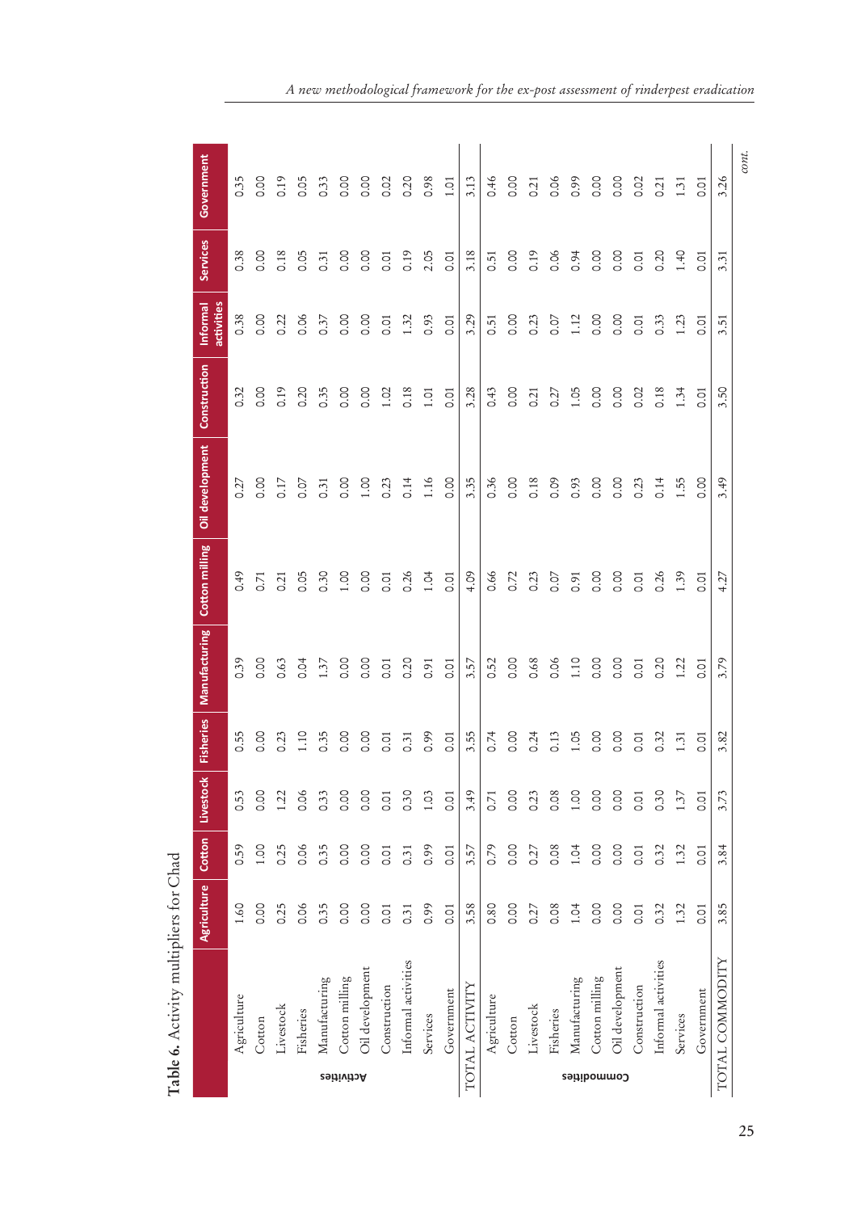**Table 6.** Activity multipliers for Chad

| | | Agriculture | Cotton | Livestock | Fisheries | Manufacturing | Cotton milling | Oil development | Construction | Informal activities | Services | Government |
|---|---|---|---|---|---|---|---|---|---|---|---|---|
| Activities | Agriculture | 1.60 | 0.59 | 0.53 | 0.55 | 0.39 | 0.49 | 0.27 | 0.32 | 0.38 | 0.38 | 0.35 |
| | Cotton | 0.00 | 1.00 | 0.00 | 0.00 | 0.00 | 0.71 | 0.00 | 0.00 | 0.00 | 0.00 | 0.00 |
| | Livestock | 0.25 | 0.25 | 1.22 | 0.23 | 0.63 | 0.21 | 0.17 | 0.19 | 0.22 | 0.18 | 0.19 |
| | Fisheries | 0.06 | 0.06 | 0.06 | 1.10 | 0.04 | 0.05 | 0.07 | 0.20 | 0.06 | 0.05 | 0.05 |
| | Manufacturing | 0.35 | 0.35 | 0.33 | 0.35 | 1.37 | 0.30 | 0.31 | 0.35 | 0.37 | 0.31 | 0.33 |
| | Cotton milling | 0.00 | 0.00 | 0.00 | 0.00 | 0.00 | 1.00 | 0.00 | 0.00 | 0.00 | 0.00 | 0.00 |
| | Oil development | 0.00 | 0.00 | 0.00 | 0.00 | 0.00 | 0.00 | 1.00 | 0.00 | 0.00 | 0.00 | 0.00 |
| | Construction | 0.01 | 0.01 | 0.01 | 0.01 | 0.01 | 0.01 | 0.23 | 1.02 | 0.01 | 0.01 | 0.02 |
| | Informal activities | 0.31 | 0.31 | 0.30 | 0.31 | 0.20 | 0.26 | 0.14 | 0.18 | 1.32 | 0.19 | 0.20 |
| | Services | 0.99 | 0.99 | 1.03 | 0.99 | 0.91 | 1.04 | 1.16 | 1.01 | 0.93 | 2.05 | 0.98 |
| | Government | 0.01 | 0.01 | 0.01 | 0.01 | 0.01 | 0.01 | 0.00 | 0.01 | 0.01 | 0.01 | 1.01 |
| TOTAL ACTIVITY | | 3.58 | 3.57 | 3.49 | 3.55 | 3.57 | 4.09 | 3.35 | 3.28 | 3.29 | 3.18 | 3.13 |
| Commodities | Agriculture | 0.80 | 0.79 | 0.71 | 0.74 | 0.52 | 0.66 | 0.36 | 0.43 | 0.51 | 0.51 | 0.46 |
| | Cotton | 0.00 | 0.00 | 0.00 | 0.00 | 0.00 | 0.72 | 0.00 | 0.00 | 0.00 | 0.00 | 0.00 |
| | Livestock | 0.27 | 0.27 | 0.23 | 0.24 | 0.68 | 0.23 | 0.18 | 0.21 | 0.23 | 0.19 | 0.21 |
| | Fisheries | 0.08 | 0.08 | 0.08 | 0.13 | 0.06 | 0.07 | 0.09 | 0.27 | 0.07 | 0.06 | 0.06 |
| | Manufacturing | 1.04 | 1.04 | 1.00 | 1.05 | 1.10 | 0.91 | 0.93 | 1.05 | 1.12 | 0.94 | 0.99 |
| | Cotton milling | 0.00 | 0.00 | 0.00 | 0.00 | 0.00 | 0.00 | 0.00 | 0.00 | 0.00 | 0.00 | 0.00 |
| | Oil development | 0.00 | 0.00 | 0.00 | 0.00 | 0.00 | 0.00 | 0.00 | 0.00 | 0.00 | 0.00 | 0.00 |
| | Construction | 0.01 | 0.01 | 0.01 | 0.01 | 0.01 | 0.01 | 0.23 | 0.02 | 0.01 | 0.01 | 0.02 |
| | Informal activities | 0.32 | 0.32 | 0.30 | 0.32 | 0.20 | 0.26 | 0.14 | 0.18 | 0.33 | 0.20 | 0.21 |
| | Services | 1.32 | 1.32 | 1.37 | 1.31 | 1.22 | 1.39 | 1.55 | 1.34 | 1.23 | 1.40 | 1.31 |
| | Government | 0.01 | 0.01 | 0.01 | 0.01 | 0.01 | 0.01 | 0.00 | 0.01 | 0.01 | 0.01 | 0.01 |
| TOTAL COMMODITY | | 3.85 | 3.84 | 3.73 | 3.82 | 3.79 | 4.27 | 3.49 | 3.50 | 3.51 | 3.31 | 3.26 |

*cont.*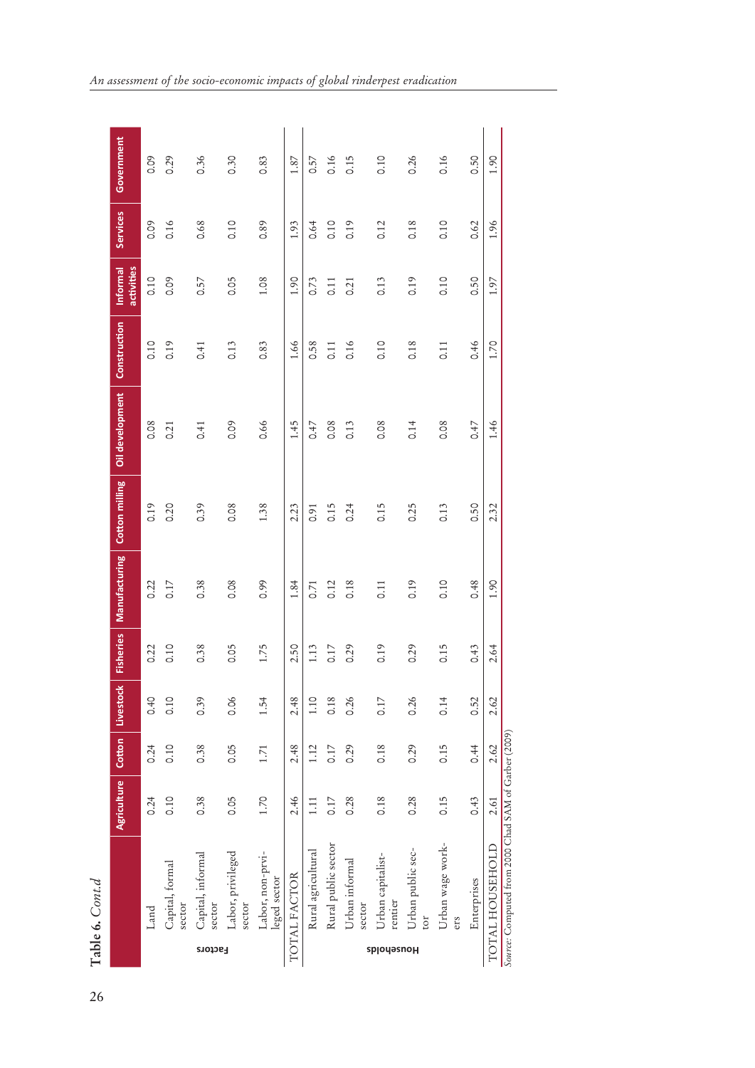**Table 6.** *Cont.d*

| | | Agriculture | Cotton | Livestock | Fisheries | Manufacturing | Cotton milling | Oil development | Construction | Informal activities | Services | Government |
|---|---|---|---|---|---|---|---|---|---|---|---|---|
| Factors | Land | 0.24 | 0.24 | 0.40 | 0.22 | 0.22 | 0.19 | 0.08 | 0.10 | 0.10 | 0.09 | 0.09 |
| | Capital, formal sector | 0.10 | 0.10 | 0.10 | 0.10 | 0.17 | 0.20 | 0.21 | 0.19 | 0.09 | 0.16 | 0.29 |
| | Capital, informal sector | 0.38 | 0.38 | 0.39 | 0.38 | 0.38 | 0.39 | 0.41 | 0.41 | 0.57 | 0.68 | 0.36 |
| | Labor, privileged sector | 0.05 | 0.05 | 0.06 | 0.05 | 0.08 | 0.08 | 0.09 | 0.13 | 0.05 | 0.10 | 0.30 |
| | Labor, non-privileged sector | 1.70 | 1.71 | 1.54 | 1.75 | 0.99 | 1.38 | 0.66 | 0.83 | 1.08 | 0.89 | 0.83 |
| TOTAL FACTOR | | 2.46 | 2.48 | 2.48 | 2.50 | 1.84 | 2.23 | 1.45 | 1.66 | 1.90 | 1.93 | 1.87 |
| Households | Rural agricultural | 1.11 | 1.12 | 1.10 | 1.13 | 0.71 | 0.91 | 0.47 | 0.58 | 0.73 | 0.64 | 0.57 |
| | Rural public sector | 0.17 | 0.17 | 0.18 | 0.17 | 0.12 | 0.15 | 0.08 | 0.11 | 0.11 | 0.10 | 0.16 |
| | Urban informal sector | 0.28 | 0.29 | 0.26 | 0.29 | 0.18 | 0.24 | 0.13 | 0.16 | 0.21 | 0.19 | 0.15 |
| | Urban capitalist-rentier | 0.18 | 0.18 | 0.17 | 0.19 | 0.11 | 0.15 | 0.08 | 0.10 | 0.13 | 0.12 | 0.10 |
| | Urban public sector | 0.28 | 0.29 | 0.26 | 0.29 | 0.19 | 0.25 | 0.14 | 0.18 | 0.19 | 0.18 | 0.26 |
| | Urban wage workers | 0.15 | 0.15 | 0.14 | 0.15 | 0.10 | 0.13 | 0.08 | 0.11 | 0.10 | 0.10 | 0.16 |
| | Enterprises | 0.43 | 0.44 | 0.52 | 0.43 | 0.48 | 0.50 | 0.47 | 0.46 | 0.50 | 0.62 | 0.50 |
| TOTAL HOUSEHOLD | | 2.61 | 2.62 | 2.62 | 2.64 | 1.90 | 2.32 | 1.46 | 1.70 | 1.97 | 1.96 | 1.90 |

*Source:* Computed from 2000 Chad SAM of Garber (2009)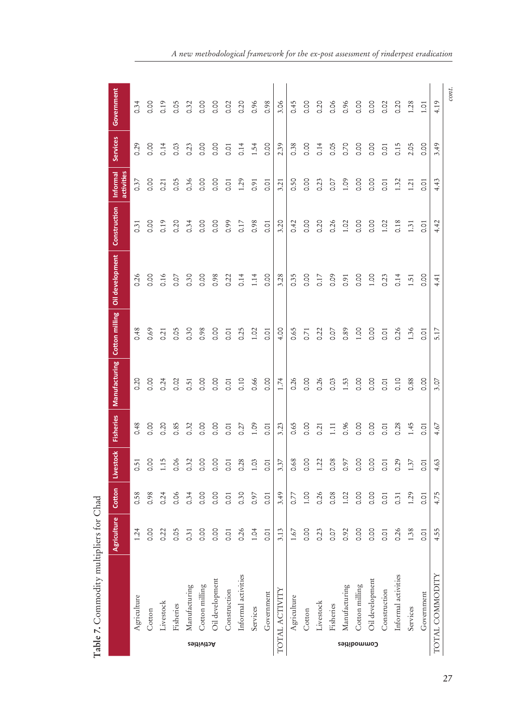**Table 7.** Commodity multipliers for Chad

| | | Agriculture | Cotton | Livestock | Fisheries | Manufacturing | Cotton milling | Oil development | Construction | Informal activities | Services | Government |
|---|---|---|---|---|---|---|---|---|---|---|---|---|
| Activities | Agriculture | 1.24 | 0.58 | 0.51 | 0.48 | 0.20 | 0.48 | 0.26 | 0.31 | 0.37 | 0.29 | 0.34 |
| | Cotton | 0.00 | 0.98 | 0.00 | 0.00 | 0.00 | 0.69 | 0.00 | 0.00 | 0.00 | 0.00 | 0.00 |
| | Livestock | 0.22 | 0.24 | 1.15 | 0.20 | 0.24 | 0.21 | 0.16 | 0.19 | 0.21 | 0.14 | 0.19 |
| | Fisheries | 0.05 | 0.06 | 0.06 | 0.85 | 0.02 | 0.05 | 0.07 | 0.20 | 0.05 | 0.03 | 0.05 |
| | Manufacturing | 0.31 | 0.34 | 0.32 | 0.32 | 0.51 | 0.30 | 0.30 | 0.34 | 0.36 | 0.23 | 0.32 |
| | Cotton milling | 0.00 | 0.00 | 0.00 | 0.00 | 0.00 | 0.98 | 0.00 | 0.00 | 0.00 | 0.00 | 0.00 |
| | Oil development | 0.00 | 0.00 | 0.00 | 0.00 | 0.00 | 0.00 | 0.98 | 0.00 | 0.00 | 0.00 | 0.00 |
| | Construction | 0.01 | 0.01 | 0.01 | 0.01 | 0.01 | 0.01 | 0.22 | 0.99 | 0.01 | 0.01 | 0.02 |
| | Informal activities | 0.26 | 0.30 | 0.28 | 0.27 | 0.10 | 0.25 | 0.14 | 0.17 | 1.29 | 0.14 | 0.20 |
| | Services | 1.04 | 0.97 | 1.03 | 1.09 | 0.66 | 1.02 | 1.14 | 0.98 | 0.91 | 1.54 | 0.96 |
| | Government | 0.01 | 0.01 | 0.01 | 0.01 | 0.00 | 0.01 | 0.00 | 0.01 | 0.01 | 0.00 | 0.98 |
| TOTAL ACTIVITY | | 3.13 | 3.49 | 3.37 | 3.23 | 1.74 | 4.00 | 3.28 | 3.20 | 3.21 | 2.39 | 3.06 |
| Commodities | Agriculture | 1.67 | 0.77 | 0.68 | 0.65 | 0.26 | 0.65 | 0.35 | 0.42 | 0.50 | 0.38 | 0.45 |
| | Cotton | 0.00 | 1.00 | 0.00 | 0.00 | 0.00 | 0.71 | 0.00 | 0.00 | 0.00 | 0.00 | 0.00 |
| | Livestock | 0.23 | 0.26 | 1.22 | 0.21 | 0.26 | 0.22 | 0.17 | 0.20 | 0.23 | 0.14 | 0.20 |
| | Fisheries | 0.07 | 0.08 | 0.08 | 1.11 | 0.03 | 0.07 | 0.09 | 0.26 | 0.07 | 0.05 | 0.06 |
| | Manufacturing | 0.92 | 1.02 | 0.97 | 0.96 | 1.53 | 0.89 | 0.91 | 1.02 | 1.09 | 0.70 | 0.96 |
| | Cotton milling | 0.00 | 0.00 | 0.00 | 0.00 | 0.00 | 1.00 | 0.00 | 0.00 | 0.00 | 0.00 | 0.00 |
| | Oil development | 0.00 | 0.00 | 0.00 | 0.00 | 0.00 | 0.00 | 1.00 | 0.00 | 0.00 | 0.00 | 0.00 |
| | Construction | 0.01 | 0.01 | 0.01 | 0.01 | 0.01 | 0.01 | 0.23 | 1.02 | 0.01 | 0.01 | 0.02 |
| | Informal activities | 0.26 | 0.31 | 0.29 | 0.28 | 0.10 | 0.26 | 0.14 | 0.18 | 1.32 | 0.15 | 0.20 |
| | Services | 1.38 | 1.29 | 1.37 | 1.45 | 0.88 | 1.36 | 1.51 | 1.31 | 1.21 | 2.05 | 1.28 |
| | Government | 0.01 | 0.01 | 0.01 | 0.01 | 0.00 | 0.01 | 0.00 | 0.01 | 0.01 | 0.00 | 1.01 |
| TOTAL COMMODITY | | 4.55 | 4.75 | 4.63 | 4.67 | 3.07 | 5.17 | 4.41 | 4.42 | 4.43 | 3.49 | 4.19 |

*cont.*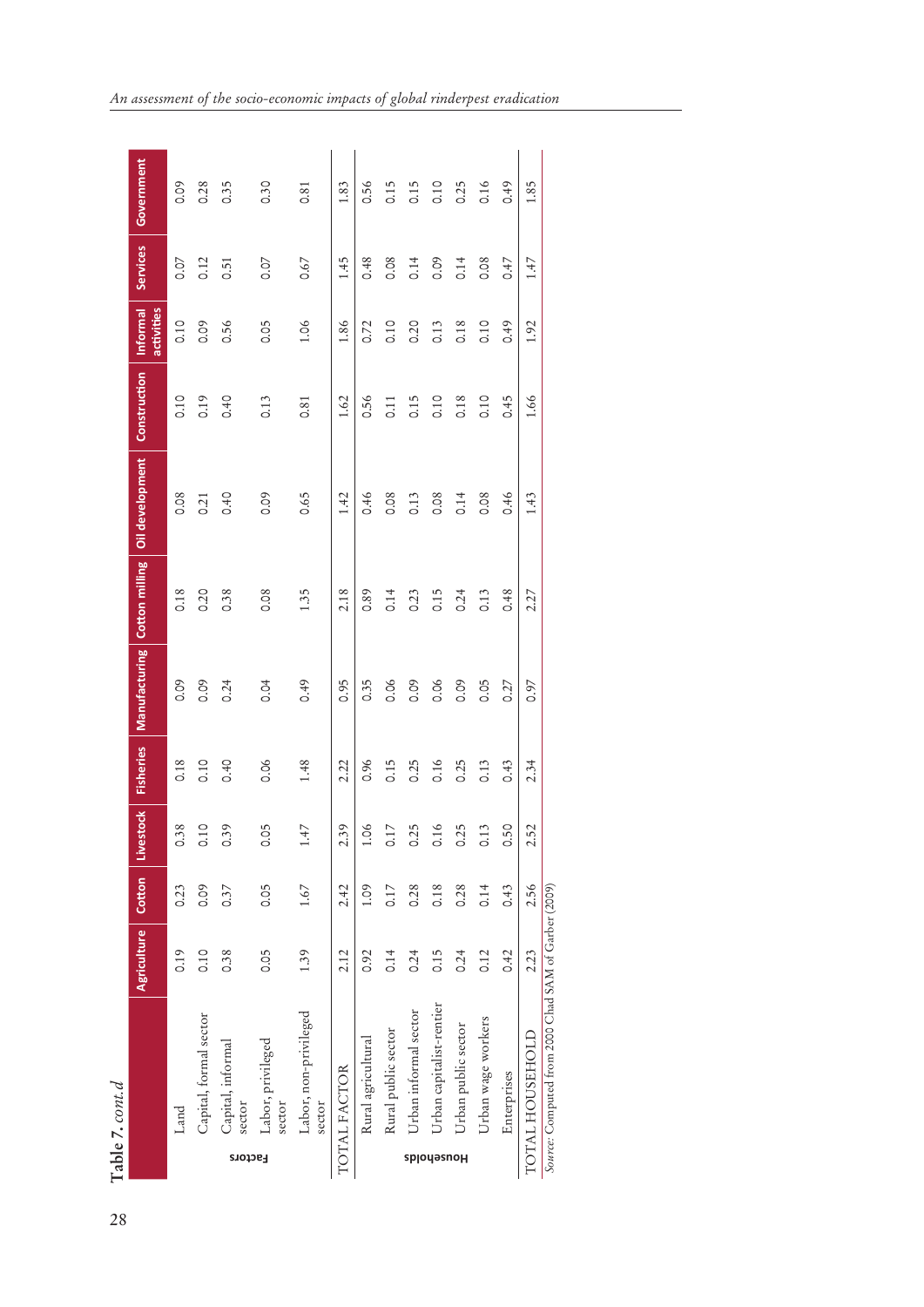**Table 7.** *cont.d*

| | | Agriculture | Cotton | Livestock | Fisheries | Manufacturing | Cotton milling | Oil development | Construction | Informal activities | Services | Government |
|---|---|---|---|---|---|---|---|---|---|---|---|---|
| Factors | Land | 0.19 | 0.23 | 0.38 | 0.18 | 0.09 | 0.18 | 0.08 | 0.10 | 0.10 | 0.07 | 0.09 |
| | Capital, formal sector | 0.10 | 0.09 | 0.10 | 0.10 | 0.09 | 0.20 | 0.21 | 0.19 | 0.09 | 0.12 | 0.28 |
| | Capital, informal sector | 0.38 | 0.37 | 0.39 | 0.40 | 0.24 | 0.38 | 0.40 | 0.40 | 0.56 | 0.51 | 0.35 |
| | Labor, privileged sector | 0.05 | 0.05 | 0.05 | 0.06 | 0.04 | 0.08 | 0.09 | 0.13 | 0.05 | 0.07 | 0.30 |
| | Labor, non-privileged sector | 1.39 | 1.67 | 1.47 | 1.48 | 0.49 | 1.35 | 0.65 | 0.81 | 1.06 | 0.67 | 0.81 |
| TOTAL FACTOR | | 2.12 | 2.42 | 2.39 | 2.22 | 0.95 | 2.18 | 1.42 | 1.62 | 1.86 | 1.45 | 1.83 |
| Households | Rural agricultural | 0.92 | 1.09 | 1.06 | 0.96 | 0.35 | 0.89 | 0.46 | 0.56 | 0.72 | 0.48 | 0.56 |
| | Rural public sector | 0.14 | 0.17 | 0.17 | 0.15 | 0.06 | 0.14 | 0.08 | 0.11 | 0.10 | 0.08 | 0.15 |
| | Urban informal sector | 0.24 | 0.28 | 0.25 | 0.25 | 0.09 | 0.23 | 0.13 | 0.15 | 0.20 | 0.14 | 0.15 |
| | Urban capitalist-rentier | 0.15 | 0.18 | 0.16 | 0.16 | 0.06 | 0.15 | 0.08 | 0.10 | 0.13 | 0.09 | 0.10 |
| | Urban public sector | 0.24 | 0.28 | 0.25 | 0.25 | 0.09 | 0.24 | 0.14 | 0.18 | 0.18 | 0.14 | 0.25 |
| | Urban wage workers | 0.12 | 0.14 | 0.13 | 0.13 | 0.05 | 0.13 | 0.08 | 0.10 | 0.10 | 0.08 | 0.16 |
| | Enterprises | 0.42 | 0.43 | 0.50 | 0.43 | 0.27 | 0.48 | 0.46 | 0.45 | 0.49 | 0.47 | 0.49 |
| TOTAL HOUSEHOLD | | 2.23 | 2.56 | 2.52 | 2.34 | 0.97 | 2.27 | 1.43 | 1.66 | 1.92 | 1.47 | 1.85 |

*Source:* Computed from 2000 Chad SAM of Garber (2009)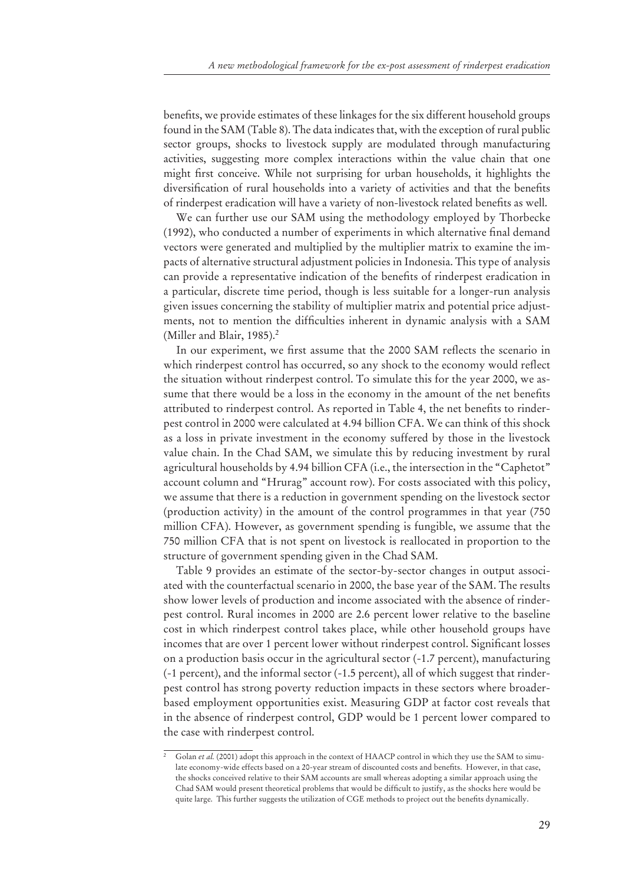benefits, we provide estimates of these linkages for the six different household groups found in the SAM (Table 8). The data indicates that, with the exception of rural public sector groups, shocks to livestock supply are modulated through manufacturing activities, suggesting more complex interactions within the value chain that one might first conceive. While not surprising for urban households, it highlights the diversification of rural households into a variety of activities and that the benefits of rinderpest eradication will have a variety of non-livestock related benefits as well.

We can further use our SAM using the methodology employed by Thorbecke (1992), who conducted a number of experiments in which alternative final demand vectors were generated and multiplied by the multiplier matrix to examine the impacts of alternative structural adjustment policies in Indonesia. This type of analysis can provide a representative indication of the benefits of rinderpest eradication in a particular, discrete time period, though is less suitable for a longer-run analysis given issues concerning the stability of multiplier matrix and potential price adjustments, not to mention the difficulties inherent in dynamic analysis with a SAM (Miller and Blair, 1985).[2]

In our experiment, we first assume that the 2000 SAM reflects the scenario in which rinderpest control has occurred, so any shock to the economy would reflect the situation without rinderpest control. To simulate this for the year 2000, we assume that there would be a loss in the economy in the amount of the net benefits attributed to rinderpest control. As reported in Table 4, the net benefits to rinderpest control in 2000 were calculated at 4.94 billion CFA. We can think of this shock as a loss in private investment in the economy suffered by those in the livestock value chain. In the Chad SAM, we simulate this by reducing investment by rural agricultural households by 4.94 billion CFA (i.e., the intersection in the "Caphetot" account column and "Hrurag" account row). For costs associated with this policy, we assume that there is a reduction in government spending on the livestock sector (production activity) in the amount of the control programmes in that year (750 million CFA). However, as government spending is fungible, we assume that the 750 million CFA that is not spent on livestock is reallocated in proportion to the structure of government spending given in the Chad SAM.

Table 9 provides an estimate of the sector-by-sector changes in output associated with the counterfactual scenario in 2000, the base year of the SAM. The results show lower levels of production and income associated with the absence of rinderpest control. Rural incomes in 2000 are 2.6 percent lower relative to the baseline cost in which rinderpest control takes place, while other household groups have incomes that are over 1 percent lower without rinderpest control. Significant losses on a production basis occur in the agricultural sector (-1.7 percent), manufacturing (-1 percent), and the informal sector (-1.5 percent), all of which suggest that rinderpest control has strong poverty reduction impacts in these sectors where broader-based employment opportunities exist. Measuring GDP at factor cost reveals that in the absence of rinderpest control, GDP would be 1 percent lower compared to the case with rinderpest control.

[2] Golan *et al.* (2001) adopt this approach in the context of HAACP control in which they use the SAM to simulate economy-wide effects based on a 20-year stream of discounted costs and benefits. However, in that case, the shocks conceived relative to their SAM accounts are small whereas adopting a similar approach using the Chad SAM would present theoretical problems that would be difficult to justify, as the shocks here would be quite large. This further suggests the utilization of CGE methods to project out the benefits dynamically.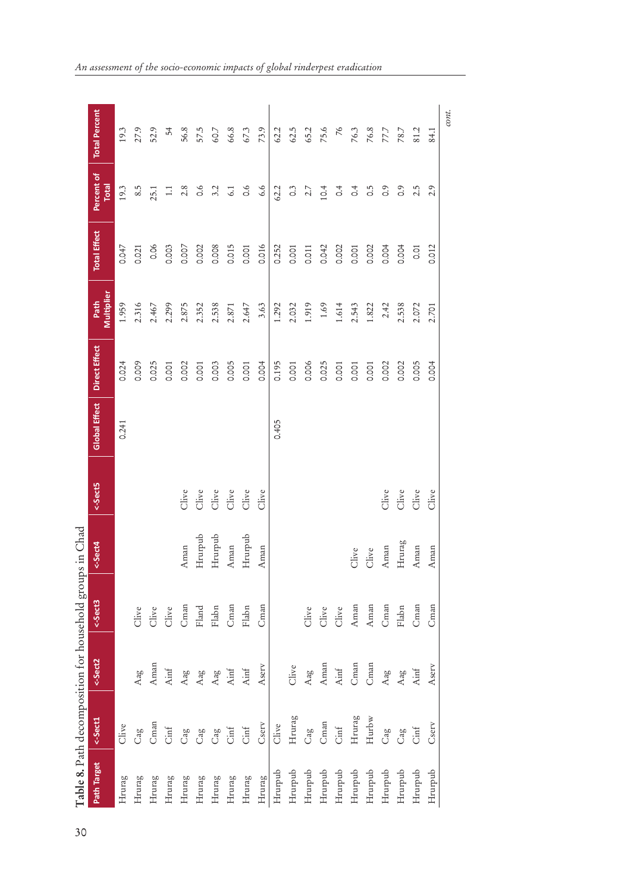**Table 8.** Path decomposition for household groups in Chad

| Path Target | <-Sect1 | <-Sect2 | <-Sect3 | <-Sect4 | <-Sect5 | Global Effect | Direct Effect | Path Multiplier | Total Effect | Percent of Total | Total Percent |
|---|---|---|---|---|---|---|---|---|---|---|---|
| Hrurag | Clive | | | | | 0.241 | 0.024 | 1.959 | 0.047 | 19.3 | 19.3 |
| Hrurag | Cag | Aag | Clive | | | | 0.009 | 2.316 | 0.021 | 8.5 | 27.9 |
| Hrurag | Cman | Aman | Clive | | | | 0.025 | 2.467 | 0.06 | 25.1 | 52.9 |
| Hrurag | Cinf | Ainf | Clive | | | | 0.001 | 2.299 | 0.003 | 1.1 | 54 |
| Hrurag | Cag | Aag | Cman | Aman | Clive | | 0.002 | 2.875 | 0.007 | 2.8 | 56.8 |
| Hrurag | Cag | Aag | Fland | Hrurpub | Clive | | 0.001 | 2.352 | 0.002 | 0.6 | 57.5 |
| Hrurag | Cag | Aag | Flabn | Hrurpub | Clive | | 0.003 | 2.538 | 0.008 | 3.2 | 60.7 |
| Hrurag | Cinf | Ainf | Cman | Aman | Clive | | 0.005 | 2.871 | 0.015 | 6.1 | 66.8 |
| Hrurag | Cinf | Ainf | Flabn | Hrurpub | Clive | | 0.001 | 2.647 | 0.001 | 0.6 | 67.3 |
| Hrurag | Cserv | Aserv | Cman | Aman | Clive | | 0.004 | 3.63 | 0.016 | 6.6 | 73.9 |
| Hrurpub | Clive | | | | | 0.405 | 0.195 | 1.292 | 0.252 | 62.2 | 62.2 |
| Hrurpub | Hrurag | Clive | | | | | 0.001 | 2.032 | 0.001 | 0.3 | 62.5 |
| Hrurpub | Cag | Aag | Clive | | | | 0.006 | 1.919 | 0.011 | 2.7 | 65.2 |
| Hrurpub | Cman | Aman | Clive | | | | 0.025 | 1.69 | 0.042 | 10.4 | 75.6 |
| Hrurpub | Cinf | Ainf | Clive | | | | 0.001 | 1.614 | 0.002 | 0.4 | 76 |
| Hrurpub | Hrurag | Cman | Aman | Clive | | | 0.001 | 2.543 | 0.001 | 0.4 | 76.3 |
| Hrurpub | Hurbw | Cman | Aman | Clive | | | 0.001 | 1.822 | 0.002 | 0.5 | 76.8 |
| Hrurpub | Cag | Aag | Cman | Aman | Clive | | 0.002 | 2.42 | 0.004 | 0.9 | 77.7 |
| Hrurpub | Cag | Aag | Flabn | Hrurag | Clive | | 0.002 | 2.538 | 0.004 | 0.9 | 78.7 |
| Hrurpub | Cinf | Ainf | Cman | Aman | Clive | | 0.005 | 2.072 | 0.01 | 2.5 | 81.2 |
| Hrurpub | Cserv | Aserv | Cman | Aman | Clive | | 0.004 | 2.701 | 0.012 | 2.9 | 84.1 |

*cont.*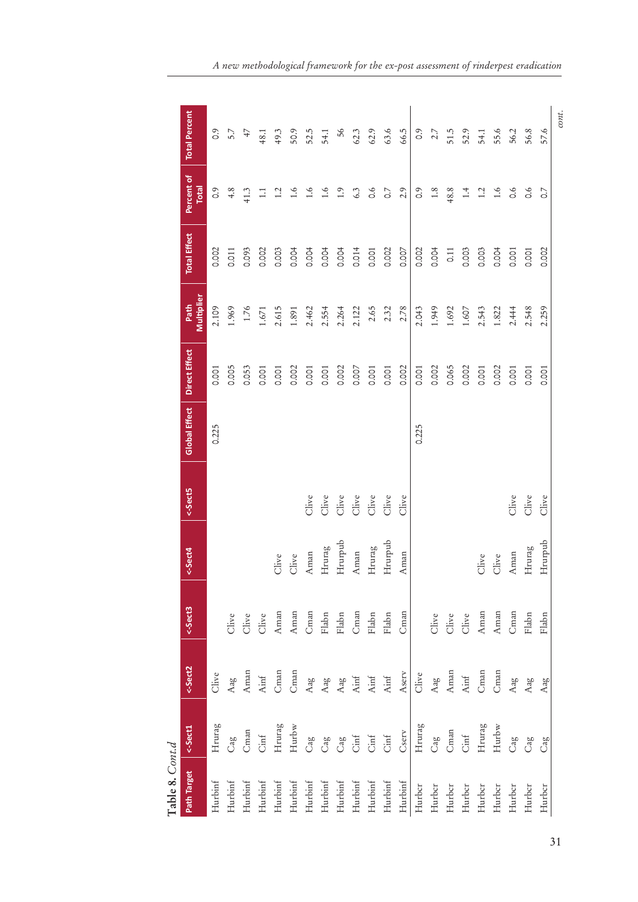**Table 8.** *Cont.d*

| Path Target | <-Sect1 | <-Sect2 | <-Sect3 | <-Sect4 | <-Sect5 | Global Effect | Direct Effect | Path Multiplier | Total Effect | Percent of Total | Total Percent |
|---|---|---|---|---|---|---|---|---|---|---|---|
| Hurbinf | Hrurag | Clive | | | | 0.225 | 0.001 | 2.109 | 0.002 | 0.9 | 0.9 |
| Hurbinf | Cag | Aag | Clive | | | | 0.005 | 1.969 | 0.011 | 4.8 | 5.7 |
| Hurbinf | Cman | Aman | Clive | | | | 0.053 | 1.76 | 0.093 | 41.3 | 47 |
| Hurbinf | Cinf | Ainf | Clive | | | | 0.001 | 1.671 | 0.002 | 1.1 | 48.1 |
| Hurbinf | Hrurag | Cman | Aman | Clive | | | 0.001 | 2.615 | 0.003 | 1.2 | 49.3 |
| Hurbinf | Hurbw | Cman | Aman | Clive | | | 0.002 | 1.891 | 0.004 | 1.6 | 50.9 |
| Hurbinf | Cag | Aag | Cman | Aman | Clive | | 0.001 | 2.462 | 0.004 | 1.6 | 52.5 |
| Hurbinf | Cag | Aag | Flabn | Hrurag | Clive | | 0.001 | 2.554 | 0.004 | 1.6 | 54.1 |
| Hurbinf | Cag | Aag | Flabn | Hrurpub | Clive | | 0.002 | 2.264 | 0.004 | 1.9 | 56 |
| Hurbinf | Cinf | Ainf | Cman | Aman | Clive | | 0.007 | 2.122 | 0.014 | 6.3 | 62.3 |
| Hurbinf | Cinf | Ainf | Flabn | Hrurag | Clive | | 0.001 | 2.65 | 0.001 | 0.6 | 62.9 |
| Hurbinf | Cinf | Ainf | Flabn | Hrurpub | Clive | | 0.001 | 2.32 | 0.002 | 0.7 | 63.6 |
| Hurbinf | Cserv | Aserv | Cman | Aman | Clive | | 0.002 | 2.78 | 0.007 | 2.9 | 66.5 |
| Hurbcr | Hrurag | Clive | | | | 0.225 | 0.001 | 2.043 | 0.002 | 0.9 | 0.9 |
| Hurbcr | Cag | Aag | Clive | | | | 0.002 | 1.949 | 0.004 | 1.8 | 2.7 |
| Hurbcr | Cman | Aman | Clive | | | | 0.065 | 1.692 | 0.11 | 48.8 | 51.5 |
| Hurbcr | Cinf | Ainf | Clive | | | | 0.002 | 1.607 | 0.003 | 1.4 | 52.9 |
| Hurbcr | Hrurag | Cman | Aman | Clive | | | 0.001 | 2.543 | 0.003 | 1.2 | 54.1 |
| Hurbcr | Hurbw | Cman | Aman | Clive | | | 0.002 | 1.822 | 0.004 | 1.6 | 55.6 |
| Hurbcr | Cag | Aag | Cman | Aman | Clive | | 0.001 | 2.444 | 0.001 | 0.6 | 56.2 |
| Hurbcr | Cag | Aag | Flabn | Hrurag | Clive | | 0.001 | 2.548 | 0.001 | 0.6 | 56.8 |
| Hurbcr | Cag | Aag | Flabn | Hrurpub | Clive | | 0.001 | 2.259 | 0.002 | 0.7 | 57.6 |

*cont.*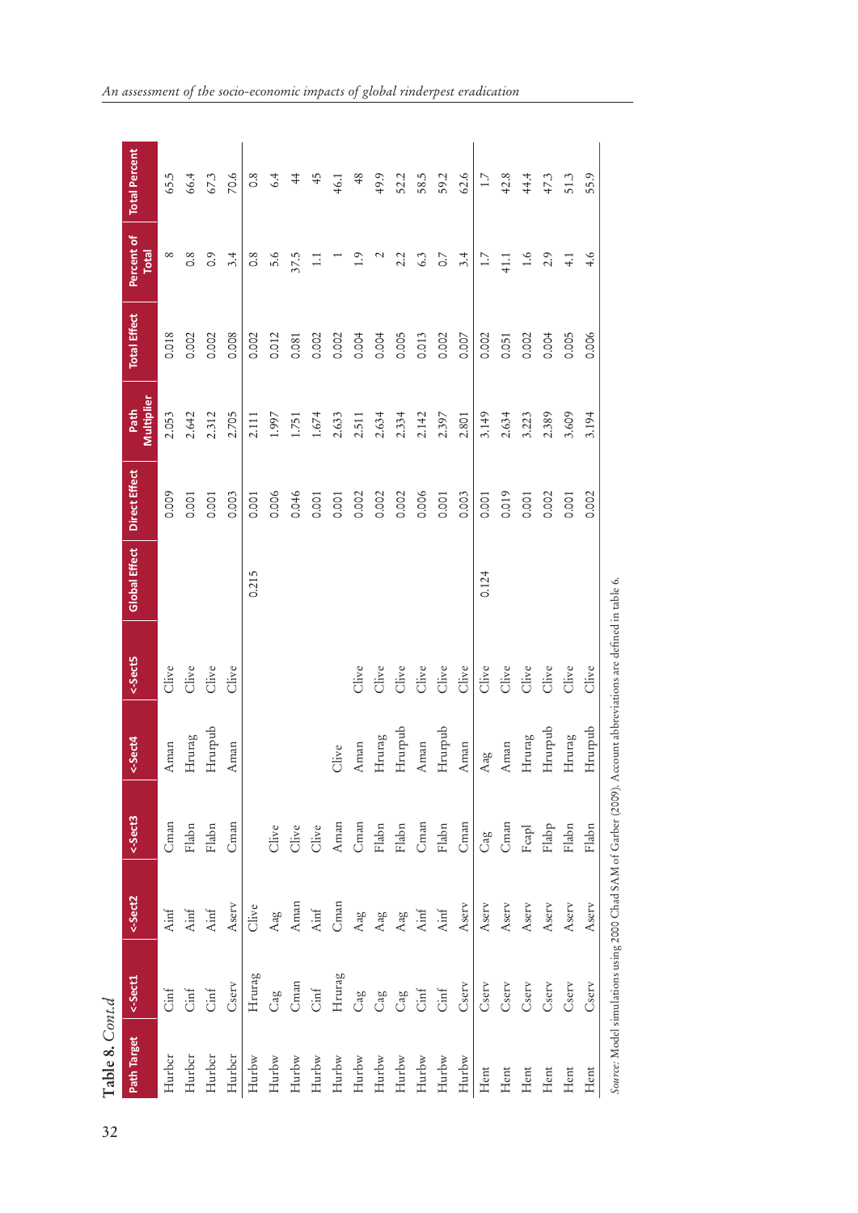Table 8. *Cont.d*

| Path Target | <-Sect1 | <-Sect2 | <-Sect3 | <-Sect4 | <-Sect5 | Global Effect | Direct Effect | Path Multiplier | Total Effect | Percent of Total | Total Percent |
|---|---|---|---|---|---|---|---|---|---|---|---|
| Hurbcr | Cinf | Ainf | Cman | Aman | Clive | | 0.009 | 2.053 | 0.018 | 8 | 65.5 |
| Hurbcr | Cinf | Ainf | Flabn | Hrurag | Clive | | 0.001 | 2.642 | 0.002 | 0.8 | 66.4 |
| Hurbcr | Cinf | Ainf | Flabn | Hrurpub | Clive | | 0.001 | 2.312 | 0.002 | 0.9 | 67.3 |
| Hurbcr | Cserv | Aserv | Cman | Aman | Clive | | 0.003 | 2.705 | 0.008 | 3.4 | 70.6 |
| Hurbw | Hrurag | Clive | | | | 0.215 | 0.001 | 2.111 | 0.002 | 0.8 | 0.8 |
| Hurbw | Cag | Aag | Clive | | | | 0.006 | 1.997 | 0.012 | 5.6 | 6.4 |
| Hurbw | Cman | Aman | Clive | | | | 0.046 | 1.751 | 0.081 | 37.5 | 44 |
| Hurbw | Cinf | Ainf | Clive | | | | 0.001 | 1.674 | 0.002 | 1.1 | 45 |
| Hurbw | Hrurag | Cman | Aman | Clive | | | 0.001 | 2.633 | 0.002 | 1 | 46.1 |
| Hurbw | Cag | Aag | Cman | Aman | Clive | | 0.002 | 2.511 | 0.004 | 1.9 | 48 |
| Hurbw | Cag | Aag | Flabn | Hrurag | Clive | | 0.002 | 2.634 | 0.004 | 2 | 49.9 |
| Hurbw | Cag | Aag | Flabn | Hrurpub | Clive | | 0.002 | 2.334 | 0.005 | 2.2 | 52.2 |
| Hurbw | Cinf | Ainf | Cman | Aman | Clive | | 0.006 | 2.142 | 0.013 | 6.3 | 58.5 |
| Hurbw | Cinf | Ainf | Flabn | Hrurpub | Clive | | 0.001 | 2.397 | 0.002 | 0.7 | 59.2 |
| Hurbw | Cserv | Aserv | Cman | Aman | Clive | | 0.003 | 2.801 | 0.007 | 3.4 | 62.6 |
| Hent | Cserv | Aserv | Cag | Aag | Clive | 0.124 | 0.001 | 3.149 | 0.002 | 1.7 | 1.7 |
| Hent | Cserv | Aserv | Cman | Aman | Clive | | 0.019 | 2.634 | 0.051 | 41.1 | 42.8 |
| Hent | Cserv | Aserv | Fcapl | Hrurag | Clive | | 0.001 | 3.223 | 0.002 | 1.6 | 44.4 |
| Hent | Cserv | Aserv | Flabp | Hrurpub | Clive | | 0.002 | 2.389 | 0.004 | 2.9 | 47.3 |
| Hent | Cserv | Aserv | Flabn | Hrurag | Clive | | 0.001 | 3.609 | 0.005 | 4.1 | 51.3 |
| Hent | Cserv | Aserv | Flabn | Hrurpub | Clive | | 0.002 | 3.194 | 0.006 | 4.6 | 55.9 |

*Source:* Model simulations using 2000 Chad SAM of Garber (2009). Account abbreviations are defined in table 6.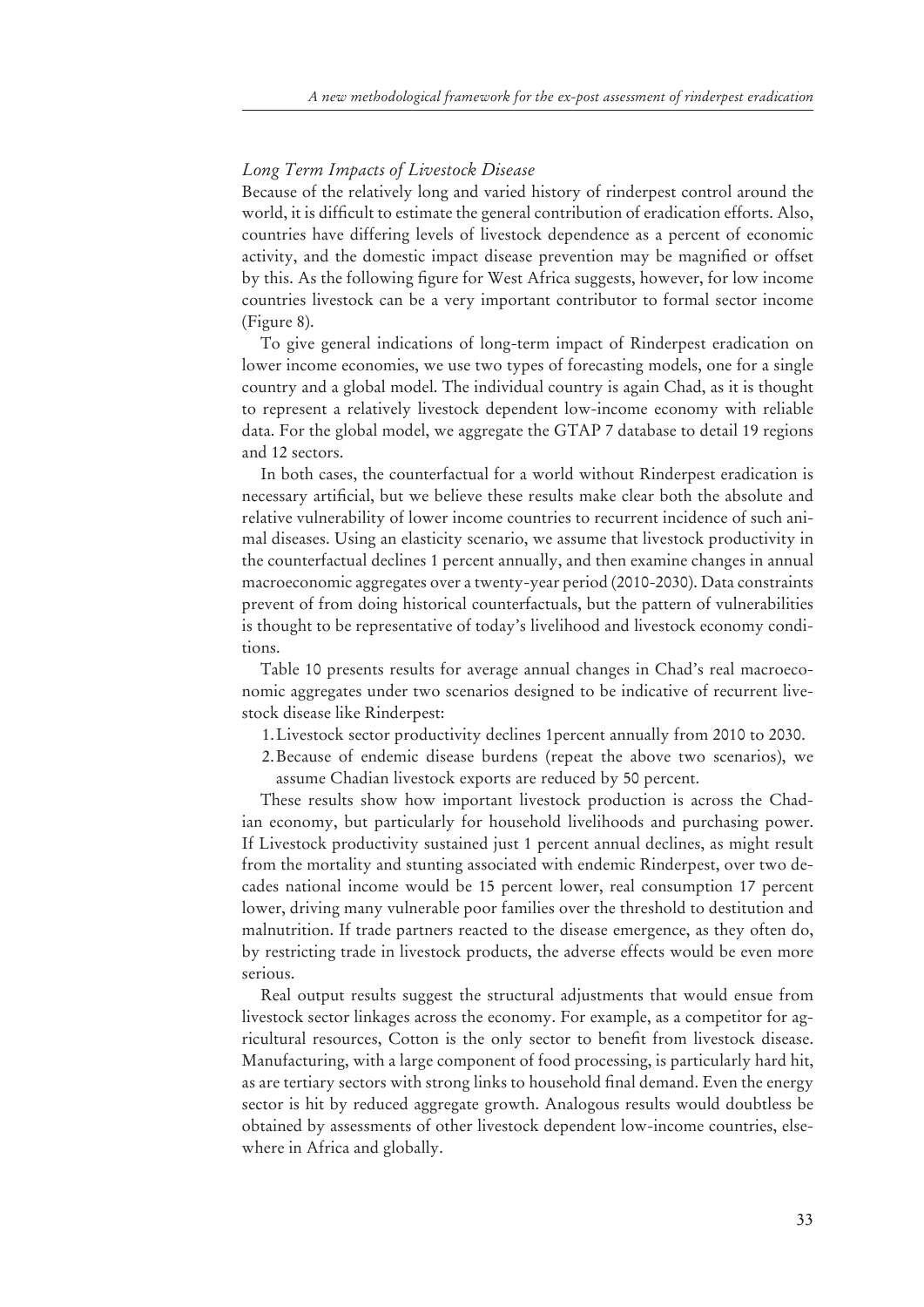### *Long Term Impacts of Livestock Disease*

Because of the relatively long and varied history of rinderpest control around the world, it is difficult to estimate the general contribution of eradication efforts. Also, countries have differing levels of livestock dependence as a percent of economic activity, and the domestic impact disease prevention may be magnified or offset by this. As the following figure for West Africa suggests, however, for low income countries livestock can be a very important contributor to formal sector income (Figure 8).

To give general indications of long-term impact of Rinderpest eradication on lower income economies, we use two types of forecasting models, one for a single country and a global model. The individual country is again Chad, as it is thought to represent a relatively livestock dependent low-income economy with reliable data. For the global model, we aggregate the GTAP 7 database to detail 19 regions and 12 sectors.

In both cases, the counterfactual for a world without Rinderpest eradication is necessary artificial, but we believe these results make clear both the absolute and relative vulnerability of lower income countries to recurrent incidence of such animal diseases. Using an elasticity scenario, we assume that livestock productivity in the counterfactual declines 1 percent annually, and then examine changes in annual macroeconomic aggregates over a twenty-year period (2010-2030). Data constraints prevent of from doing historical counterfactuals, but the pattern of vulnerabilities is thought to be representative of today's livelihood and livestock economy conditions.

Table 10 presents results for average annual changes in Chad's real macroeconomic aggregates under two scenarios designed to be indicative of recurrent livestock disease like Rinderpest:

1. Livestock sector productivity declines 1percent annually from 2010 to 2030.
2. Because of endemic disease burdens (repeat the above two scenarios), we assume Chadian livestock exports are reduced by 50 percent.

These results show how important livestock production is across the Chadian economy, but particularly for household livelihoods and purchasing power. If Livestock productivity sustained just 1 percent annual declines, as might result from the mortality and stunting associated with endemic Rinderpest, over two decades national income would be 15 percent lower, real consumption 17 percent lower, driving many vulnerable poor families over the threshold to destitution and malnutrition. If trade partners reacted to the disease emergence, as they often do, by restricting trade in livestock products, the adverse effects would be even more serious.

Real output results suggest the structural adjustments that would ensue from livestock sector linkages across the economy. For example, as a competitor for agricultural resources, Cotton is the only sector to benefit from livestock disease. Manufacturing, with a large component of food processing, is particularly hard hit, as are tertiary sectors with strong links to household final demand. Even the energy sector is hit by reduced aggregate growth. Analogous results would doubtless be obtained by assessments of other livestock dependent low-income countries, elsewhere in Africa and globally.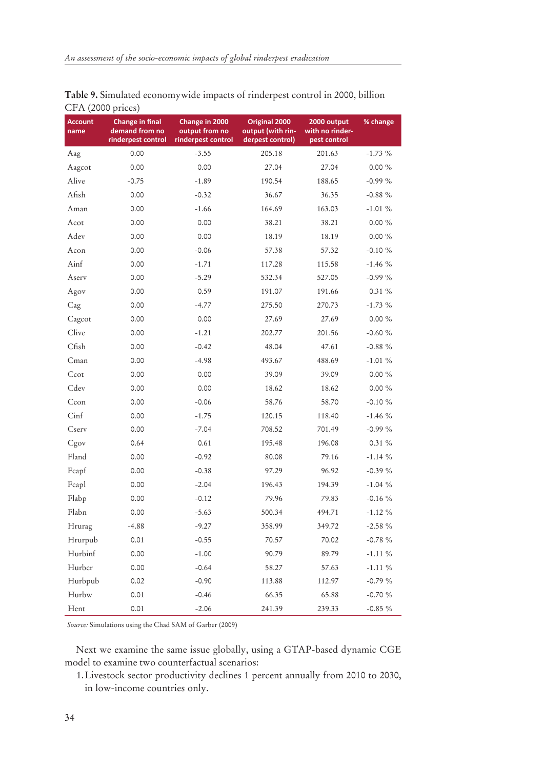**Table 9.** Simulated economywide impacts of rinderpest control in 2000, billion CFA (2000 prices)

| Account name | Change in final demand from no rinderpest control | Change in 2000 output from no rinderpest control | Original 2000 output (with rinderpest control) | 2000 output with no rinderpest control | % change |
|---|---|---|---|---|---|
| Aag | 0.00 | -3.55 | 205.18 | 201.63 | -1.73 % |
| Aagcot | 0.00 | 0.00 | 27.04 | 27.04 | 0.00 % |
| Alive | -0.75 | -1.89 | 190.54 | 188.65 | -0.99 % |
| Afish | 0.00 | -0.32 | 36.67 | 36.35 | -0.88 % |
| Aman | 0.00 | -1.66 | 164.69 | 163.03 | -1.01 % |
| Acot | 0.00 | 0.00 | 38.21 | 38.21 | 0.00 % |
| Adev | 0.00 | 0.00 | 18.19 | 18.19 | 0.00 % |
| Acon | 0.00 | -0.06 | 57.38 | 57.32 | -0.10 % |
| Ainf | 0.00 | -1.71 | 117.28 | 115.58 | -1.46 % |
| Aserv | 0.00 | -5.29 | 532.34 | 527.05 | -0.99 % |
| Agov | 0.00 | 0.59 | 191.07 | 191.66 | 0.31 % |
| Cag | 0.00 | -4.77 | 275.50 | 270.73 | -1.73 % |
| Cagcot | 0.00 | 0.00 | 27.69 | 27.69 | 0.00 % |
| Clive | 0.00 | -1.21 | 202.77 | 201.56 | -0.60 % |
| Cfish | 0.00 | -0.42 | 48.04 | 47.61 | -0.88 % |
| Cman | 0.00 | -4.98 | 493.67 | 488.69 | -1.01 % |
| Ccot | 0.00 | 0.00 | 39.09 | 39.09 | 0.00 % |
| Cdev | 0.00 | 0.00 | 18.62 | 18.62 | 0.00 % |
| Ccon | 0.00 | -0.06 | 58.76 | 58.70 | -0.10 % |
| Cinf | 0.00 | -1.75 | 120.15 | 118.40 | -1.46 % |
| Cserv | 0.00 | -7.04 | 708.52 | 701.49 | -0.99 % |
| Cgov | 0.64 | 0.61 | 195.48 | 196.08 | 0.31 % |
| Fland | 0.00 | -0.92 | 80.08 | 79.16 | -1.14 % |
| Fcapf | 0.00 | -0.38 | 97.29 | 96.92 | -0.39 % |
| Fcapl | 0.00 | -2.04 | 196.43 | 194.39 | -1.04 % |
| Flabp | 0.00 | -0.12 | 79.96 | 79.83 | -0.16 % |
| Flabn | 0.00 | -5.63 | 500.34 | 494.71 | -1.12 % |
| Hrurag | -4.88 | -9.27 | 358.99 | 349.72 | -2.58 % |
| Hrurpub | 0.01 | -0.55 | 70.57 | 70.02 | -0.78 % |
| Hurbinf | 0.00 | -1.00 | 90.79 | 89.79 | -1.11 % |
| Hurbcr | 0.00 | -0.64 | 58.27 | 57.63 | -1.11 % |
| Hurbpub | 0.02 | -0.90 | 113.88 | 112.97 | -0.79 % |
| Hurbw | 0.01 | -0.46 | 66.35 | 65.88 | -0.70 % |
| Hent | 0.01 | -2.06 | 241.39 | 239.33 | -0.85 % |

*Source:* Simulations using the Chad SAM of Garber (2009)

Next we examine the same issue globally, using a GTAP-based dynamic CGE model to examine two counterfactual scenarios:

1. Livestock sector productivity declines 1 percent annually from 2010 to 2030, in low-income countries only.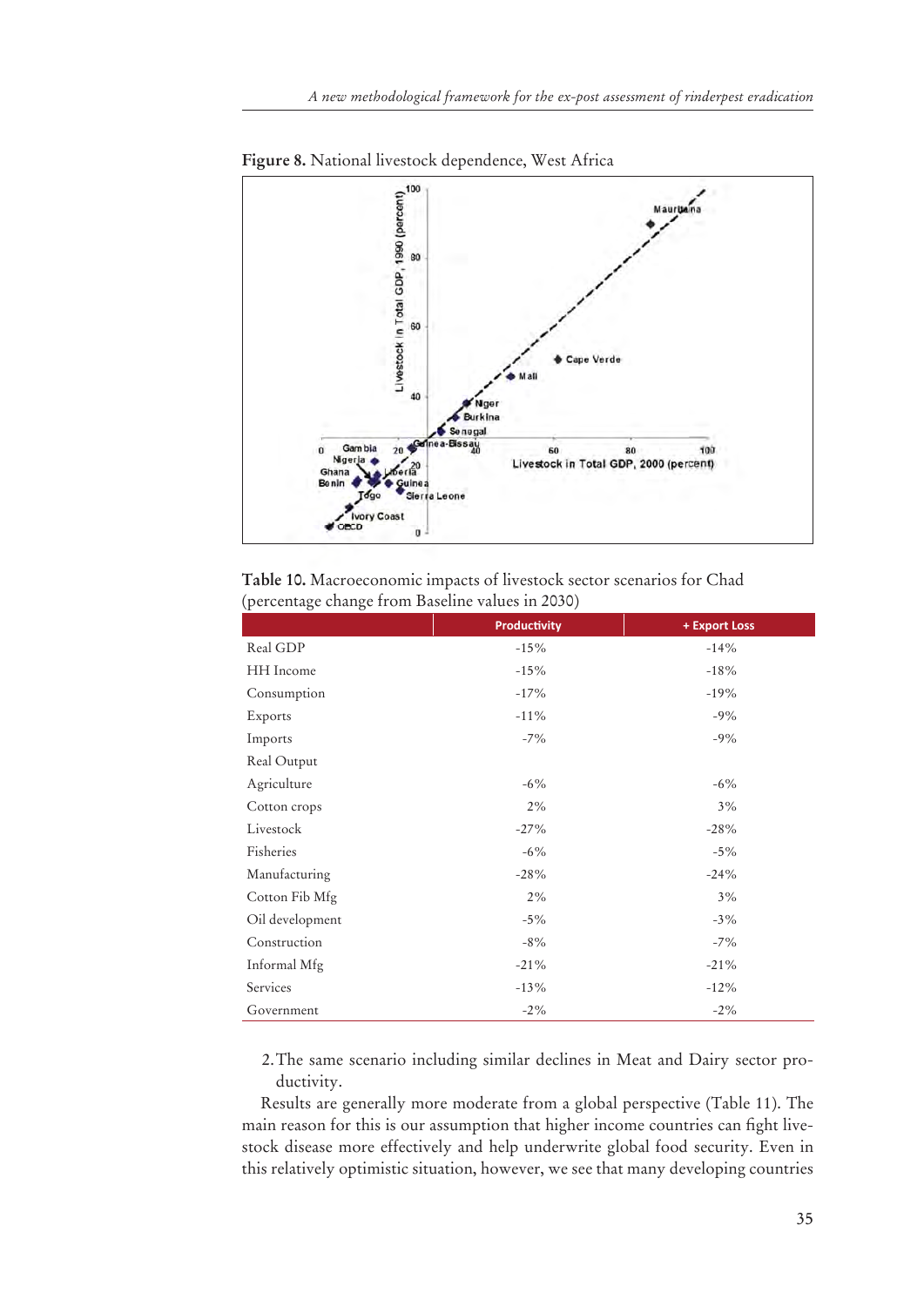**Figure 8.** National livestock dependence, West Africa

**Table 10.** Macroeconomic impacts of livestock sector scenarios for Chad (percentage change from Baseline values in 2030)

| | Productivity | + Export Loss |
|---|---|---|
| Real GDP | -15% | -14% |
| HH Income | -15% | -18% |
| Consumption | -17% | -19% |
| Exports | -11% | -9% |
| Imports | -7% | -9% |
| Real Output | | |
| Agriculture | -6% | -6% |
| Cotton crops | 2% | 3% |
| Livestock | -27% | -28% |
| Fisheries | -6% | -5% |
| Manufacturing | -28% | -24% |
| Cotton Fib Mfg | 2% | 3% |
| Oil development | -5% | -3% |
| Construction | -8% | -7% |
| Informal Mfg | -21% | -21% |
| Services | -13% | -12% |
| Government | -2% | -2% |

2. The same scenario including similar declines in Meat and Dairy sector productivity.

Results are generally more moderate from a global perspective (Table 11). The main reason for this is our assumption that higher income countries can fight livestock disease more effectively and help underwrite global food security. Even in this relatively optimistic situation, however, we see that many developing countries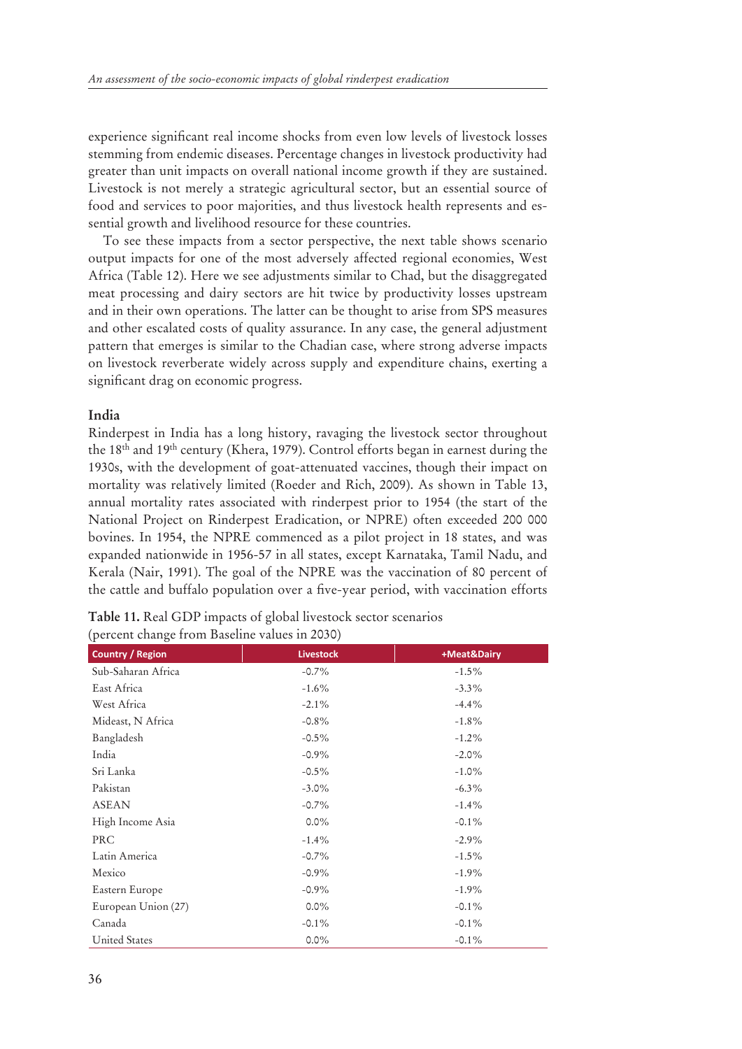experience significant real income shocks from even low levels of livestock losses stemming from endemic diseases. Percentage changes in livestock productivity had greater than unit impacts on overall national income growth if they are sustained. Livestock is not merely a strategic agricultural sector, but an essential source of food and services to poor majorities, and thus livestock health represents and essential growth and livelihood resource for these countries.

To see these impacts from a sector perspective, the next table shows scenario output impacts for one of the most adversely affected regional economies, West Africa (Table 12). Here we see adjustments similar to Chad, but the disaggregated meat processing and dairy sectors are hit twice by productivity losses upstream and in their own operations. The latter can be thought to arise from SPS measures and other escalated costs of quality assurance. In any case, the general adjustment pattern that emerges is similar to the Chadian case, where strong adverse impacts on livestock reverberate widely across supply and expenditure chains, exerting a significant drag on economic progress.

### India

Rinderpest in India has a long history, ravaging the livestock sector throughout the 18th and 19th century (Khera, 1979). Control efforts began in earnest during the 1930s, with the development of goat-attenuated vaccines, though their impact on mortality was relatively limited (Roeder and Rich, 2009). As shown in Table 13, annual mortality rates associated with rinderpest prior to 1954 (the start of the National Project on Rinderpest Eradication, or NPRE) often exceeded 200 000 bovines. In 1954, the NPRE commenced as a pilot project in 18 states, and was expanded nationwide in 1956-57 in all states, except Karnataka, Tamil Nadu, and Kerala (Nair, 1991). The goal of the NPRE was the vaccination of 80 percent of the cattle and buffalo population over a five-year period, with vaccination efforts

**Table 11.** Real GDP impacts of global livestock sector scenarios (percent change from Baseline values in 2030)

| Country / Region | Livestock | +Meat&Dairy |
|---|---|---|
| Sub-Saharan Africa | -0.7% | -1.5% |
| East Africa | -1.6% | -3.3% |
| West Africa | -2.1% | -4.4% |
| Mideast, N Africa | -0.8% | -1.8% |
| Bangladesh | -0.5% | -1.2% |
| India | -0.9% | -2.0% |
| Sri Lanka | -0.5% | -1.0% |
| Pakistan | -3.0% | -6.3% |
| ASEAN | -0.7% | -1.4% |
| High Income Asia | 0.0% | -0.1% |
| PRC | -1.4% | -2.9% |
| Latin America | -0.7% | -1.5% |
| Mexico | -0.9% | -1.9% |
| Eastern Europe | -0.9% | -1.9% |
| European Union (27) | 0.0% | -0.1% |
| Canada | -0.1% | -0.1% |
| United States | 0.0% | -0.1% |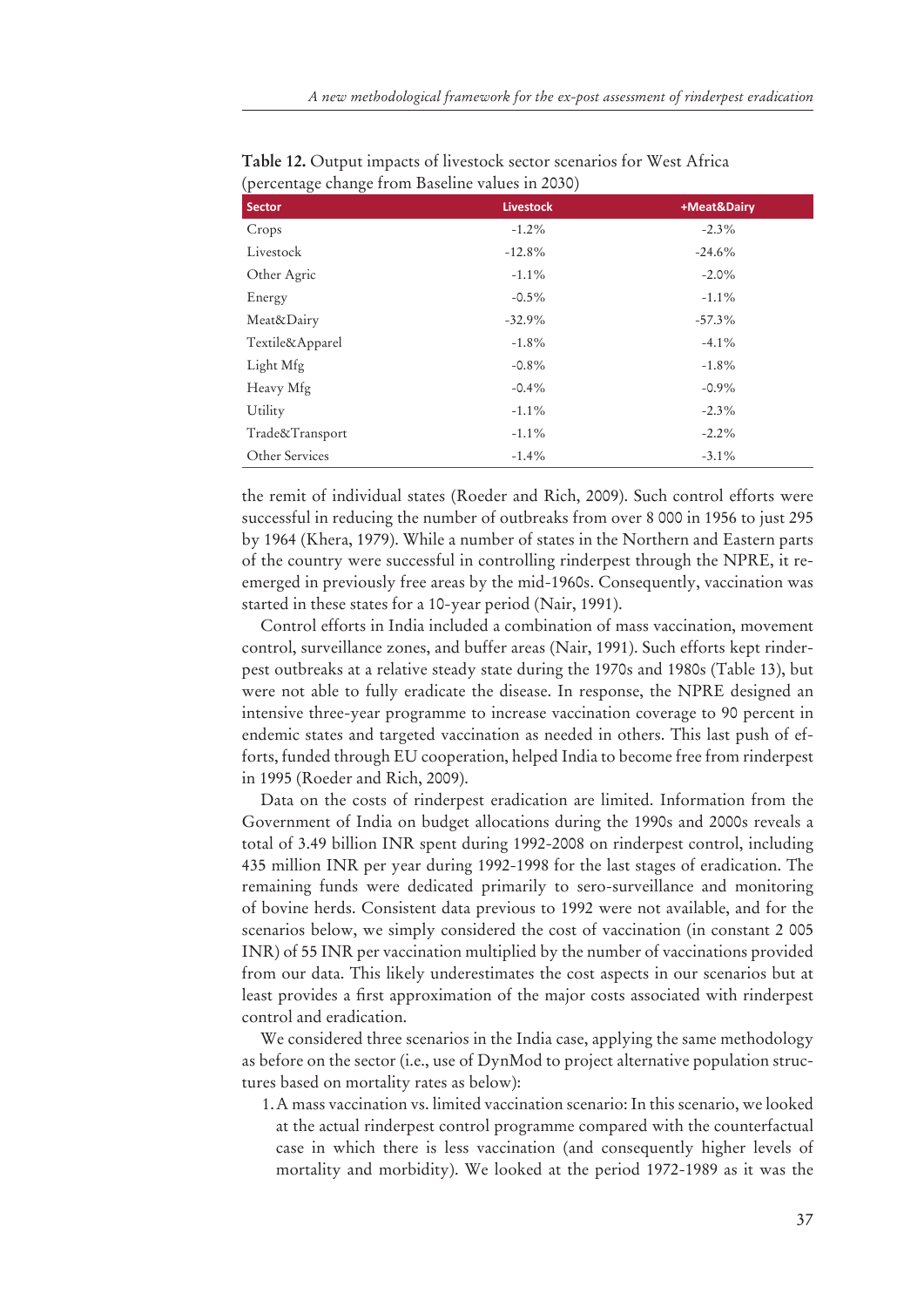**Table 12.** Output impacts of livestock sector scenarios for West Africa (percentage change from Baseline values in 2030)

| Sector | Livestock | +Meat&Dairy |
|---|---|---|
| Crops | -1.2% | -2.3% |
| Livestock | -12.8% | -24.6% |
| Other Agric | -1.1% | -2.0% |
| Energy | -0.5% | -1.1% |
| Meat&Dairy | -32.9% | -57.3% |
| Textile&Apparel | -1.8% | -4.1% |
| Light Mfg | -0.8% | -1.8% |
| Heavy Mfg | -0.4% | -0.9% |
| Utility | -1.1% | -2.3% |
| Trade&Transport | -1.1% | -2.2% |
| Other Services | -1.4% | -3.1% |

the remit of individual states (Roeder and Rich, 2009). Such control efforts were successful in reducing the number of outbreaks from over 8 000 in 1956 to just 295 by 1964 (Khera, 1979). While a number of states in the Northern and Eastern parts of the country were successful in controlling rinderpest through the NPRE, it re-emerged in previously free areas by the mid-1960s. Consequently, vaccination was started in these states for a 10-year period (Nair, 1991).

Control efforts in India included a combination of mass vaccination, movement control, surveillance zones, and buffer areas (Nair, 1991). Such efforts kept rinderpest outbreaks at a relative steady state during the 1970s and 1980s (Table 13), but were not able to fully eradicate the disease. In response, the NPRE designed an intensive three-year programme to increase vaccination coverage to 90 percent in endemic states and targeted vaccination as needed in others. This last push of efforts, funded through EU cooperation, helped India to become free from rinderpest in 1995 (Roeder and Rich, 2009).

Data on the costs of rinderpest eradication are limited. Information from the Government of India on budget allocations during the 1990s and 2000s reveals a total of 3.49 billion INR spent during 1992-2008 on rinderpest control, including 435 million INR per year during 1992-1998 for the last stages of eradication. The remaining funds were dedicated primarily to sero-surveillance and monitoring of bovine herds. Consistent data previous to 1992 were not available, and for the scenarios below, we simply considered the cost of vaccination (in constant 2 005 INR) of 55 INR per vaccination multiplied by the number of vaccinations provided from our data. This likely underestimates the cost aspects in our scenarios but at least provides a first approximation of the major costs associated with rinderpest control and eradication.

We considered three scenarios in the India case, applying the same methodology as before on the sector (i.e., use of DynMod to project alternative population structures based on mortality rates as below):

1. A mass vaccination vs. limited vaccination scenario: In this scenario, we looked at the actual rinderpest control programme compared with the counterfactual case in which there is less vaccination (and consequently higher levels of mortality and morbidity). We looked at the period 1972-1989 as it was the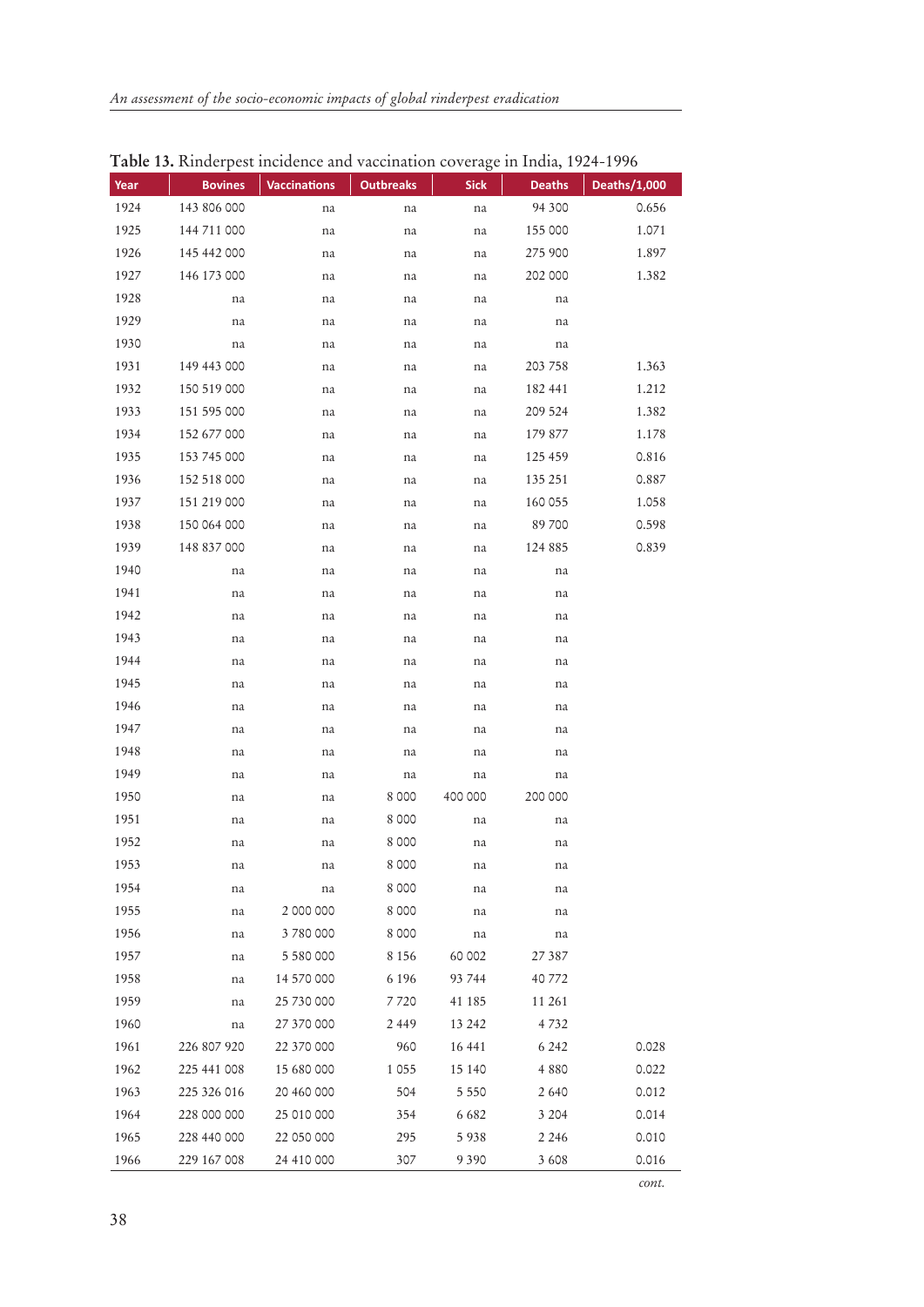**Table 13.** Rinderpest incidence and vaccination coverage in India, 1924-1996

| Year | Bovines | Vaccinations | Outbreaks | Sick | Deaths | Deaths/1,000 |
|---|---|---|---|---|---|---|
| 1924 | 143 806 000 | na | na | na | 94 300 | 0.656 |
| 1925 | 144 711 000 | na | na | na | 155 000 | 1.071 |
| 1926 | 145 442 000 | na | na | na | 275 900 | 1.897 |
| 1927 | 146 173 000 | na | na | na | 202 000 | 1.382 |
| 1928 | na | na | na | na | na | |
| 1929 | na | na | na | na | na | |
| 1930 | na | na | na | na | na | |
| 1931 | 149 443 000 | na | na | na | 203 758 | 1.363 |
| 1932 | 150 519 000 | na | na | na | 182 441 | 1.212 |
| 1933 | 151 595 000 | na | na | na | 209 524 | 1.382 |
| 1934 | 152 677 000 | na | na | na | 179 877 | 1.178 |
| 1935 | 153 745 000 | na | na | na | 125 459 | 0.816 |
| 1936 | 152 518 000 | na | na | na | 135 251 | 0.887 |
| 1937 | 151 219 000 | na | na | na | 160 055 | 1.058 |
| 1938 | 150 064 000 | na | na | na | 89 700 | 0.598 |
| 1939 | 148 837 000 | na | na | na | 124 885 | 0.839 |
| 1940 | na | na | na | na | na | |
| 1941 | na | na | na | na | na | |
| 1942 | na | na | na | na | na | |
| 1943 | na | na | na | na | na | |
| 1944 | na | na | na | na | na | |
| 1945 | na | na | na | na | na | |
| 1946 | na | na | na | na | na | |
| 1947 | na | na | na | na | na | |
| 1948 | na | na | na | na | na | |
| 1949 | na | na | na | na | na | |
| 1950 | na | na | 8 000 | 400 000 | 200 000 | |
| 1951 | na | na | 8 000 | na | na | |
| 1952 | na | na | 8 000 | na | na | |
| 1953 | na | na | 8 000 | na | na | |
| 1954 | na | na | 8 000 | na | na | |
| 1955 | na | 2 000 000 | 8 000 | na | na | |
| 1956 | na | 3 780 000 | 8 000 | na | na | |
| 1957 | na | 5 580 000 | 8 156 | 60 002 | 27 387 | |
| 1958 | na | 14 570 000 | 6 196 | 93 744 | 40 772 | |
| 1959 | na | 25 730 000 | 7 720 | 41 185 | 11 261 | |
| 1960 | na | 27 370 000 | 2 449 | 13 242 | 4 732 | |
| 1961 | 226 807 920 | 22 370 000 | 960 | 16 441 | 6 242 | 0.028 |
| 1962 | 225 441 008 | 15 680 000 | 1 055 | 15 140 | 4 880 | 0.022 |
| 1963 | 225 326 016 | 20 460 000 | 504 | 5 550 | 2 640 | 0.012 |
| 1964 | 228 000 000 | 25 010 000 | 354 | 6 682 | 3 204 | 0.014 |
| 1965 | 228 440 000 | 22 050 000 | 295 | 5 938 | 2 246 | 0.010 |
| 1966 | 229 167 008 | 24 410 000 | 307 | 9 390 | 3 608 | 0.016 |

*cont.*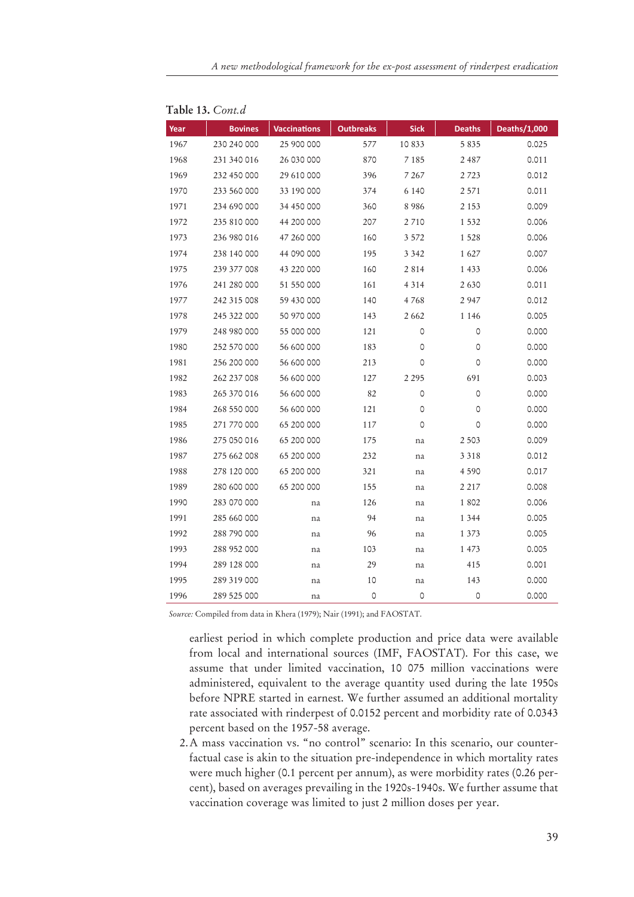**Table 13.** *Cont.d*

| Year | Bovines | Vaccinations | Outbreaks | Sick | Deaths | Deaths/1,000 |
|---|---|---|---|---|---|---|
| 1967 | 230 240 000 | 25 900 000 | 577 | 10 833 | 5 835 | 0.025 |
| 1968 | 231 340 016 | 26 030 000 | 870 | 7 185 | 2 487 | 0.011 |
| 1969 | 232 450 000 | 29 610 000 | 396 | 7 267 | 2 723 | 0.012 |
| 1970 | 233 560 000 | 33 190 000 | 374 | 6 140 | 2 571 | 0.011 |
| 1971 | 234 690 000 | 34 450 000 | 360 | 8 986 | 2 153 | 0.009 |
| 1972 | 235 810 000 | 44 200 000 | 207 | 2 710 | 1 532 | 0.006 |
| 1973 | 236 980 016 | 47 260 000 | 160 | 3 572 | 1 528 | 0.006 |
| 1974 | 238 140 000 | 44 090 000 | 195 | 3 342 | 1 627 | 0.007 |
| 1975 | 239 377 008 | 43 220 000 | 160 | 2 814 | 1 433 | 0.006 |
| 1976 | 241 280 000 | 51 550 000 | 161 | 4 314 | 2 630 | 0.011 |
| 1977 | 242 315 008 | 59 430 000 | 140 | 4 768 | 2 947 | 0.012 |
| 1978 | 245 322 000 | 50 970 000 | 143 | 2 662 | 1 146 | 0.005 |
| 1979 | 248 980 000 | 55 000 000 | 121 | 0 | 0 | 0.000 |
| 1980 | 252 570 000 | 56 600 000 | 183 | 0 | 0 | 0.000 |
| 1981 | 256 200 000 | 56 600 000 | 213 | 0 | 0 | 0.000 |
| 1982 | 262 237 008 | 56 600 000 | 127 | 2 295 | 691 | 0.003 |
| 1983 | 265 370 016 | 56 600 000 | 82 | 0 | 0 | 0.000 |
| 1984 | 268 550 000 | 56 600 000 | 121 | 0 | 0 | 0.000 |
| 1985 | 271 770 000 | 65 200 000 | 117 | 0 | 0 | 0.000 |
| 1986 | 275 050 016 | 65 200 000 | 175 | na | 2 503 | 0.009 |
| 1987 | 275 662 008 | 65 200 000 | 232 | na | 3 318 | 0.012 |
| 1988 | 278 120 000 | 65 200 000 | 321 | na | 4 590 | 0.017 |
| 1989 | 280 600 000 | 65 200 000 | 155 | na | 2 217 | 0.008 |
| 1990 | 283 070 000 | na | 126 | na | 1 802 | 0.006 |
| 1991 | 285 660 000 | na | 94 | na | 1 344 | 0.005 |
| 1992 | 288 790 000 | na | 96 | na | 1 373 | 0.005 |
| 1993 | 288 952 000 | na | 103 | na | 1 473 | 0.005 |
| 1994 | 289 128 000 | na | 29 | na | 415 | 0.001 |
| 1995 | 289 319 000 | na | 10 | na | 143 | 0.000 |
| 1996 | 289 525 000 | na | 0 | 0 | 0 | 0.000 |

*Source:* Compiled from data in Khera (1979); Nair (1991); and FAOSTAT.

earliest period in which complete production and price data were available from local and international sources (IMF, FAOSTAT). For this case, we assume that under limited vaccination, 10 075 million vaccinations were administered, equivalent to the average quantity used during the late 1950s before NPRE started in earnest. We further assumed an additional mortality rate associated with rinderpest of 0.0152 percent and morbidity rate of 0.0343 percent based on the 1957-58 average.

2. A mass vaccination vs. "no control" scenario: In this scenario, our counterfactual case is akin to the situation pre-independence in which mortality rates were much higher (0.1 percent per annum), as were morbidity rates (0.26 percent), based on averages prevailing in the 1920s-1940s. We further assume that vaccination coverage was limited to just 2 million doses per year.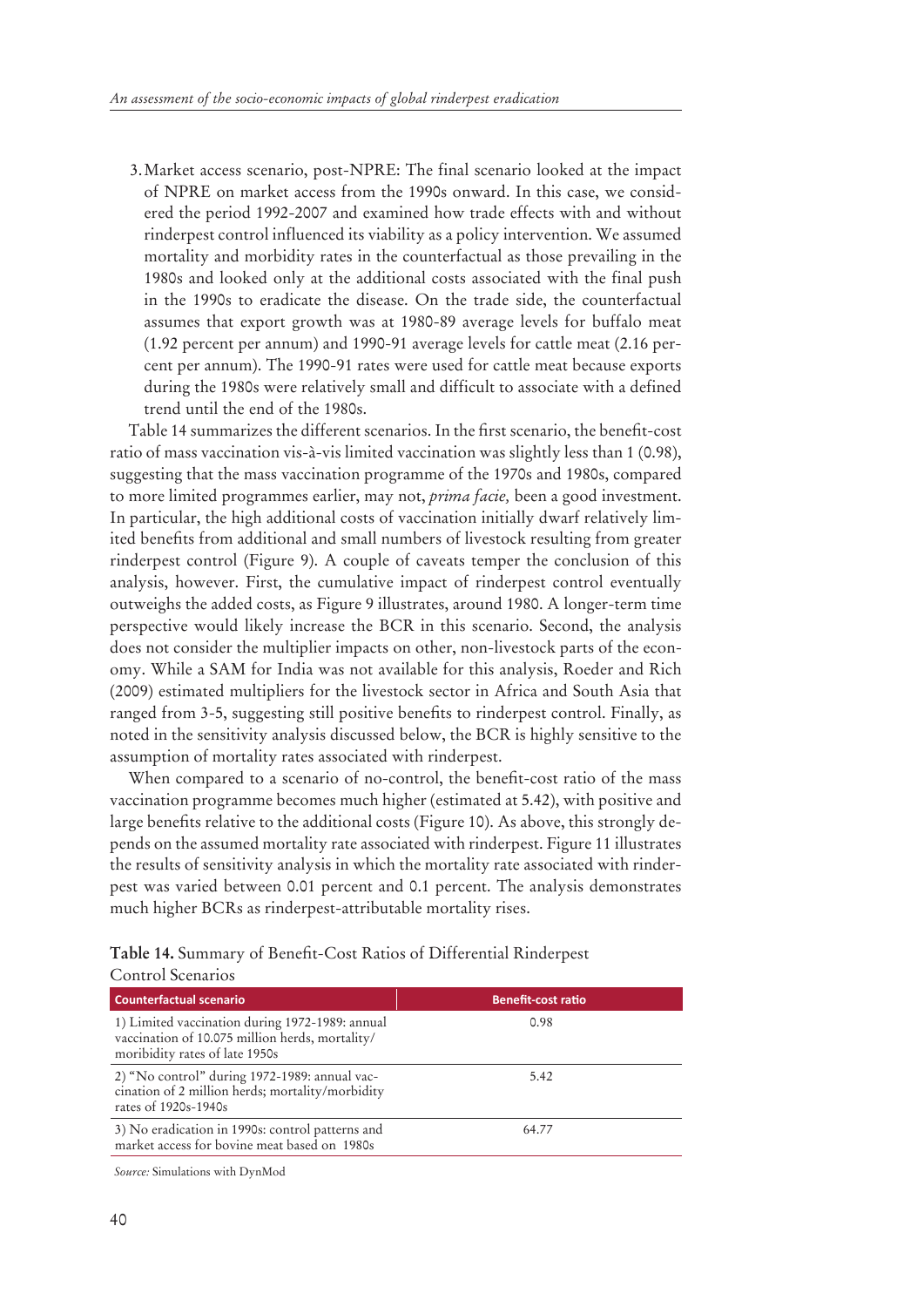3. Market access scenario, post-NPRE: The final scenario looked at the impact of NPRE on market access from the 1990s onward. In this case, we considered the period 1992-2007 and examined how trade effects with and without rinderpest control influenced its viability as a policy intervention. We assumed mortality and morbidity rates in the counterfactual as those prevailing in the 1980s and looked only at the additional costs associated with the final push in the 1990s to eradicate the disease. On the trade side, the counterfactual assumes that export growth was at 1980-89 average levels for buffalo meat (1.92 percent per annum) and 1990-91 average levels for cattle meat (2.16 percent per annum). The 1990-91 rates were used for cattle meat because exports during the 1980s were relatively small and difficult to associate with a defined trend until the end of the 1980s.

Table 14 summarizes the different scenarios. In the first scenario, the benefit-cost ratio of mass vaccination vis-à-vis limited vaccination was slightly less than 1 (0.98), suggesting that the mass vaccination programme of the 1970s and 1980s, compared to more limited programmes earlier, may not, *prima facie,* been a good investment. In particular, the high additional costs of vaccination initially dwarf relatively limited benefits from additional and small numbers of livestock resulting from greater rinderpest control (Figure 9). A couple of caveats temper the conclusion of this analysis, however. First, the cumulative impact of rinderpest control eventually outweighs the added costs, as Figure 9 illustrates, around 1980. A longer-term time perspective would likely increase the BCR in this scenario. Second, the analysis does not consider the multiplier impacts on other, non-livestock parts of the economy. While a SAM for India was not available for this analysis, Roeder and Rich (2009) estimated multipliers for the livestock sector in Africa and South Asia that ranged from 3-5, suggesting still positive benefits to rinderpest control. Finally, as noted in the sensitivity analysis discussed below, the BCR is highly sensitive to the assumption of mortality rates associated with rinderpest.

When compared to a scenario of no-control, the benefit-cost ratio of the mass vaccination programme becomes much higher (estimated at 5.42), with positive and large benefits relative to the additional costs (Figure 10). As above, this strongly depends on the assumed mortality rate associated with rinderpest. Figure 11 illustrates the results of sensitivity analysis in which the mortality rate associated with rinderpest was varied between 0.01 percent and 0.1 percent. The analysis demonstrates much higher BCRs as rinderpest-attributable mortality rises.

**Table 14.** Summary of Benefit-Cost Ratios of Differential Rinderpest Control Scenarios

| Counterfactual scenario | Benefit-cost ratio |
|---|---|
| 1) Limited vaccination during 1972-1989: annual vaccination of 10.075 million herds, mortality/moribidity rates of late 1950s | 0.98 |
| 2) "No control" during 1972-1989: annual vaccination of 2 million herds; mortality/morbidity rates of 1920s-1940s | 5.42 |
| 3) No eradication in 1990s: control patterns and market access for bovine meat based on 1980s | 64.77 |

*Source:* Simulations with DynMod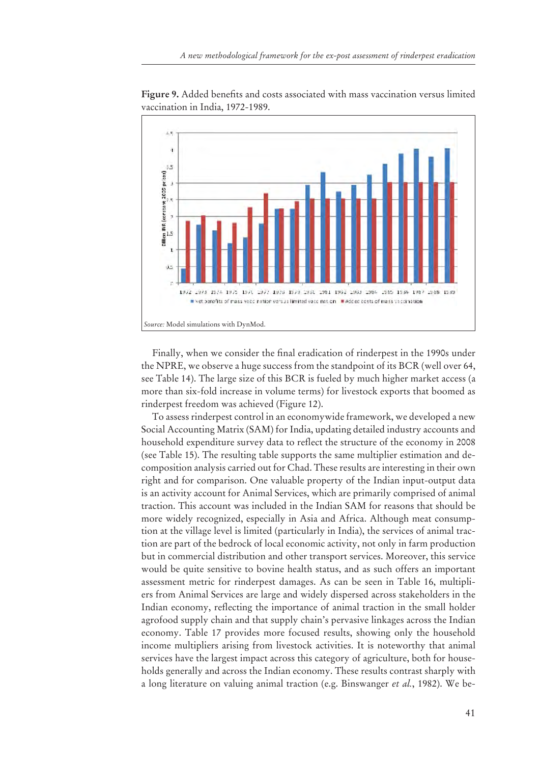**Figure 9.** Added benefits and costs associated with mass vaccination versus limited vaccination in India, 1972-1989.

*Source:* Model simulations with DynMod.

Finally, when we consider the final eradication of rinderpest in the 1990s under the NPRE, we observe a huge success from the standpoint of its BCR (well over 64, see Table 14). The large size of this BCR is fueled by much higher market access (a more than six-fold increase in volume terms) for livestock exports that boomed as rinderpest freedom was achieved (Figure 12).

To assess rinderpest control in an economywide framework, we developed a new Social Accounting Matrix (SAM) for India, updating detailed industry accounts and household expenditure survey data to reflect the structure of the economy in 2008 (see Table 15). The resulting table supports the same multiplier estimation and decomposition analysis carried out for Chad. These results are interesting in their own right and for comparison. One valuable property of the Indian input-output data is an activity account for Animal Services, which are primarily comprised of animal traction. This account was included in the Indian SAM for reasons that should be more widely recognized, especially in Asia and Africa. Although meat consumption at the village level is limited (particularly in India), the services of animal traction are part of the bedrock of local economic activity, not only in farm production but in commercial distribution and other transport services. Moreover, this service would be quite sensitive to bovine health status, and as such offers an important assessment metric for rinderpest damages. As can be seen in Table 16, multipliers from Animal Services are large and widely dispersed across stakeholders in the Indian economy, reflecting the importance of animal traction in the small holder agrofood supply chain and that supply chain's pervasive linkages across the Indian economy. Table 17 provides more focused results, showing only the household income multipliers arising from livestock activities. It is noteworthy that animal services have the largest impact across this category of agriculture, both for households generally and across the Indian economy. These results contrast sharply with a long literature on valuing animal traction (e.g. Binswanger *et al.*, 1982). We be-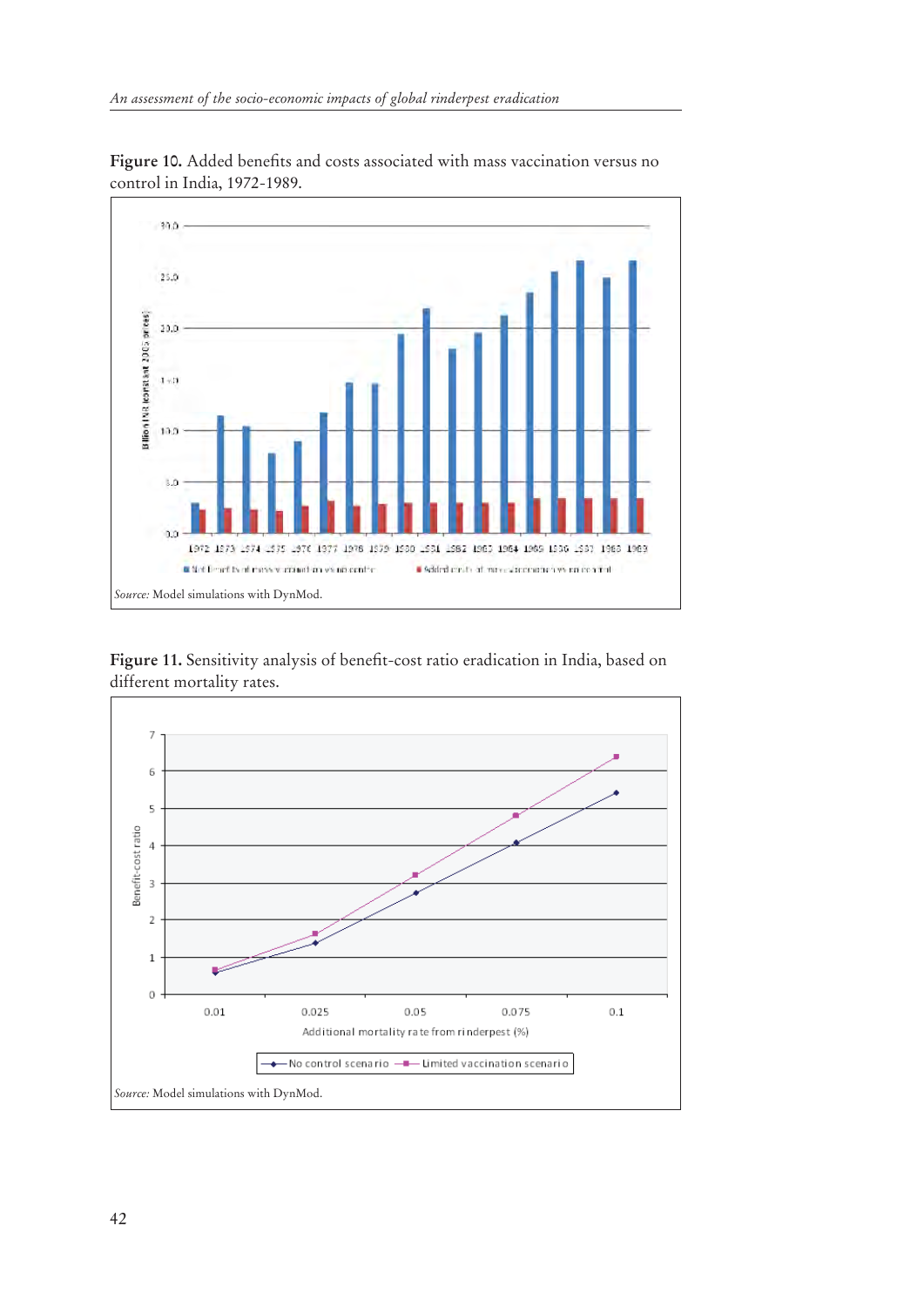**Figure 10.** Added benefits and costs associated with mass vaccination versus no control in India, 1972-1989.

*Source:* Model simulations with DynMod.

**Figure 11.** Sensitivity analysis of benefit-cost ratio eradication in India, based on different mortality rates.

*Source:* Model simulations with DynMod.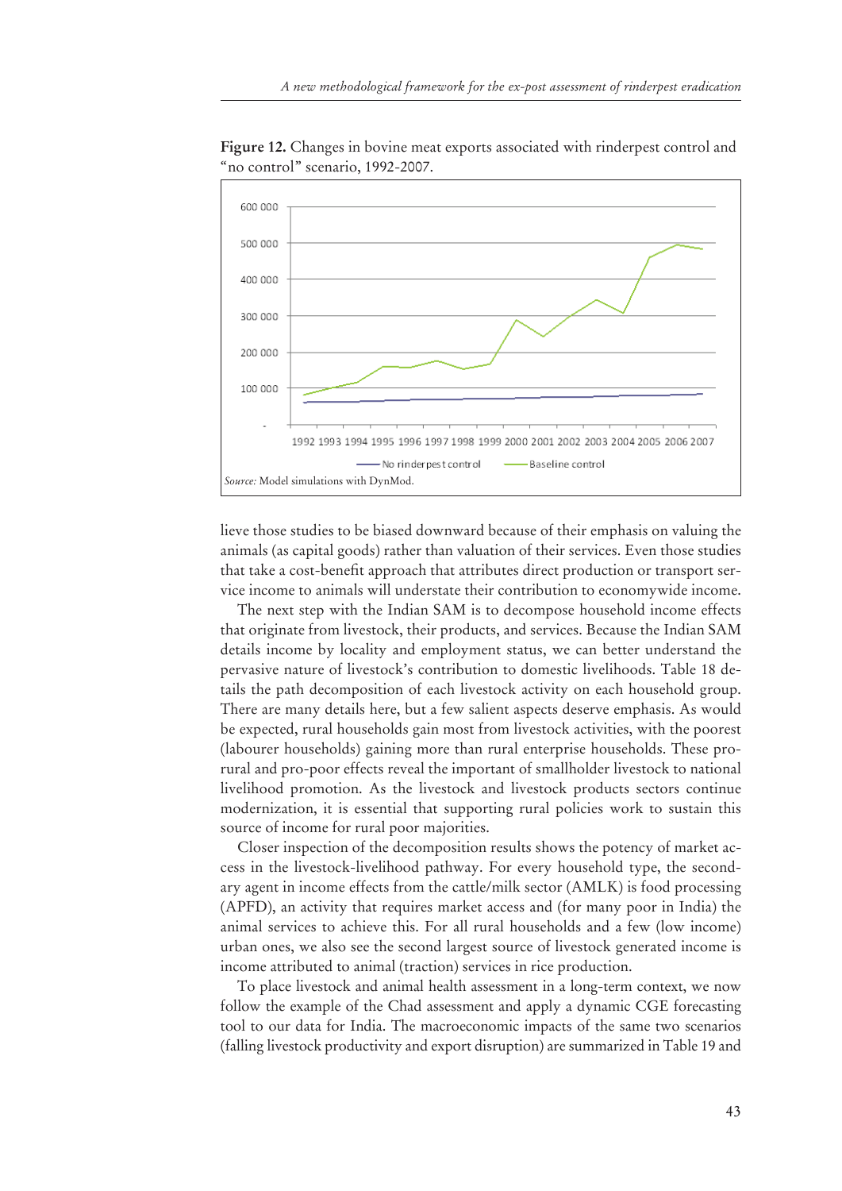**Figure 12.** Changes in bovine meat exports associated with rinderpest control and "no control" scenario, 1992-2007.

*Source:* Model simulations with DynMod.

lieve those studies to be biased downward because of their emphasis on valuing the animals (as capital goods) rather than valuation of their services. Even those studies that take a cost-benefit approach that attributes direct production or transport service income to animals will understate their contribution to economywide income.

The next step with the Indian SAM is to decompose household income effects that originate from livestock, their products, and services. Because the Indian SAM details income by locality and employment status, we can better understand the pervasive nature of livestock's contribution to domestic livelihoods. Table 18 details the path decomposition of each livestock activity on each household group. There are many details here, but a few salient aspects deserve emphasis. As would be expected, rural households gain most from livestock activities, with the poorest (labourer households) gaining more than rural enterprise households. These pro-rural and pro-poor effects reveal the important of smallholder livestock to national livelihood promotion. As the livestock and livestock products sectors continue modernization, it is essential that supporting rural policies work to sustain this source of income for rural poor majorities.

Closer inspection of the decomposition results shows the potency of market access in the livestock-livelihood pathway. For every household type, the secondary agent in income effects from the cattle/milk sector (AMLK) is food processing (APFD), an activity that requires market access and (for many poor in India) the animal services to achieve this. For all rural households and a few (low income) urban ones, we also see the second largest source of livestock generated income is income attributed to animal (traction) services in rice production.

To place livestock and animal health assessment in a long-term context, we now follow the example of the Chad assessment and apply a dynamic CGE forecasting tool to our data for India. The macroeconomic impacts of the same two scenarios (falling livestock productivity and export disruption) are summarized in Table 19 and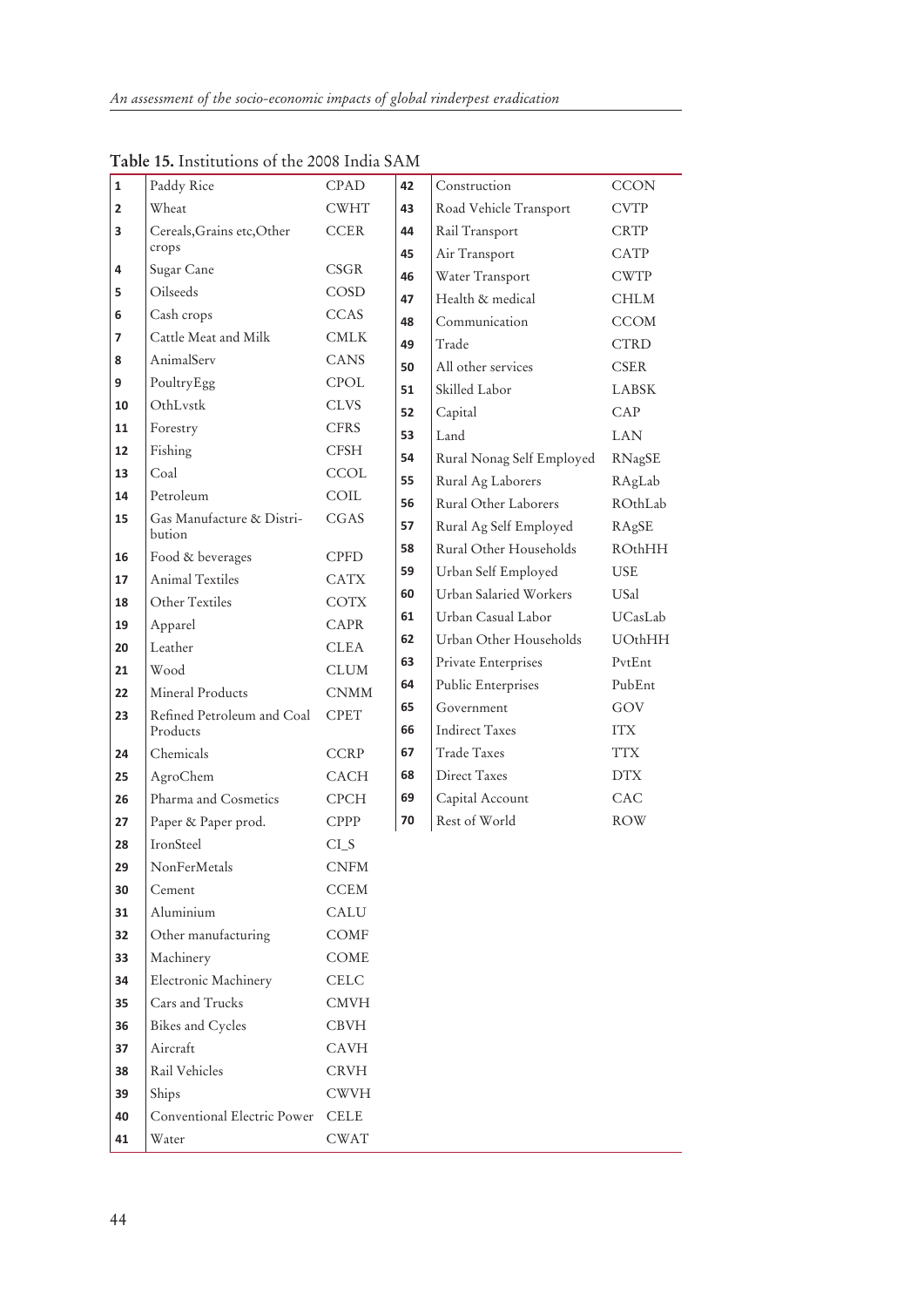**Table 15.** Institutions of the 2008 India SAM

| # | Institution | Code | # | Institution | Code |
|---|---|---|---|---|---|
| 1 | Paddy Rice | CPAD | 42 | Construction | CCON |
| 2 | Wheat | CWHT | 43 | Road Vehicle Transport | CVTP |
| 3 | Cereals,Grains etc,Other crops | CCER | 44 | Rail Transport | CRTP |
| 4 | Sugar Cane | CSGR | 45 | Air Transport | CATP |
| 5 | Oilseeds | COSD | 46 | Water Transport | CWTP |
| 6 | Cash crops | CCAS | 47 | Health & medical | CHLM |
| 7 | Cattle Meat and Milk | CMLK | 48 | Communication | CCOM |
| 8 | AnimalServ | CANS | 49 | Trade | CTRD |
| 9 | PoultryEgg | CPOL | 50 | All other services | CSER |
| 10 | OthLvstk | CLVS | 51 | Skilled Labor | LABSK |
| 11 | Forestry | CFRS | 52 | Capital | CAP |
| 12 | Fishing | CFSH | 53 | Land | LAN |
| 13 | Coal | CCOL | 54 | Rural Nonag Self Employed | RNagSE |
| 14 | Petroleum | COIL | 55 | Rural Ag Laborers | RAgLab |
| 15 | Gas Manufacture & Distribution | CGAS | 56 | Rural Other Laborers | ROthLab |
| 16 | Food & beverages | CPFD | 57 | Rural Ag Self Employed | RAgSE |
| 17 | Animal Textiles | CATX | 58 | Rural Other Households | ROthHH |
| 18 | Other Textiles | COTX | 59 | Urban Self Employed | USE |
| 19 | Apparel | CAPR | 60 | Urban Salaried Workers | USal |
| 20 | Leather | CLEA | 61 | Urban Casual Labor | UCasLab |
| 21 | Wood | CLUM | 62 | Urban Other Households | UOthHH |
| 22 | Mineral Products | CNMM | 63 | Private Enterprises | PvtEnt |
| 23 | Refined Petroleum and Coal Products | CPET | 64 | Public Enterprises | PubEnt |
| 24 | Chemicals | CCRP | 65 | Government | GOV |
| 25 | AgroChem | CACH | 66 | Indirect Taxes | ITX |
| 26 | Pharma and Cosmetics | CPCH | 67 | Trade Taxes | TTX |
| 27 | Paper & Paper prod. | CPPP | 68 | Direct Taxes | DTX |
| 28 | IronSteel | CI_S | 69 | Capital Account | CAC |
| 29 | NonFerMetals | CNFM | 70 | Rest of World | ROW |
| 30 | Cement | CCEM | | | |
| 31 | Aluminium | CALU | | | |
| 32 | Other manufacturing | COMF | | | |
| 33 | Machinery | COME | | | |
| 34 | Electronic Machinery | CELC | | | |
| 35 | Cars and Trucks | CMVH | | | |
| 36 | Bikes and Cycles | CBVH | | | |
| 37 | Aircraft | CAVH | | | |
| 38 | Rail Vehicles | CRVH | | | |
| 39 | Ships | CWVH | | | |
| 40 | Conventional Electric Power | CELE | | | |
| 41 | Water | CWAT | | | |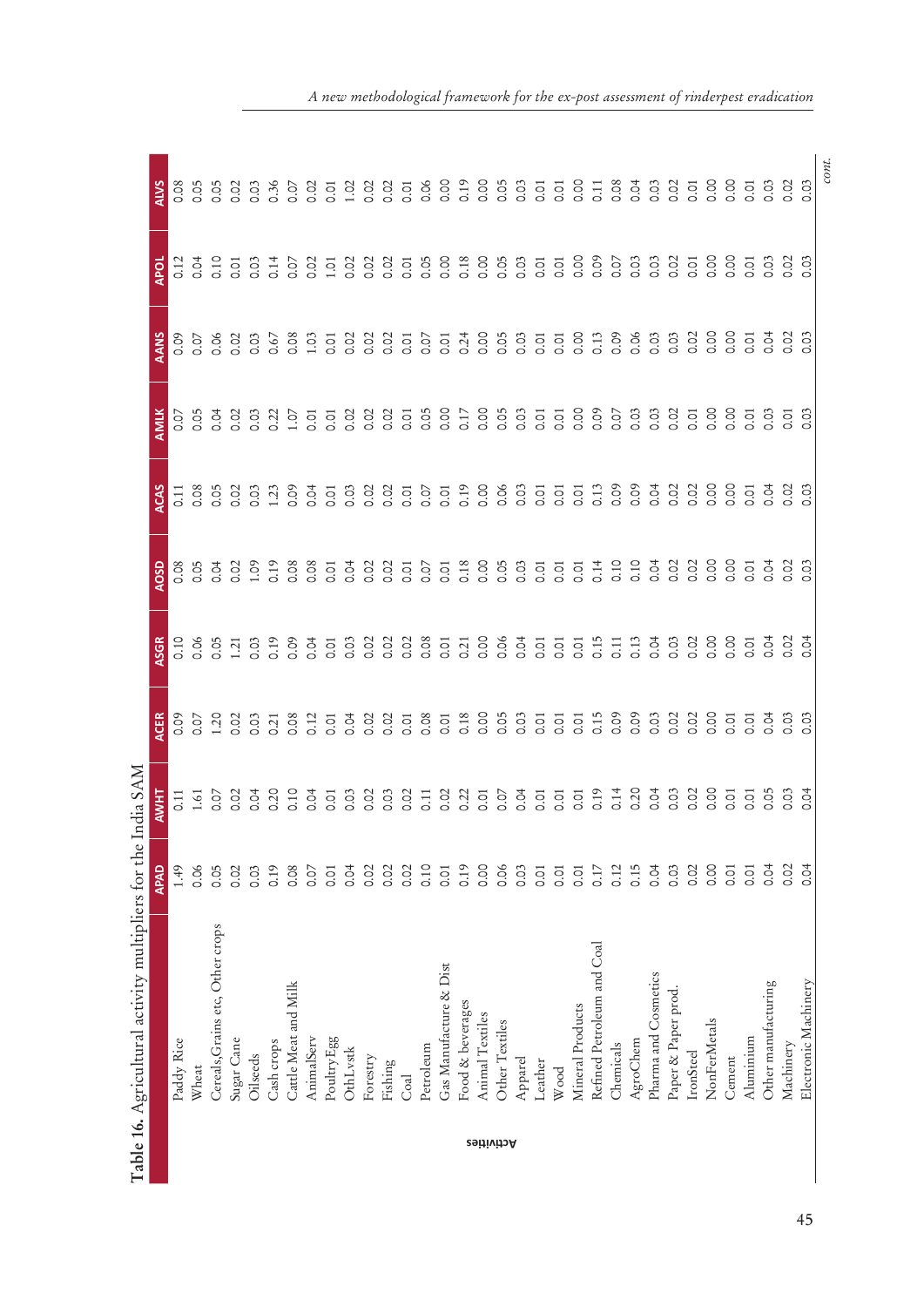**Table 16.** Agricultural activity multipliers for the India SAM

| Activities | APAD | AWHT | ACER | ASGR | AOSD | ACAS | AMLK | AANS | APOL | ALVS |
|---|---|---|---|---|---|---|---|---|---|---|
| Paddy Rice | 1.49 | 0.11 | 0.09 | 0.10 | 0.08 | 0.11 | 0.07 | 0.09 | 0.12 | 0.08 |
| Wheat | 0.06 | 1.61 | 0.07 | 0.06 | 0.05 | 0.08 | 0.05 | 0.07 | 0.04 | 0.05 |
| Cereals,Grains etc, Other crops | 0.05 | 0.07 | 1.20 | 0.05 | 0.04 | 0.05 | 0.04 | 0.06 | 0.10 | 0.05 |
| Sugar Cane | 0.02 | 0.02 | 0.02 | 1.21 | 0.02 | 0.02 | 0.02 | 0.02 | 0.01 | 0.02 |
| Oilseeds | 0.03 | 0.04 | 0.03 | 0.03 | 1.09 | 0.03 | 0.03 | 0.03 | 0.03 | 0.03 |
| Cash crops | 0.19 | 0.20 | 0.21 | 0.19 | 0.19 | 1.23 | 0.22 | 0.67 | 0.14 | 0.36 |
| Cattle Meat and Milk | 0.08 | 0.10 | 0.08 | 0.09 | 0.08 | 0.09 | 1.07 | 0.08 | 0.07 | 0.07 |
| AnimalServ | 0.07 | 0.04 | 0.12 | 0.04 | 0.08 | 0.04 | 0.01 | 1.03 | 0.02 | 0.02 |
| PoultryEgg | 0.01 | 0.01 | 0.01 | 0.01 | 0.01 | 0.01 | 0.01 | 0.01 | 1.01 | 0.01 |
| OthLvstk | 0.04 | 0.03 | 0.04 | 0.03 | 0.04 | 0.03 | 0.02 | 0.02 | 0.02 | 1.02 |
| Forestry | 0.02 | 0.02 | 0.02 | 0.02 | 0.02 | 0.02 | 0.02 | 0.02 | 0.02 | 0.02 |
| Fishing | 0.02 | 0.03 | 0.02 | 0.02 | 0.02 | 0.02 | 0.02 | 0.02 | 0.02 | 0.02 |
| Coal | 0.02 | 0.02 | 0.01 | 0.02 | 0.01 | 0.01 | 0.01 | 0.01 | 0.01 | 0.01 |
| Petroleum | 0.10 | 0.11 | 0.08 | 0.08 | 0.07 | 0.07 | 0.05 | 0.07 | 0.05 | 0.06 |
| Gas Manufacture & Dist | 0.01 | 0.02 | 0.01 | 0.01 | 0.01 | 0.01 | 0.00 | 0.01 | 0.00 | 0.00 |
| Food & beverages | 0.19 | 0.22 | 0.18 | 0.21 | 0.18 | 0.19 | 0.17 | 0.24 | 0.18 | 0.19 |
| Animal Textiles | 0.00 | 0.01 | 0.00 | 0.00 | 0.00 | 0.00 | 0.00 | 0.00 | 0.00 | 0.00 |
| Other Textiles | 0.06 | 0.07 | 0.05 | 0.06 | 0.05 | 0.06 | 0.05 | 0.05 | 0.05 | 0.05 |
| Apparel | 0.03 | 0.04 | 0.03 | 0.04 | 0.03 | 0.03 | 0.03 | 0.03 | 0.03 | 0.03 |
| Leather | 0.01 | 0.01 | 0.01 | 0.01 | 0.01 | 0.01 | 0.01 | 0.01 | 0.01 | 0.01 |
| Wood | 0.01 | 0.01 | 0.01 | 0.01 | 0.01 | 0.01 | 0.01 | 0.01 | 0.01 | 0.01 |
| Mineral Products | 0.01 | 0.01 | 0.01 | 0.01 | 0.01 | 0.01 | 0.00 | 0.00 | 0.00 | 0.00 |
| Refined Petroleum and Coal | 0.17 | 0.19 | 0.15 | 0.15 | 0.14 | 0.13 | 0.09 | 0.13 | 0.09 | 0.11 |
| Chemicals | 0.12 | 0.14 | 0.09 | 0.11 | 0.10 | 0.09 | 0.07 | 0.09 | 0.07 | 0.08 |
| AgroChem | 0.15 | 0.20 | 0.09 | 0.13 | 0.10 | 0.09 | 0.03 | 0.06 | 0.03 | 0.04 |
| Pharma and Cosmetics | 0.04 | 0.04 | 0.03 | 0.04 | 0.04 | 0.04 | 0.03 | 0.03 | 0.03 | 0.03 |
| Paper & Paper prod. | 0.03 | 0.03 | 0.02 | 0.03 | 0.02 | 0.02 | 0.02 | 0.03 | 0.02 | 0.02 |
| IronSteel | 0.02 | 0.02 | 0.02 | 0.02 | 0.02 | 0.02 | 0.01 | 0.02 | 0.01 | 0.01 |
| NonFerMetals | 0.00 | 0.00 | 0.00 | 0.00 | 0.00 | 0.00 | 0.00 | 0.00 | 0.00 | 0.00 |
| Cement | 0.01 | 0.01 | 0.01 | 0.00 | 0.00 | 0.00 | 0.00 | 0.00 | 0.00 | 0.00 |
| Aluminium | 0.01 | 0.01 | 0.01 | 0.01 | 0.01 | 0.01 | 0.01 | 0.01 | 0.01 | 0.01 |
| Other manufacturing | 0.04 | 0.05 | 0.04 | 0.04 | 0.04 | 0.04 | 0.03 | 0.04 | 0.03 | 0.03 |
| Machinery | 0.02 | 0.03 | 0.03 | 0.02 | 0.02 | 0.02 | 0.01 | 0.02 | 0.02 | 0.02 |
| Electronic Machinery | 0.04 | 0.04 | 0.03 | 0.04 | 0.03 | 0.03 | 0.03 | 0.03 | 0.03 | 0.03 |

*cont.*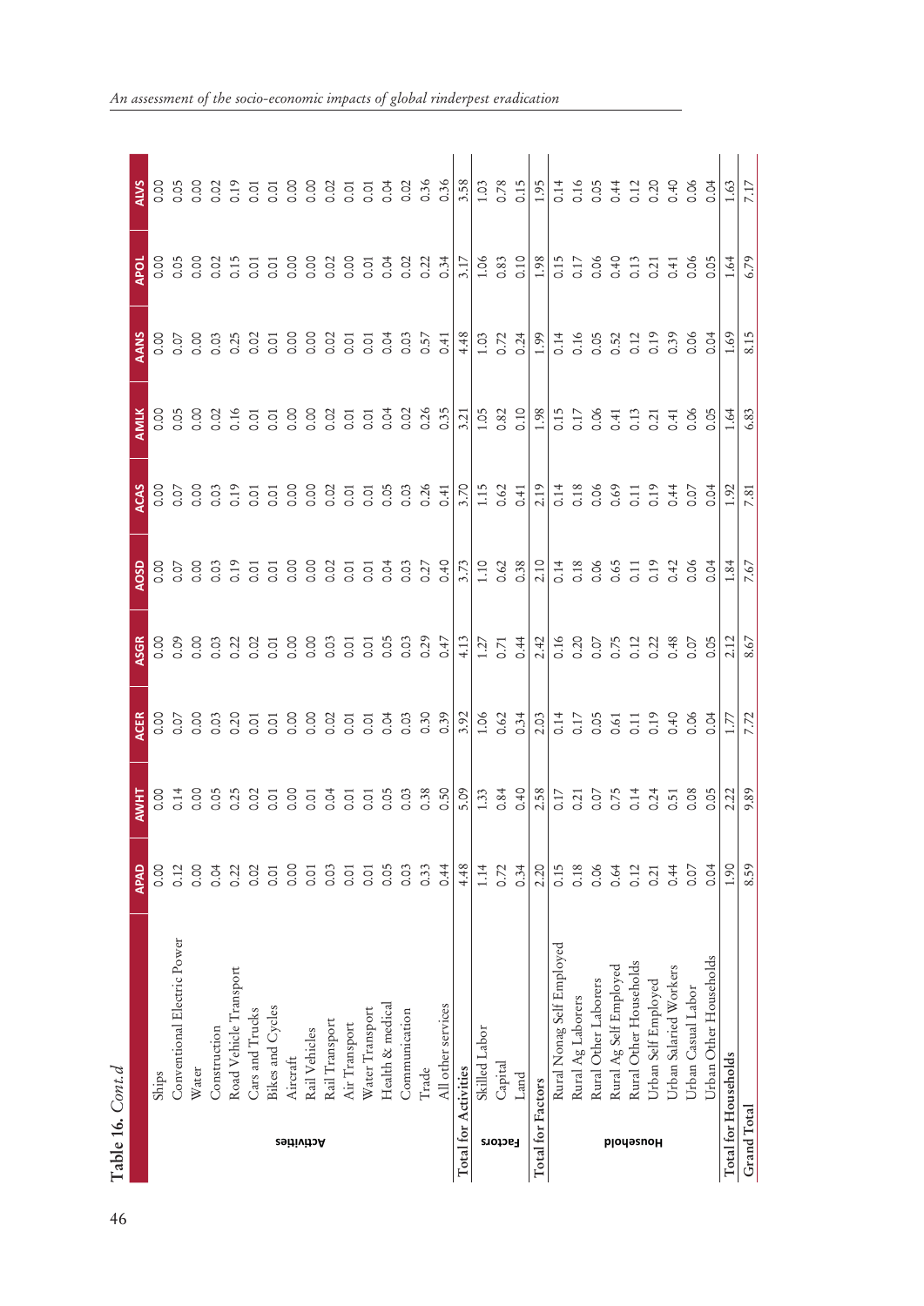Table 16. *Cont.d*

| | | APAD | AWHT | ACER | ASGR | AOSD | ACAS | AMLK | AANS | APOL | ALVS |
|---|---|---|---|---|---|---|---|---|---|---|---|
| Activities | Ships | 0.00 | 0.00 | 0.00 | 0.00 | 0.00 | 0.00 | 0.00 | 0.00 | 0.00 | 0.00 |
| | Conventional Electric Power | 0.12 | 0.14 | 0.07 | 0.09 | 0.07 | 0.07 | 0.05 | 0.07 | 0.05 | 0.05 |
| | Water | 0.00 | 0.00 | 0.00 | 0.00 | 0.00 | 0.00 | 0.00 | 0.00 | 0.00 | 0.00 |
| | Construction | 0.04 | 0.05 | 0.03 | 0.03 | 0.03 | 0.03 | 0.02 | 0.03 | 0.02 | 0.02 |
| | Road Vehicle Transport | 0.22 | 0.25 | 0.20 | 0.22 | 0.19 | 0.19 | 0.16 | 0.25 | 0.15 | 0.19 |
| | Cars and Trucks | 0.02 | 0.02 | 0.01 | 0.02 | 0.01 | 0.01 | 0.01 | 0.02 | 0.01 | 0.01 |
| | Bikes and Cycles | 0.01 | 0.01 | 0.01 | 0.01 | 0.01 | 0.01 | 0.01 | 0.01 | 0.01 | 0.01 |
| | Aircraft | 0.00 | 0.00 | 0.00 | 0.00 | 0.00 | 0.00 | 0.00 | 0.00 | 0.00 | 0.00 |
| | Rail Vehicles | 0.01 | 0.01 | 0.00 | 0.00 | 0.00 | 0.00 | 0.00 | 0.00 | 0.00 | 0.00 |
| | Rail Transport | 0.03 | 0.04 | 0.02 | 0.03 | 0.02 | 0.02 | 0.02 | 0.02 | 0.02 | 0.02 |
| | Air Transport | 0.01 | 0.01 | 0.01 | 0.01 | 0.01 | 0.01 | 0.01 | 0.01 | 0.00 | 0.01 |
| | Water Transport | 0.01 | 0.01 | 0.01 | 0.01 | 0.01 | 0.01 | 0.01 | 0.01 | 0.01 | 0.01 |
| | Health & medical | 0.05 | 0.05 | 0.04 | 0.05 | 0.04 | 0.05 | 0.04 | 0.04 | 0.04 | 0.04 |
| | Communication | 0.03 | 0.03 | 0.03 | 0.03 | 0.03 | 0.03 | 0.02 | 0.03 | 0.02 | 0.02 |
| | Trade | 0.33 | 0.38 | 0.30 | 0.29 | 0.27 | 0.26 | 0.26 | 0.57 | 0.22 | 0.36 |
| | All other services | 0.44 | 0.50 | 0.39 | 0.47 | 0.40 | 0.41 | 0.35 | 0.41 | 0.34 | 0.36 |
| Total for Activities | | 4.48 | 5.09 | 3.92 | 4.13 | 3.73 | 3.70 | 3.21 | 4.48 | 3.17 | 3.58 |
| Factors | Skilled Labor | 1.14 | 1.33 | 1.06 | 1.27 | 1.10 | 1.15 | 1.05 | 1.03 | 1.06 | 1.03 |
| | Capital | 0.72 | 0.84 | 0.62 | 0.71 | 0.62 | 0.62 | 0.82 | 0.72 | 0.83 | 0.78 |
| | Land | 0.34 | 0.40 | 0.34 | 0.44 | 0.38 | 0.41 | 0.10 | 0.24 | 0.10 | 0.15 |
| Total for Factors | | 2.20 | 2.58 | 2.03 | 2.42 | 2.10 | 2.19 | 1.98 | 1.99 | 1.98 | 1.95 |
| Household | Rural Nonag Self Employed | 0.15 | 0.17 | 0.14 | 0.16 | 0.14 | 0.14 | 0.15 | 0.14 | 0.15 | 0.14 |
| | Rural Ag Laborers | 0.18 | 0.21 | 0.17 | 0.20 | 0.18 | 0.18 | 0.17 | 0.16 | 0.17 | 0.16 |
| | Rural Other Laborers | 0.06 | 0.07 | 0.05 | 0.07 | 0.06 | 0.06 | 0.06 | 0.05 | 0.06 | 0.05 |
| | Rural Ag Self Employed | 0.64 | 0.75 | 0.61 | 0.75 | 0.65 | 0.69 | 0.41 | 0.52 | 0.40 | 0.44 |
| | Rural Other Households | 0.12 | 0.14 | 0.11 | 0.12 | 0.11 | 0.11 | 0.13 | 0.12 | 0.13 | 0.12 |
| | Urban Self Employed | 0.21 | 0.24 | 0.19 | 0.22 | 0.19 | 0.19 | 0.21 | 0.19 | 0.21 | 0.20 |
| | Urban Salaried Workers | 0.44 | 0.51 | 0.40 | 0.48 | 0.42 | 0.44 | 0.41 | 0.39 | 0.41 | 0.40 |
| | Urban Casual Labor | 0.07 | 0.08 | 0.06 | 0.07 | 0.06 | 0.07 | 0.06 | 0.06 | 0.06 | 0.06 |
| | Urban Other Households | 0.04 | 0.05 | 0.04 | 0.05 | 0.04 | 0.04 | 0.05 | 0.04 | 0.05 | 0.04 |
| Total for Households | | 1.90 | 2.22 | 1.77 | 2.12 | 1.84 | 1.92 | 1.64 | 1.69 | 1.64 | 1.63 |
| Grand Total | | 8.59 | 9.89 | 7.72 | 8.67 | 7.67 | 7.81 | 6.83 | 8.15 | 6.79 | 7.17 |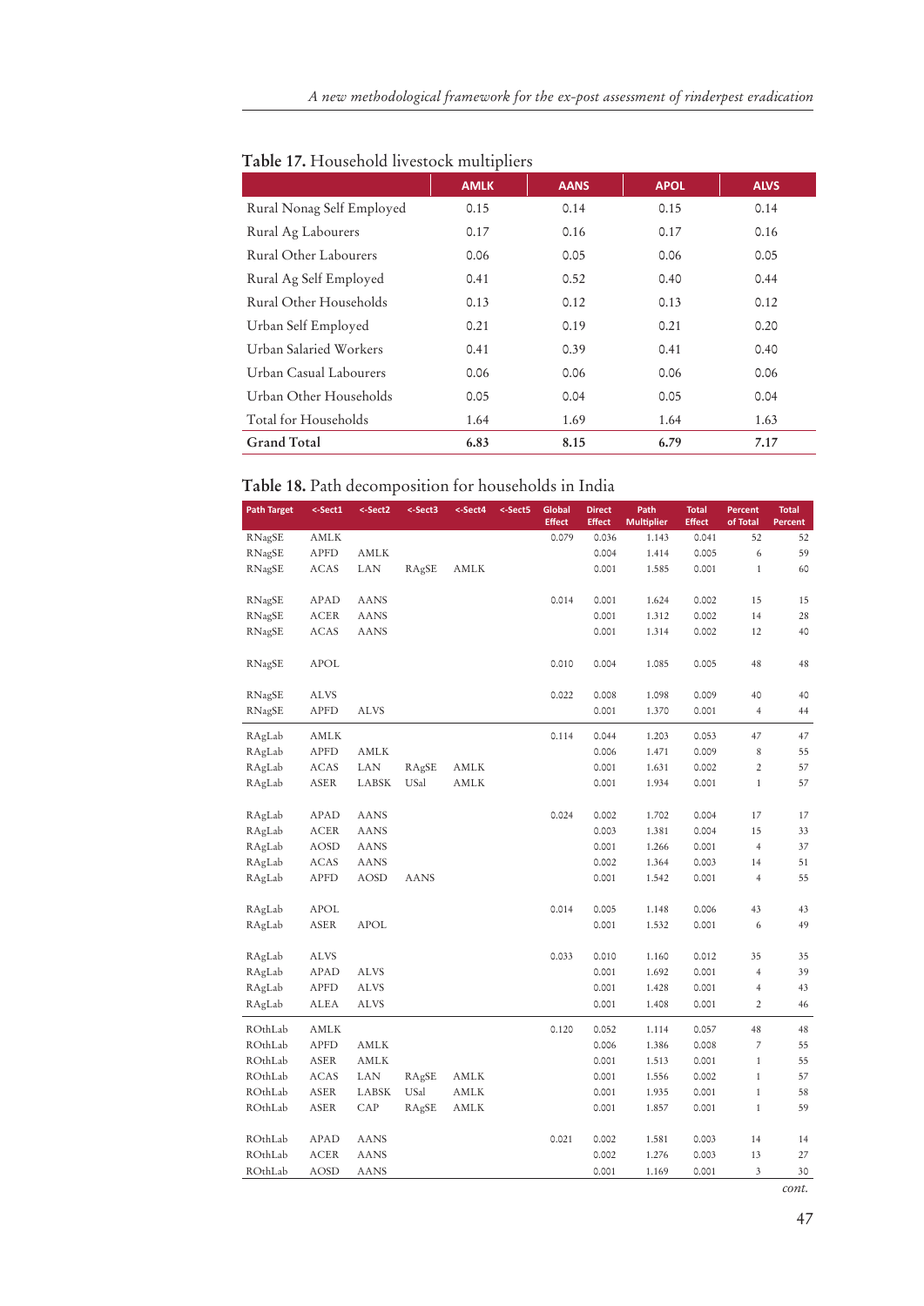**Table 17.** Household livestock multipliers

| | AMLK | AANS | APOL | ALVS |
|---|---|---|---|---|
| Rural Nonag Self Employed | 0.15 | 0.14 | 0.15 | 0.14 |
| Rural Ag Labourers | 0.17 | 0.16 | 0.17 | 0.16 |
| Rural Other Labourers | 0.06 | 0.05 | 0.06 | 0.05 |
| Rural Ag Self Employed | 0.41 | 0.52 | 0.40 | 0.44 |
| Rural Other Households | 0.13 | 0.12 | 0.13 | 0.12 |
| Urban Self Employed | 0.21 | 0.19 | 0.21 | 0.20 |
| Urban Salaried Workers | 0.41 | 0.39 | 0.41 | 0.40 |
| Urban Casual Labourers | 0.06 | 0.06 | 0.06 | 0.06 |
| Urban Other Households | 0.05 | 0.04 | 0.05 | 0.04 |
| Total for Households | 1.64 | 1.69 | 1.64 | 1.63 |
| **Grand Total** | **6.83** | **8.15** | **6.79** | **7.17** |

**Table 18.** Path decomposition for households in India

| Path Target | <-Sect1 | <-Sect2 | <-Sect3 | <-Sect4 | <-Sect5 | Global Effect | Direct Effect | Path Multiplier | Total Effect | Percent of Total | Total Percent |
|---|---|---|---|---|---|---|---|---|---|---|---|
| RNagSE | AMLK | | | | | 0.079 | 0.036 | 1.143 | 0.041 | 52 | 52 |
| RNagSE | APFD | AMLK | | | | | 0.004 | 1.414 | 0.005 | 6 | 59 |
| RNagSE | ACAS | LAN | RAgSE | AMLK | | | 0.001 | 1.585 | 0.001 | 1 | 60 |
| RNagSE | APAD | AANS | | | | 0.014 | 0.001 | 1.624 | 0.002 | 15 | 15 |
| RNagSE | ACER | AANS | | | | | 0.001 | 1.312 | 0.002 | 14 | 28 |
| RNagSE | ACAS | AANS | | | | | 0.001 | 1.314 | 0.002 | 12 | 40 |
| RNagSE | APOL | | | | | 0.010 | 0.004 | 1.085 | 0.005 | 48 | 48 |
| RNagSE | ALVS | | | | | 0.022 | 0.008 | 1.098 | 0.009 | 40 | 40 |
| RNagSE | APFD | ALVS | | | | | 0.001 | 1.370 | 0.001 | 4 | 44 |
| RAgLab | AMLK | | | | | 0.114 | 0.044 | 1.203 | 0.053 | 47 | 47 |
| RAgLab | APFD | AMLK | | | | | 0.006 | 1.471 | 0.009 | 8 | 55 |
| RAgLab | ACAS | LAN | RAgSE | AMLK | | | 0.001 | 1.631 | 0.002 | 2 | 57 |
| RAgLab | ASER | LABSK | USal | AMLK | | | 0.001 | 1.934 | 0.001 | 1 | 57 |
| RAgLab | APAD | AANS | | | | 0.024 | 0.002 | 1.702 | 0.004 | 17 | 17 |
| RAgLab | ACER | AANS | | | | | 0.003 | 1.381 | 0.004 | 15 | 33 |
| RAgLab | AOSD | AANS | | | | | 0.001 | 1.266 | 0.001 | 4 | 37 |
| RAgLab | ACAS | AANS | | | | | 0.002 | 1.364 | 0.003 | 14 | 51 |
| RAgLab | APFD | AOSD | AANS | | | | 0.001 | 1.542 | 0.001 | 4 | 55 |
| RAgLab | APOL | | | | | 0.014 | 0.005 | 1.148 | 0.006 | 43 | 43 |
| RAgLab | ASER | APOL | | | | | 0.001 | 1.532 | 0.001 | 6 | 49 |
| RAgLab | ALVS | | | | | 0.033 | 0.010 | 1.160 | 0.012 | 35 | 35 |
| RAgLab | APAD | ALVS | | | | | 0.001 | 1.692 | 0.001 | 4 | 39 |
| RAgLab | APFD | ALVS | | | | | 0.001 | 1.428 | 0.001 | 4 | 43 |
| RAgLab | ALEA | ALVS | | | | | 0.001 | 1.408 | 0.001 | 2 | 46 |
| ROthLab | AMLK | | | | | 0.120 | 0.052 | 1.114 | 0.057 | 48 | 48 |
| ROthLab | APFD | AMLK | | | | | 0.006 | 1.386 | 0.008 | 7 | 55 |
| ROthLab | ASER | AMLK | | | | | 0.001 | 1.513 | 0.001 | 1 | 55 |
| ROthLab | ACAS | LAN | RAgSE | AMLK | | | 0.001 | 1.556 | 0.002 | 1 | 57 |
| ROthLab | ASER | LABSK | USal | AMLK | | | 0.001 | 1.935 | 0.001 | 1 | 58 |
| ROthLab | ASER | CAP | RAgSE | AMLK | | | 0.001 | 1.857 | 0.001 | 1 | 59 |
| ROthLab | APAD | AANS | | | | 0.021 | 0.002 | 1.581 | 0.003 | 14 | 14 |
| ROthLab | ACER | AANS | | | | | 0.002 | 1.276 | 0.003 | 13 | 27 |
| ROthLab | AOSD | AANS | | | | | 0.001 | 1.169 | 0.001 | 3 | 30 |

*cont.*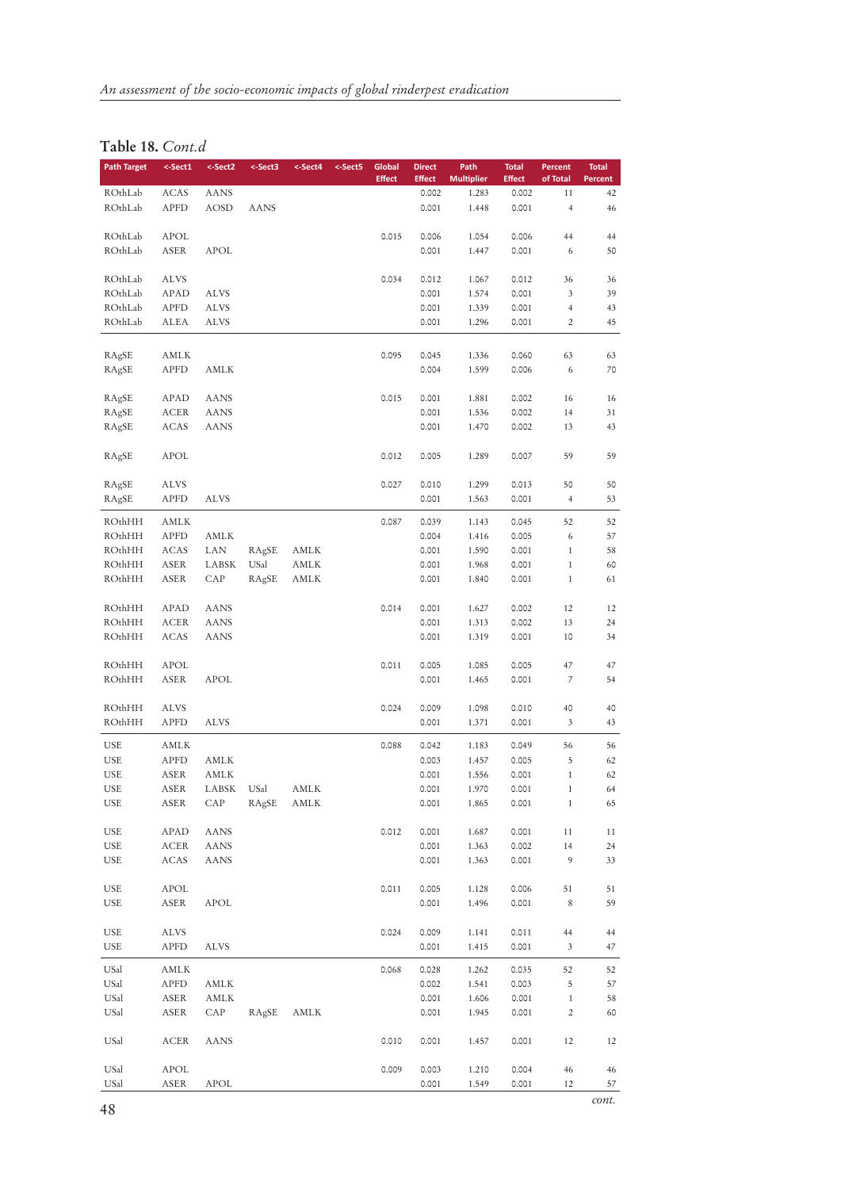**Table 18.** *Cont.d*

| Path Target | <-Sect1 | <-Sect2 | <-Sect3 | <-Sect4 | <-Sect5 | Global Effect | Direct Effect | Path Multiplier | Total Effect | Percent of Total | Total Percent |
|---|---|---|---|---|---|---|---|---|---|---|---|
| ROthLab | ACAS | AANS | | | | | 0.002 | 1.283 | 0.002 | 11 | 42 |
| ROthLab | APFD | AOSD | AANS | | | | 0.001 | 1.448 | 0.001 | 4 | 46 |
| ROthLab | APOL | | | | | 0.015 | 0.006 | 1.054 | 0.006 | 44 | 44 |
| ROthLab | ASER | APOL | | | | | 0.001 | 1.447 | 0.001 | 6 | 50 |
| ROthLab | ALVS | | | | | 0.034 | 0.012 | 1.067 | 0.012 | 36 | 36 |
| ROthLab | APAD | ALVS | | | | | 0.001 | 1.574 | 0.001 | 3 | 39 |
| ROthLab | APFD | ALVS | | | | | 0.001 | 1.339 | 0.001 | 4 | 43 |
| ROthLab | ALEA | ALVS | | | | | 0.001 | 1.296 | 0.001 | 2 | 45 |
| RAgSE | AMLK | | | | | 0.095 | 0.045 | 1.336 | 0.060 | 63 | 63 |
| RAgSE | APFD | AMLK | | | | | 0.004 | 1.599 | 0.006 | 6 | 70 |
| RAgSE | APAD | AANS | | | | 0.015 | 0.001 | 1.881 | 0.002 | 16 | 16 |
| RAgSE | ACER | AANS | | | | | 0.001 | 1.536 | 0.002 | 14 | 31 |
| RAgSE | ACAS | AANS | | | | | 0.001 | 1.470 | 0.002 | 13 | 43 |
| RAgSE | APOL | | | | | 0.012 | 0.005 | 1.289 | 0.007 | 59 | 59 |
| RAgSE | ALVS | | | | | 0.027 | 0.010 | 1.299 | 0.013 | 50 | 50 |
| RAgSE | APFD | ALVS | | | | | 0.001 | 1.563 | 0.001 | 4 | 53 |
| ROthHH | AMLK | | | | | 0.087 | 0.039 | 1.143 | 0.045 | 52 | 52 |
| ROthHH | APFD | AMLK | | | | | 0.004 | 1.416 | 0.005 | 6 | 57 |
| ROthHH | ACAS | LAN | RAgSE | AMLK | | | 0.001 | 1.590 | 0.001 | 1 | 58 |
| ROthHH | ASER | LABSK | USal | AMLK | | | 0.001 | 1.968 | 0.001 | 1 | 60 |
| ROthHH | ASER | CAP | RAgSE | AMLK | | | 0.001 | 1.840 | 0.001 | 1 | 61 |
| ROthHH | APAD | AANS | | | | 0.014 | 0.001 | 1.627 | 0.002 | 12 | 12 |
| ROthHH | ACER | AANS | | | | | 0.001 | 1.313 | 0.002 | 13 | 24 |
| ROthHH | ACAS | AANS | | | | | 0.001 | 1.319 | 0.001 | 10 | 34 |
| ROthHH | APOL | | | | | 0.011 | 0.005 | 1.085 | 0.005 | 47 | 47 |
| ROthHH | ASER | APOL | | | | | 0.001 | 1.465 | 0.001 | 7 | 54 |
| ROthHH | ALVS | | | | | 0.024 | 0.009 | 1.098 | 0.010 | 40 | 40 |
| ROthHH | APFD | ALVS | | | | | 0.001 | 1.371 | 0.001 | 3 | 43 |
| USE | AMLK | | | | | 0.088 | 0.042 | 1.183 | 0.049 | 56 | 56 |
| USE | APFD | AMLK | | | | | 0.003 | 1.457 | 0.005 | 5 | 62 |
| USE | ASER | AMLK | | | | | 0.001 | 1.556 | 0.001 | 1 | 62 |
| USE | ASER | LABSK | USal | AMLK | | | 0.001 | 1.970 | 0.001 | 1 | 64 |
| USE | ASER | CAP | RAgSE | AMLK | | | 0.001 | 1.865 | 0.001 | 1 | 65 |
| USE | APAD | AANS | | | | 0.012 | 0.001 | 1.687 | 0.001 | 11 | 11 |
| USE | ACER | AANS | | | | | 0.001 | 1.363 | 0.002 | 14 | 24 |
| USE | ACAS | AANS | | | | | 0.001 | 1.363 | 0.001 | 9 | 33 |
| USE | APOL | | | | | 0.011 | 0.005 | 1.128 | 0.006 | 51 | 51 |
| USE | ASER | APOL | | | | | 0.001 | 1.496 | 0.001 | 8 | 59 |
| USE | ALVS | | | | | 0.024 | 0.009 | 1.141 | 0.011 | 44 | 44 |
| USE | APFD | ALVS | | | | | 0.001 | 1.415 | 0.001 | 3 | 47 |
| USal | AMLK | | | | | 0.068 | 0.028 | 1.262 | 0.035 | 52 | 52 |
| USal | APFD | AMLK | | | | | 0.002 | 1.541 | 0.003 | 5 | 57 |
| USal | ASER | AMLK | | | | | 0.001 | 1.606 | 0.001 | 1 | 58 |
| USal | ASER | CAP | RAgSE | AMLK | | | 0.001 | 1.945 | 0.001 | 2 | 60 |
| USal | ACER | AANS | | | | 0.010 | 0.001 | 1.457 | 0.001 | 12 | 12 |
| USal | APOL | | | | | 0.009 | 0.003 | 1.210 | 0.004 | 46 | 46 |
| USal | ASER | APOL | | | | | 0.001 | 1.549 | 0.001 | 12 | 57 |

*cont.*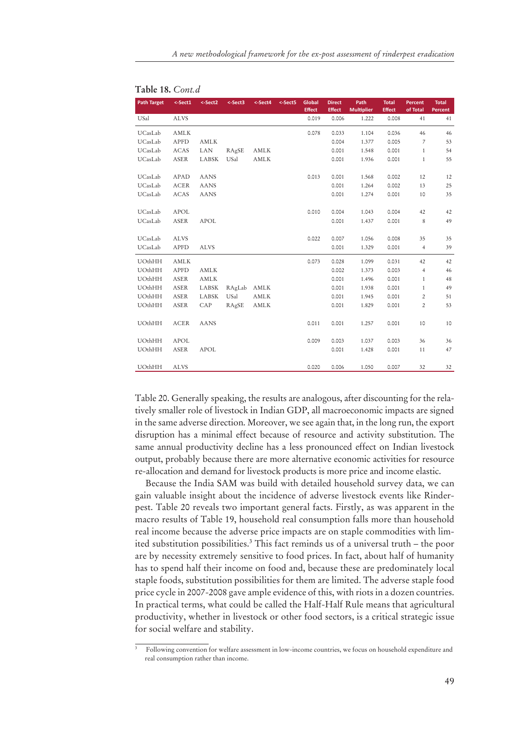**Table 18.** *Cont.d*

| Path Target | <-Sect1 | <-Sect2 | <-Sect3 | <-Sect4 | <-Sect5 | Global Effect | Direct Effect | Path Multiplier | Total Effect | Percent of Total | Total Percent |
|---|---|---|---|---|---|---|---|---|---|---|---|
| USal | ALVS | | | | | 0.019 | 0.006 | 1.222 | 0.008 | 41 | 41 |
| UCasLab | AMLK | | | | | 0.078 | 0.033 | 1.104 | 0.036 | 46 | 46 |
| UCasLab | APFD | AMLK | | | | | 0.004 | 1.377 | 0.005 | 7 | 53 |
| UCasLab | ACAS | LAN | RAgSE | AMLK | | | 0.001 | 1.548 | 0.001 | 1 | 54 |
| UCasLab | ASER | LABSK | USal | AMLK | | | 0.001 | 1.936 | 0.001 | 1 | 55 |
| UCasLab | APAD | AANS | | | | 0.013 | 0.001 | 1.568 | 0.002 | 12 | 12 |
| UCasLab | ACER | AANS | | | | | 0.001 | 1.264 | 0.002 | 13 | 25 |
| UCasLab | ACAS | AANS | | | | | 0.001 | 1.274 | 0.001 | 10 | 35 |
| UCasLab | APOL | | | | | 0.010 | 0.004 | 1.043 | 0.004 | 42 | 42 |
| UCasLab | ASER | APOL | | | | | 0.001 | 1.437 | 0.001 | 8 | 49 |
| UCasLab | ALVS | | | | | 0.022 | 0.007 | 1.056 | 0.008 | 35 | 35 |
| UCasLab | APFD | ALVS | | | | | 0.001 | 1.329 | 0.001 | 4 | 39 |
| UOthHH | AMLK | | | | | 0.073 | 0.028 | 1.099 | 0.031 | 42 | 42 |
| UOthHH | APFD | AMLK | | | | | 0.002 | 1.373 | 0.003 | 4 | 46 |
| UOthHH | ASER | AMLK | | | | | 0.001 | 1.496 | 0.001 | 1 | 48 |
| UOthHH | ASER | LABSK | RAgLab | AMLK | | | 0.001 | 1.938 | 0.001 | 1 | 49 |
| UOthHH | ASER | LABSK | USal | AMLK | | | 0.001 | 1.945 | 0.001 | 2 | 51 |
| UOthHH | ASER | CAP | RAgSE | AMLK | | | 0.001 | 1.829 | 0.001 | 2 | 53 |
| UOthHH | ACER | AANS | | | | 0.011 | 0.001 | 1.257 | 0.001 | 10 | 10 |
| UOthHH | APOL | | | | | 0.009 | 0.003 | 1.037 | 0.003 | 36 | 36 |
| UOthHH | ASER | APOL | | | | | 0.001 | 1.428 | 0.001 | 11 | 47 |
| UOthHH | ALVS | | | | | 0.020 | 0.006 | 1.050 | 0.007 | 32 | 32 |

Table 20. Generally speaking, the results are analogous, after discounting for the relatively smaller role of livestock in Indian GDP, all macroeconomic impacts are signed in the same adverse direction. Moreover, we see again that, in the long run, the export disruption has a minimal effect because of resource and activity substitution. The same annual productivity decline has a less pronounced effect on Indian livestock output, probably because there are more alternative economic activities for resource re-allocation and demand for livestock products is more price and income elastic.

Because the India SAM was build with detailed household survey data, we can gain valuable insight about the incidence of adverse livestock events like Rinderpest. Table 20 reveals two important general facts. Firstly, as was apparent in the macro results of Table 19, household real consumption falls more than household real income because the adverse price impacts are on staple commodities with limited substitution possibilities.[3] This fact reminds us of a universal truth – the poor are by necessity extremely sensitive to food prices. In fact, about half of humanity has to spend half their income on food and, because these are predominately local staple foods, substitution possibilities for them are limited. The adverse staple food price cycle in 2007-2008 gave ample evidence of this, with riots in a dozen countries. In practical terms, what could be called the Half-Half Rule means that agricultural productivity, whether in livestock or other food sectors, is a critical strategic issue for social welfare and stability.

[3] Following convention for welfare assessment in low-income countries, we focus on household expenditure and real consumption rather than income.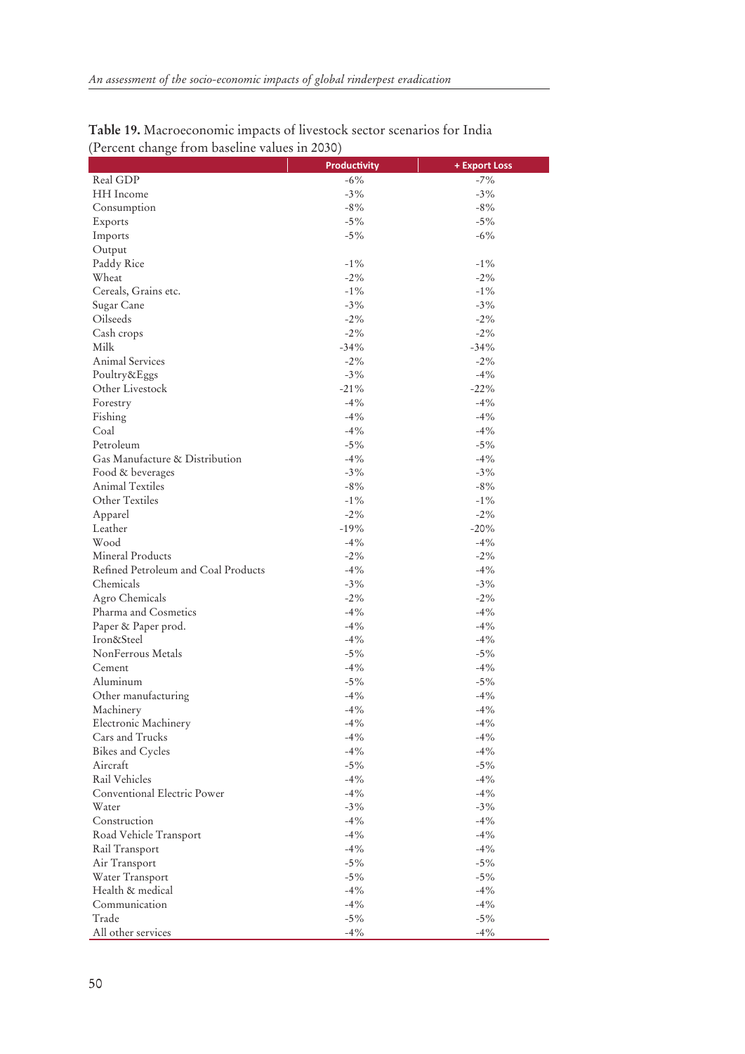**Table 19.** Macroeconomic impacts of livestock sector scenarios for India (Percent change from baseline values in 2030)

| | Productivity | + Export Loss |
|---|---|---|
| Real GDP | -6% | -7% |
| HH Income | -3% | -3% |
| Consumption | -8% | -8% |
| Exports | -5% | -5% |
| Imports | -5% | -6% |
| Output | | |
| Paddy Rice | -1% | -1% |
| Wheat | -2% | -2% |
| Cereals, Grains etc. | -1% | -1% |
| Sugar Cane | -3% | -3% |
| Oilseeds | -2% | -2% |
| Cash crops | -2% | -2% |
| Milk | -34% | -34% |
| Animal Services | -2% | -2% |
| Poultry&Eggs | -3% | -4% |
| Other Livestock | -21% | -22% |
| Forestry | -4% | -4% |
| Fishing | -4% | -4% |
| Coal | -4% | -4% |
| Petroleum | -5% | -5% |
| Gas Manufacture & Distribution | -4% | -4% |
| Food & beverages | -3% | -3% |
| Animal Textiles | -8% | -8% |
| Other Textiles | -1% | -1% |
| Apparel | -2% | -2% |
| Leather | -19% | -20% |
| Wood | -4% | -4% |
| Mineral Products | -2% | -2% |
| Refined Petroleum and Coal Products | -4% | -4% |
| Chemicals | -3% | -3% |
| Agro Chemicals | -2% | -2% |
| Pharma and Cosmetics | -4% | -4% |
| Paper & Paper prod. | -4% | -4% |
| Iron&Steel | -4% | -4% |
| NonFerrous Metals | -5% | -5% |
| Cement | -4% | -4% |
| Aluminum | -5% | -5% |
| Other manufacturing | -4% | -4% |
| Machinery | -4% | -4% |
| Electronic Machinery | -4% | -4% |
| Cars and Trucks | -4% | -4% |
| Bikes and Cycles | -4% | -4% |
| Aircraft | -5% | -5% |
| Rail Vehicles | -4% | -4% |
| Conventional Electric Power | -4% | -4% |
| Water | -3% | -3% |
| Construction | -4% | -4% |
| Road Vehicle Transport | -4% | -4% |
| Rail Transport | -4% | -4% |
| Air Transport | -5% | -5% |
| Water Transport | -5% | -5% |
| Health & medical | -4% | -4% |
| Communication | -4% | -4% |
| Trade | -5% | -5% |
| All other services | -4% | -4% |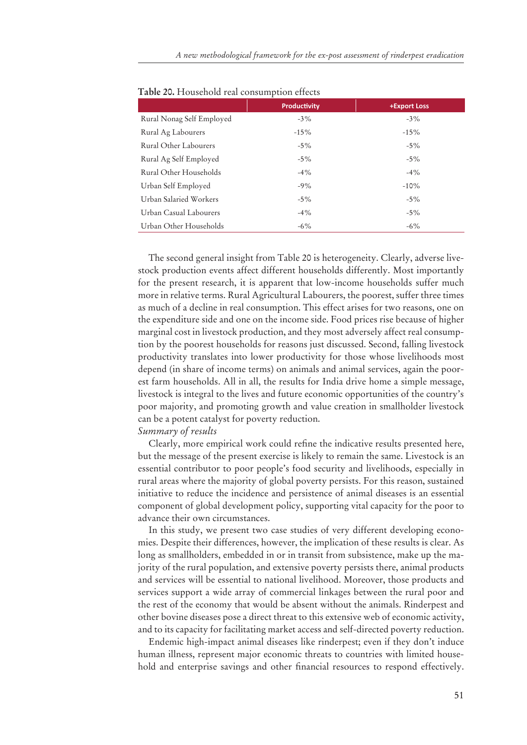**Table 20.** Household real consumption effects

| | Productivity | +Export Loss |
|---|---|---|
| Rural Nonag Self Employed | -3% | -3% |
| Rural Ag Labourers | -15% | -15% |
| Rural Other Labourers | -5% | -5% |
| Rural Ag Self Employed | -5% | -5% |
| Rural Other Households | -4% | -4% |
| Urban Self Employed | -9% | -10% |
| Urban Salaried Workers | -5% | -5% |
| Urban Casual Labourers | -4% | -5% |
| Urban Other Households | -6% | -6% |

The second general insight from Table 20 is heterogeneity. Clearly, adverse livestock production events affect different households differently. Most importantly for the present research, it is apparent that low-income households suffer much more in relative terms. Rural Agricultural Labourers, the poorest, suffer three times as much of a decline in real consumption. This effect arises for two reasons, one on the expenditure side and one on the income side. Food prices rise because of higher marginal cost in livestock production, and they most adversely affect real consumption by the poorest households for reasons just discussed. Second, falling livestock productivity translates into lower productivity for those whose livelihoods most depend (in share of income terms) on animals and animal services, again the poorest farm households. All in all, the results for India drive home a simple message, livestock is integral to the lives and future economic opportunities of the country's poor majority, and promoting growth and value creation in smallholder livestock can be a potent catalyst for poverty reduction.

*Summary of results*

Clearly, more empirical work could refine the indicative results presented here, but the message of the present exercise is likely to remain the same. Livestock is an essential contributor to poor people's food security and livelihoods, especially in rural areas where the majority of global poverty persists. For this reason, sustained initiative to reduce the incidence and persistence of animal diseases is an essential component of global development policy, supporting vital capacity for the poor to advance their own circumstances.

In this study, we present two case studies of very different developing economies. Despite their differences, however, the implication of these results is clear. As long as smallholders, embedded in or in transit from subsistence, make up the majority of the rural population, and extensive poverty persists there, animal products and services will be essential to national livelihood. Moreover, those products and services support a wide array of commercial linkages between the rural poor and the rest of the economy that would be absent without the animals. Rinderpest and other bovine diseases pose a direct threat to this extensive web of economic activity, and to its capacity for facilitating market access and self-directed poverty reduction.

Endemic high-impact animal diseases like rinderpest; even if they don't induce human illness, represent major economic threats to countries with limited household and enterprise savings and other financial resources to respond effectively.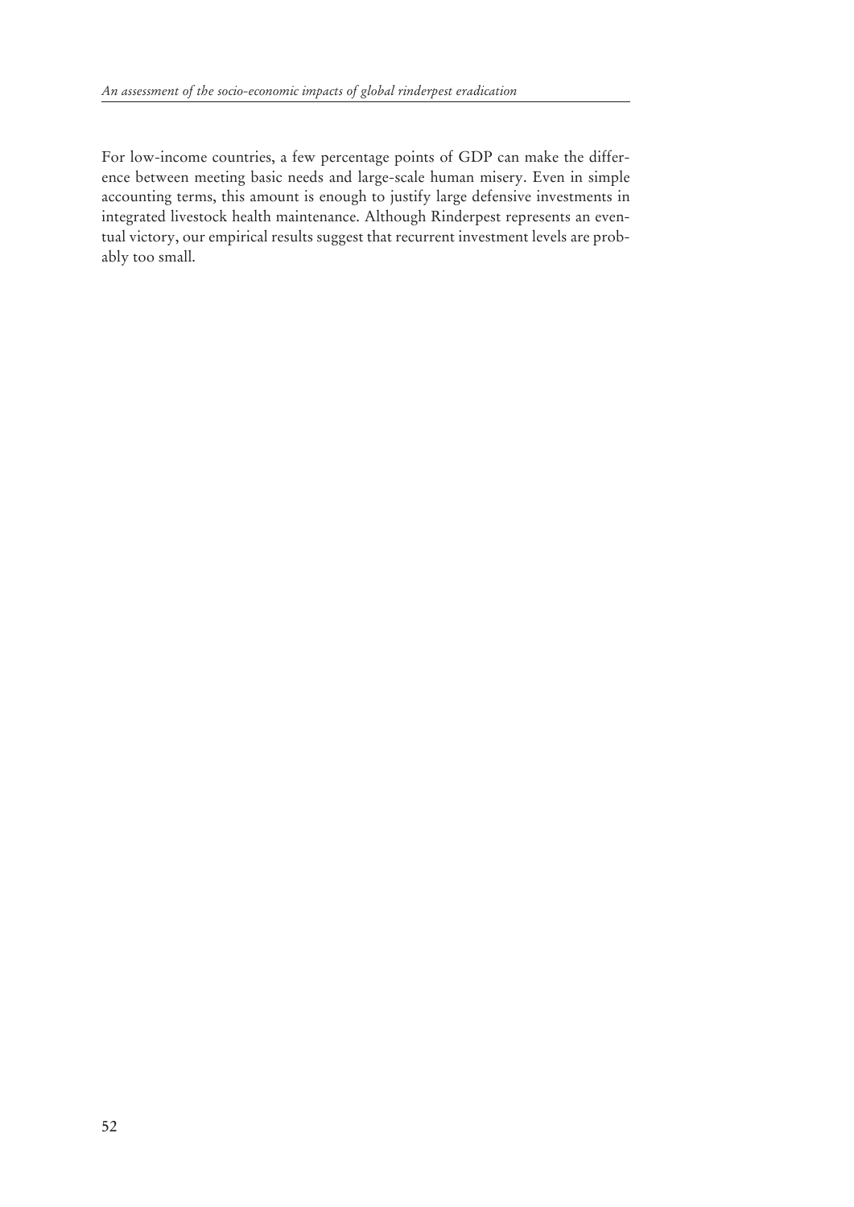For low-income countries, a few percentage points of GDP can make the difference between meeting basic needs and large-scale human misery. Even in simple accounting terms, this amount is enough to justify large defensive investments in integrated livestock health maintenance. Although Rinderpest represents an eventual victory, our empirical results suggest that recurrent investment levels are probably too small.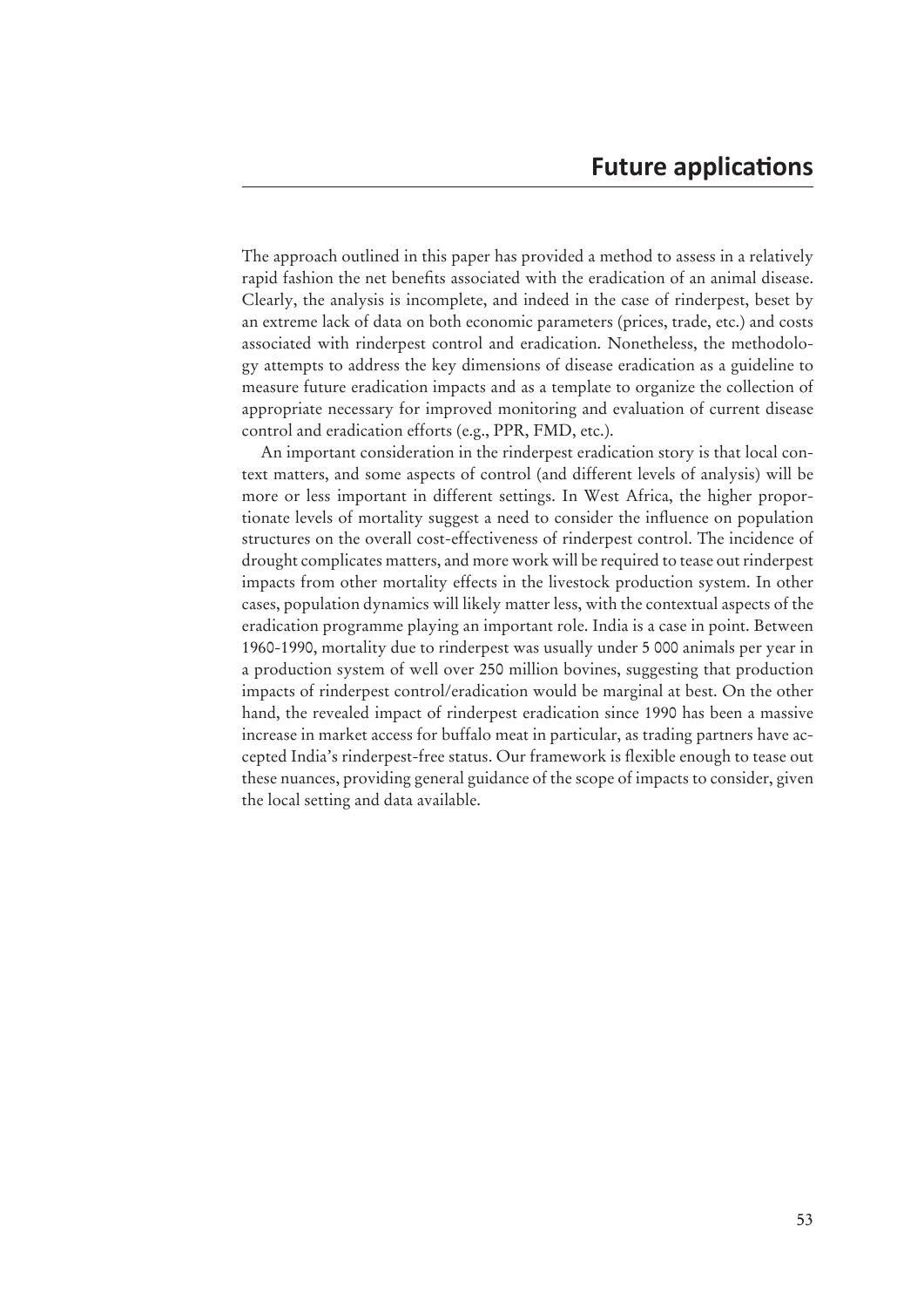# Future applications

The approach outlined in this paper has provided a method to assess in a relatively rapid fashion the net benefits associated with the eradication of an animal disease. Clearly, the analysis is incomplete, and indeed in the case of rinderpest, beset by an extreme lack of data on both economic parameters (prices, trade, etc.) and costs associated with rinderpest control and eradication. Nonetheless, the methodology attempts to address the key dimensions of disease eradication as a guideline to measure future eradication impacts and as a template to organize the collection of appropriate necessary for improved monitoring and evaluation of current disease control and eradication efforts (e.g., PPR, FMD, etc.).

An important consideration in the rinderpest eradication story is that local context matters, and some aspects of control (and different levels of analysis) will be more or less important in different settings. In West Africa, the higher proportionate levels of mortality suggest a need to consider the influence on population structures on the overall cost-effectiveness of rinderpest control. The incidence of drought complicates matters, and more work will be required to tease out rinderpest impacts from other mortality effects in the livestock production system. In other cases, population dynamics will likely matter less, with the contextual aspects of the eradication programme playing an important role. India is a case in point. Between 1960-1990, mortality due to rinderpest was usually under 5 000 animals per year in a production system of well over 250 million bovines, suggesting that production impacts of rinderpest control/eradication would be marginal at best. On the other hand, the revealed impact of rinderpest eradication since 1990 has been a massive increase in market access for buffalo meat in particular, as trading partners have accepted India's rinderpest-free status. Our framework is flexible enough to tease out these nuances, providing general guidance of the scope of impacts to consider, given the local setting and data available.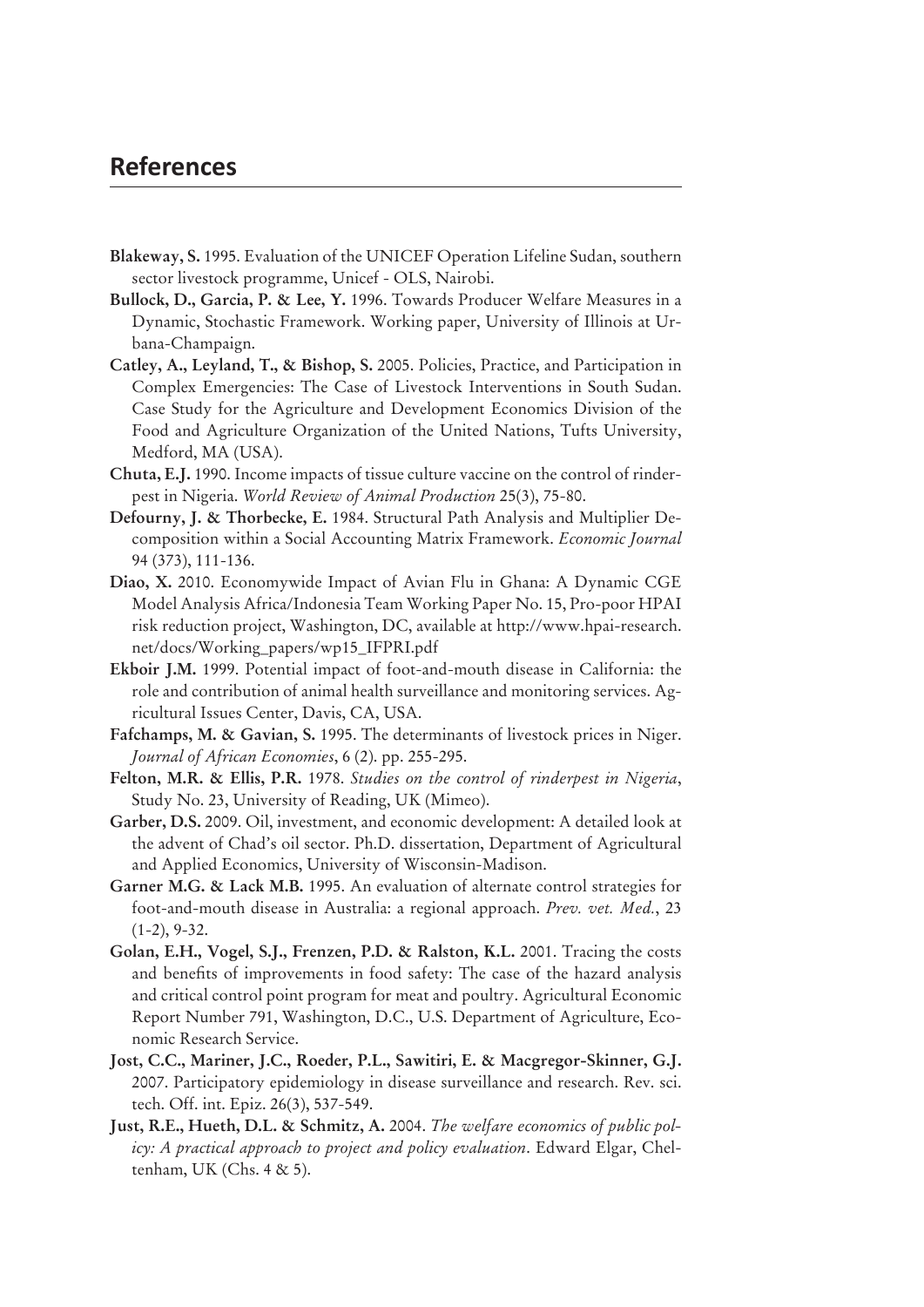## References

**Blakeway, S.** 1995. Evaluation of the UNICEF Operation Lifeline Sudan, southern sector livestock programme, Unicef - OLS, Nairobi.

**Bullock, D., Garcia, P. & Lee, Y.** 1996. Towards Producer Welfare Measures in a Dynamic, Stochastic Framework. Working paper, University of Illinois at Urbana-Champaign.

**Catley, A., Leyland, T., & Bishop, S.** 2005. Policies, Practice, and Participation in Complex Emergencies: The Case of Livestock Interventions in South Sudan. Case Study for the Agriculture and Development Economics Division of the Food and Agriculture Organization of the United Nations, Tufts University, Medford, MA (USA).

**Chuta, E.J.** 1990. Income impacts of tissue culture vaccine on the control of rinderpest in Nigeria. *World Review of Animal Production* 25(3), 75-80.

**Defourny, J. & Thorbecke, E.** 1984. Structural Path Analysis and Multiplier Decomposition within a Social Accounting Matrix Framework. *Economic Journal* 94 (373), 111-136.

**Diao, X.** 2010. Economywide Impact of Avian Flu in Ghana: A Dynamic CGE Model Analysis Africa/Indonesia Team Working Paper No. 15, Pro-poor HPAI risk reduction project, Washington, DC, available at http://www.hpai-research.net/docs/Working_papers/wp15_IFPRI.pdf

**Ekboir J.M.** 1999. Potential impact of foot-and-mouth disease in California: the role and contribution of animal health surveillance and monitoring services. Agricultural Issues Center, Davis, CA, USA.

**Fafchamps, M. & Gavian, S.** 1995. The determinants of livestock prices in Niger. *Journal of African Economies*, 6 (2). pp. 255-295.

**Felton, M.R. & Ellis, P.R.** 1978. *Studies on the control of rinderpest in Nigeria*, Study No. 23, University of Reading, UK (Mimeo).

**Garber, D.S.** 2009. Oil, investment, and economic development: A detailed look at the advent of Chad's oil sector. Ph.D. dissertation, Department of Agricultural and Applied Economics, University of Wisconsin-Madison.

**Garner M.G. & Lack M.B.** 1995. An evaluation of alternate control strategies for foot-and-mouth disease in Australia: a regional approach. *Prev. vet. Med.*, 23 (1-2), 9-32.

**Golan, E.H., Vogel, S.J., Frenzen, P.D. & Ralston, K.L.** 2001. Tracing the costs and benefits of improvements in food safety: The case of the hazard analysis and critical control point program for meat and poultry. Agricultural Economic Report Number 791, Washington, D.C., U.S. Department of Agriculture, Economic Research Service.

**Jost, C.C., Mariner, J.C., Roeder, P.L., Sawitiri, E. & Macgregor-Skinner, G.J.** 2007. Participatory epidemiology in disease surveillance and research. Rev. sci. tech. Off. int. Epiz. 26(3), 537-549.

**Just, R.E., Hueth, D.L. & Schmitz, A.** 2004. *The welfare economics of public policy: A practical approach to project and policy evaluation*. Edward Elgar, Cheltenham, UK (Chs. 4 & 5).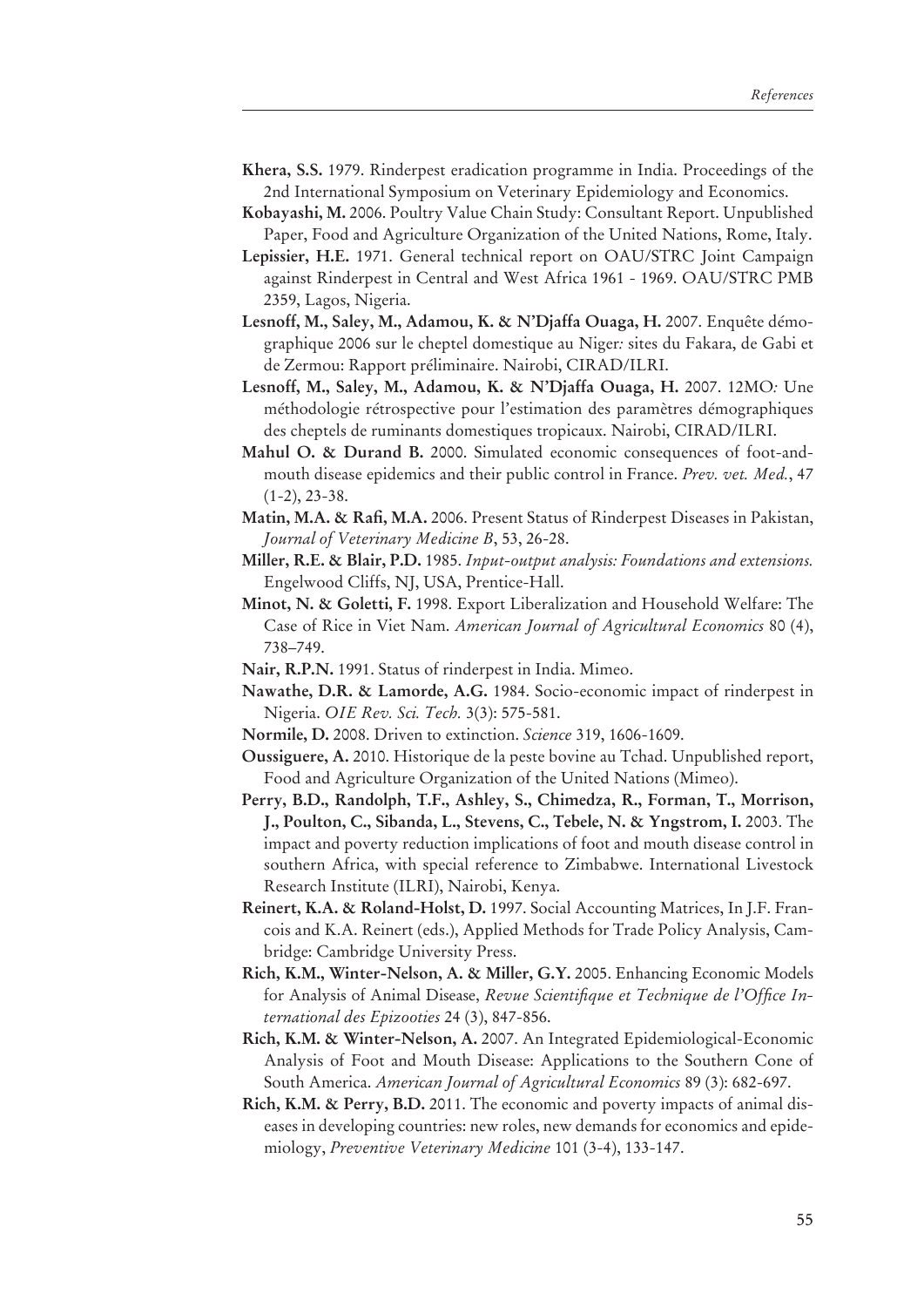**Khera, S.S.** 1979. Rinderpest eradication programme in India. Proceedings of the 2nd International Symposium on Veterinary Epidemiology and Economics.

**Kobayashi, M.** 2006. Poultry Value Chain Study: Consultant Report. Unpublished Paper, Food and Agriculture Organization of the United Nations, Rome, Italy.

**Lepissier, H.E.** 1971. General technical report on OAU/STRC Joint Campaign against Rinderpest in Central and West Africa 1961 - 1969. OAU/STRC PMB 2359, Lagos, Nigeria.

**Lesnoff, M., Saley, M., Adamou, K. & N'Djaffa Ouaga, H.** 2007. Enquête démographique 2006 sur le cheptel domestique au Niger*:* sites du Fakara, de Gabi et de Zermou: Rapport préliminaire. Nairobi, CIRAD/ILRI.

**Lesnoff, M., Saley, M., Adamou, K. & N'Djaffa Ouaga, H.** 2007. 12MO*:* Une méthodologie rétrospective pour l'estimation des paramètres démographiques des cheptels de ruminants domestiques tropicaux. Nairobi, CIRAD/ILRI.

**Mahul O. & Durand B.** 2000. Simulated economic consequences of foot-and-mouth disease epidemics and their public control in France. *Prev. vet. Med.*, 47 (1-2), 23-38.

**Matin, M.A. & Rafi, M.A.** 2006. Present Status of Rinderpest Diseases in Pakistan, *Journal of Veterinary Medicine B*, 53, 26-28.

**Miller, R.E. & Blair, P.D.** 1985. *Input-output analysis: Foundations and extensions.* Engelwood Cliffs, NJ, USA, Prentice-Hall.

**Minot, N. & Goletti, F.** 1998. Export Liberalization and Household Welfare: The Case of Rice in Viet Nam. *American Journal of Agricultural Economics* 80 (4), 738–749.

**Nair, R.P.N.** 1991. Status of rinderpest in India. Mimeo.

**Nawathe, D.R. & Lamorde, A.G.** 1984. Socio-economic impact of rinderpest in Nigeria. *OIE Rev. Sci. Tech.* 3(3): 575-581.

**Normile, D.** 2008. Driven to extinction. *Science* 319, 1606-1609.

**Oussiguere, A.** 2010. Historique de la peste bovine au Tchad. Unpublished report, Food and Agriculture Organization of the United Nations (Mimeo).

**Perry, B.D., Randolph, T.F., Ashley, S., Chimedza, R., Forman, T., Morrison, J., Poulton, C., Sibanda, L., Stevens, C., Tebele, N. & Yngstrom, I.** 2003. The impact and poverty reduction implications of foot and mouth disease control in southern Africa, with special reference to Zimbabwe. International Livestock Research Institute (ILRI), Nairobi, Kenya.

**Reinert, K.A. & Roland-Holst, D.** 1997. Social Accounting Matrices, In J.F. Francois and K.A. Reinert (eds.), Applied Methods for Trade Policy Analysis, Cambridge: Cambridge University Press.

**Rich, K.M., Winter-Nelson, A. & Miller, G.Y.** 2005. Enhancing Economic Models for Analysis of Animal Disease, *Revue Scientifique et Technique de l'Office International des Epizooties* 24 (3), 847-856.

**Rich, K.M. & Winter-Nelson, A.** 2007. An Integrated Epidemiological-Economic Analysis of Foot and Mouth Disease: Applications to the Southern Cone of South America. *American Journal of Agricultural Economics* 89 (3): 682-697.

**Rich, K.M. & Perry, B.D.** 2011. The economic and poverty impacts of animal diseases in developing countries: new roles, new demands for economics and epidemiology, *Preventive Veterinary Medicine* 101 (3-4), 133-147.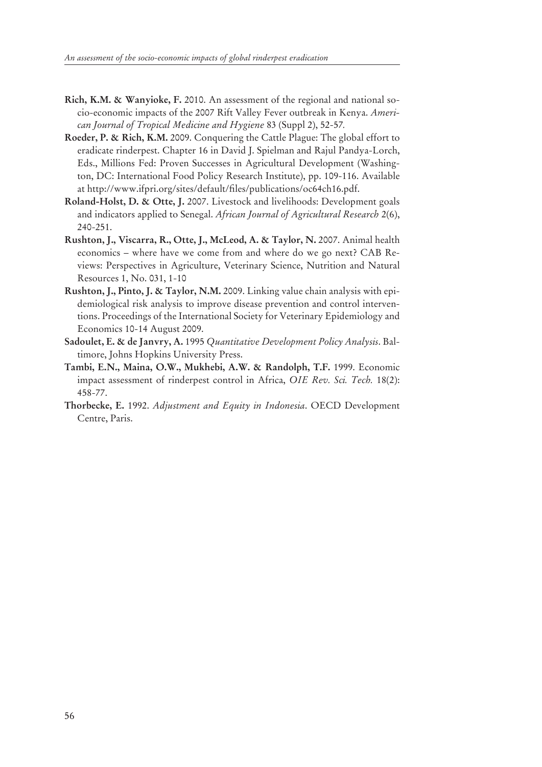**Rich, K.M. & Wanyioke, F.** 2010. An assessment of the regional and national socio-economic impacts of the 2007 Rift Valley Fever outbreak in Kenya. *American Journal of Tropical Medicine and Hygiene* 83 (Suppl 2), 52-57.

**Roeder, P. & Rich, K.M.** 2009. Conquering the Cattle Plague: The global effort to eradicate rinderpest. Chapter 16 in David J. Spielman and Rajul Pandya-Lorch, Eds., Millions Fed: Proven Successes in Agricultural Development (Washington, DC: International Food Policy Research Institute), pp. 109-116. Available at http://www.ifpri.org/sites/default/files/publications/oc64ch16.pdf.

**Roland-Holst, D. & Otte, J.** 2007. Livestock and livelihoods: Development goals and indicators applied to Senegal. *African Journal of Agricultural Research* 2(6), 240-251.

**Rushton, J., Viscarra, R., Otte, J., McLeod, A. & Taylor, N.** 2007. Animal health economics – where have we come from and where do we go next? CAB Reviews: Perspectives in Agriculture, Veterinary Science, Nutrition and Natural Resources 1, No. 031, 1-10

**Rushton, J., Pinto, J. & Taylor, N.M.** 2009. Linking value chain analysis with epidemiological risk analysis to improve disease prevention and control interventions. Proceedings of the International Society for Veterinary Epidemiology and Economics 10-14 August 2009.

**Sadoulet, E. & de Janvry, A.** 1995 *Quantitative Development Policy Analysis*. Baltimore, Johns Hopkins University Press.

**Tambi, E.N., Maina, O.W., Mukhebi, A.W. & Randolph, T.F.** 1999. Economic impact assessment of rinderpest control in Africa, *OIE Rev. Sci. Tech.* 18(2): 458-77.

**Thorbecke, E.** 1992. *Adjustment and Equity in Indonesia*. OECD Development Centre, Paris.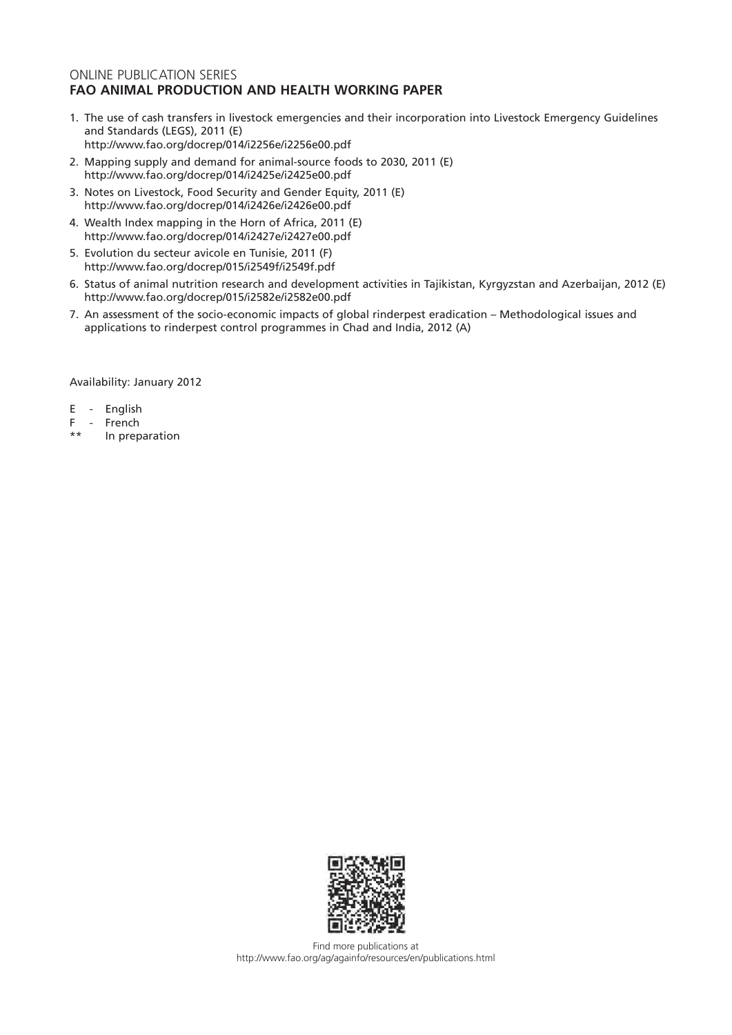ONLINE PUBLICATION SERIES

## FAO ANIMAL PRODUCTION AND HEALTH WORKING PAPER

1. The use of cash transfers in livestock emergencies and their incorporation into Livestock Emergency Guidelines and Standards (LEGS), 2011 (E)
   http://www.fao.org/docrep/014/i2256e/i2256e00.pdf
2. Mapping supply and demand for animal-source foods to 2030, 2011 (E)
   http://www.fao.org/docrep/014/i2425e/i2425e00.pdf
3. Notes on Livestock, Food Security and Gender Equity, 2011 (E)
   http://www.fao.org/docrep/014/i2426e/i2426e00.pdf
4. Wealth Index mapping in the Horn of Africa, 2011 (E)
   http://www.fao.org/docrep/014/i2427e/i2427e00.pdf
5. Evolution du secteur avicole en Tunisie, 2011 (F)
   http://www.fao.org/docrep/015/i2549f/i2549f.pdf
6. Status of animal nutrition research and development activities in Tajikistan, Kyrgyzstan and Azerbaijan, 2012 (E)
   http://www.fao.org/docrep/015/i2582e/i2582e00.pdf
7. An assessment of the socio-economic impacts of global rinderpest eradication – Methodological issues and applications to rinderpest control programmes in Chad and India, 2012 (A)

Availability: January 2012

E - English
F - French
** In preparation

Find more publications at
http://www.fao.org/ag/againfo/resources/en/publications.html